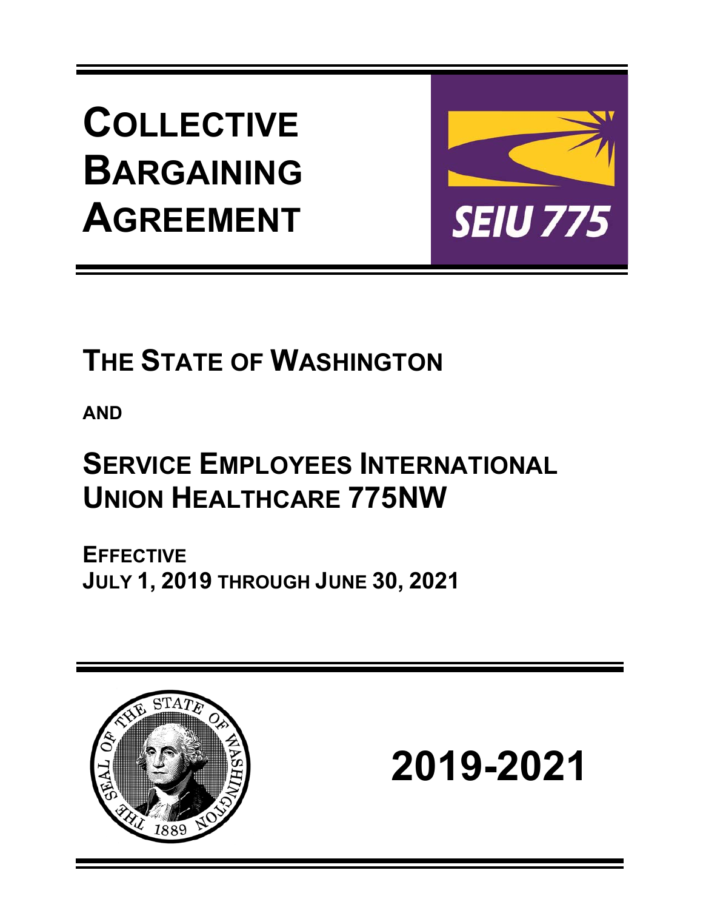# COLLECTIVE BARGAINING AGREEMENT

SEIU 775

## THE STATE OF WASHINGTON

**AND**

## SERVICE EMPLOYEES INTERNATIONAL UNION HEALTHCARE 775NW

**EFFECTIVE**
**JULY 1, 2019 THROUGH JUNE 30, 2021**

THE SEAL OF THE STATE OF WASHINGTON 1889

# 2019-2021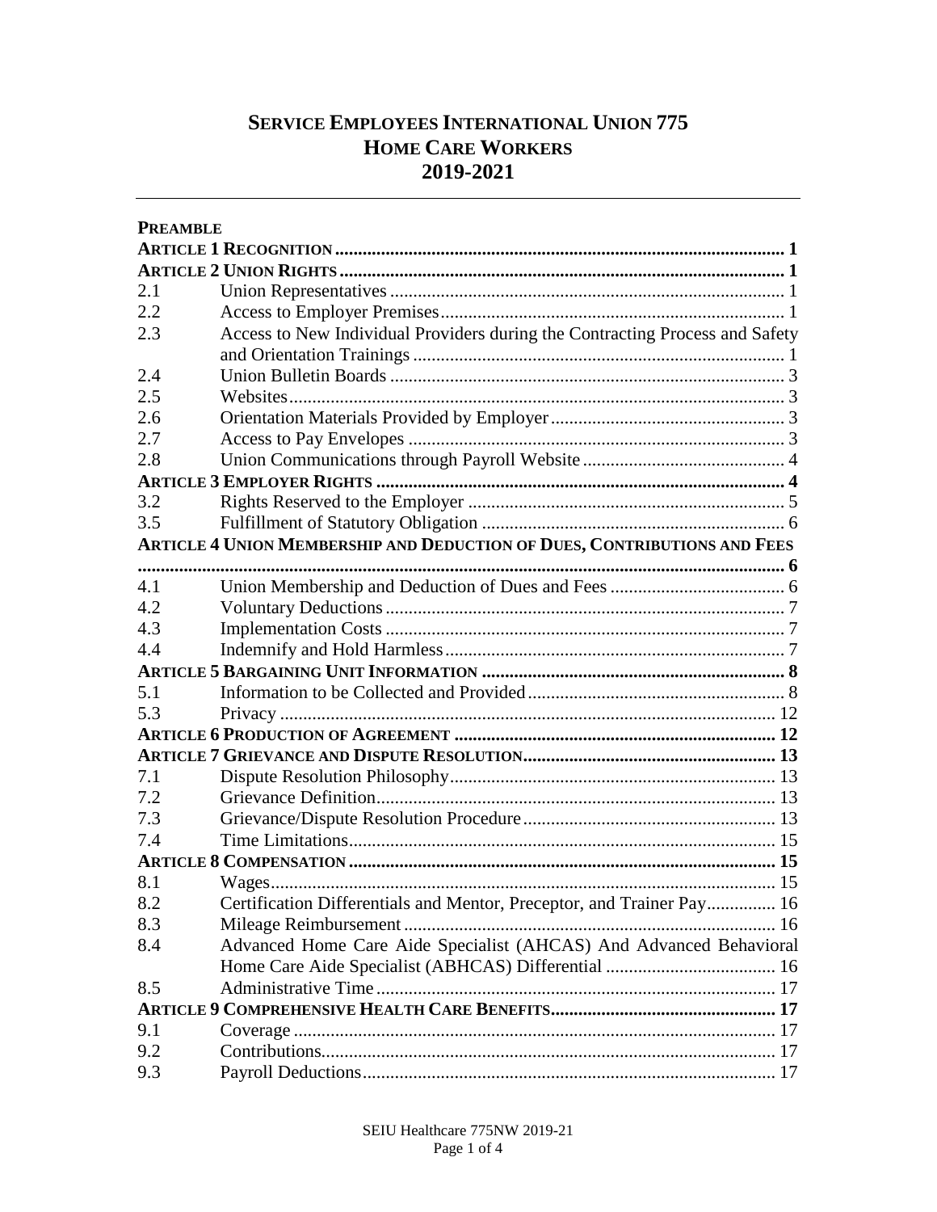# SERVICE EMPLOYEES INTERNATIONAL UNION 775
# HOME CARE WORKERS
# 2019-2021

| | | |
|---|---|---|
| **PREAMBLE** | | |
| **ARTICLE 1 RECOGNITION** | | **1** |
| **ARTICLE 2 UNION RIGHTS** | | **1** |
| 2.1 | Union Representatives | 1 |
| 2.2 | Access to Employer Premises | 1 |
| 2.3 | Access to New Individual Providers during the Contracting Process and Safety and Orientation Trainings | 1 |
| 2.4 | Union Bulletin Boards | 3 |
| 2.5 | Websites | 3 |
| 2.6 | Orientation Materials Provided by Employer | 3 |
| 2.7 | Access to Pay Envelopes | 3 |
| 2.8 | Union Communications through Payroll Website | 4 |
| **ARTICLE 3 EMPLOYER RIGHTS** | | **4** |
| 3.2 | Rights Reserved to the Employer | 5 |
| 3.5 | Fulfillment of Statutory Obligation | 6 |
| **ARTICLE 4 UNION MEMBERSHIP AND DEDUCTION OF DUES, CONTRIBUTIONS AND FEES** | | **6** |
| 4.1 | Union Membership and Deduction of Dues and Fees | 6 |
| 4.2 | Voluntary Deductions | 7 |
| 4.3 | Implementation Costs | 7 |
| 4.4 | Indemnify and Hold Harmless | 7 |
| **ARTICLE 5 BARGAINING UNIT INFORMATION** | | **8** |
| 5.1 | Information to be Collected and Provided | 8 |
| 5.3 | Privacy | 12 |
| **ARTICLE 6 PRODUCTION OF AGREEMENT** | | **12** |
| **ARTICLE 7 GRIEVANCE AND DISPUTE RESOLUTION** | | **13** |
| 7.1 | Dispute Resolution Philosophy | 13 |
| 7.2 | Grievance Definition | 13 |
| 7.3 | Grievance/Dispute Resolution Procedure | 13 |
| 7.4 | Time Limitations | 15 |
| **ARTICLE 8 COMPENSATION** | | **15** |
| 8.1 | Wages | 15 |
| 8.2 | Certification Differentials and Mentor, Preceptor, and Trainer Pay | 16 |
| 8.3 | Mileage Reimbursement | 16 |
| 8.4 | Advanced Home Care Aide Specialist (AHCAS) And Advanced Behavioral Home Care Aide Specialist (ABHCAS) Differential | 16 |
| 8.5 | Administrative Time | 17 |
| **ARTICLE 9 COMPREHENSIVE HEALTH CARE BENEFITS** | | **17** |
| 9.1 | Coverage | 17 |
| 9.2 | Contributions | 17 |
| 9.3 | Payroll Deductions | 17 |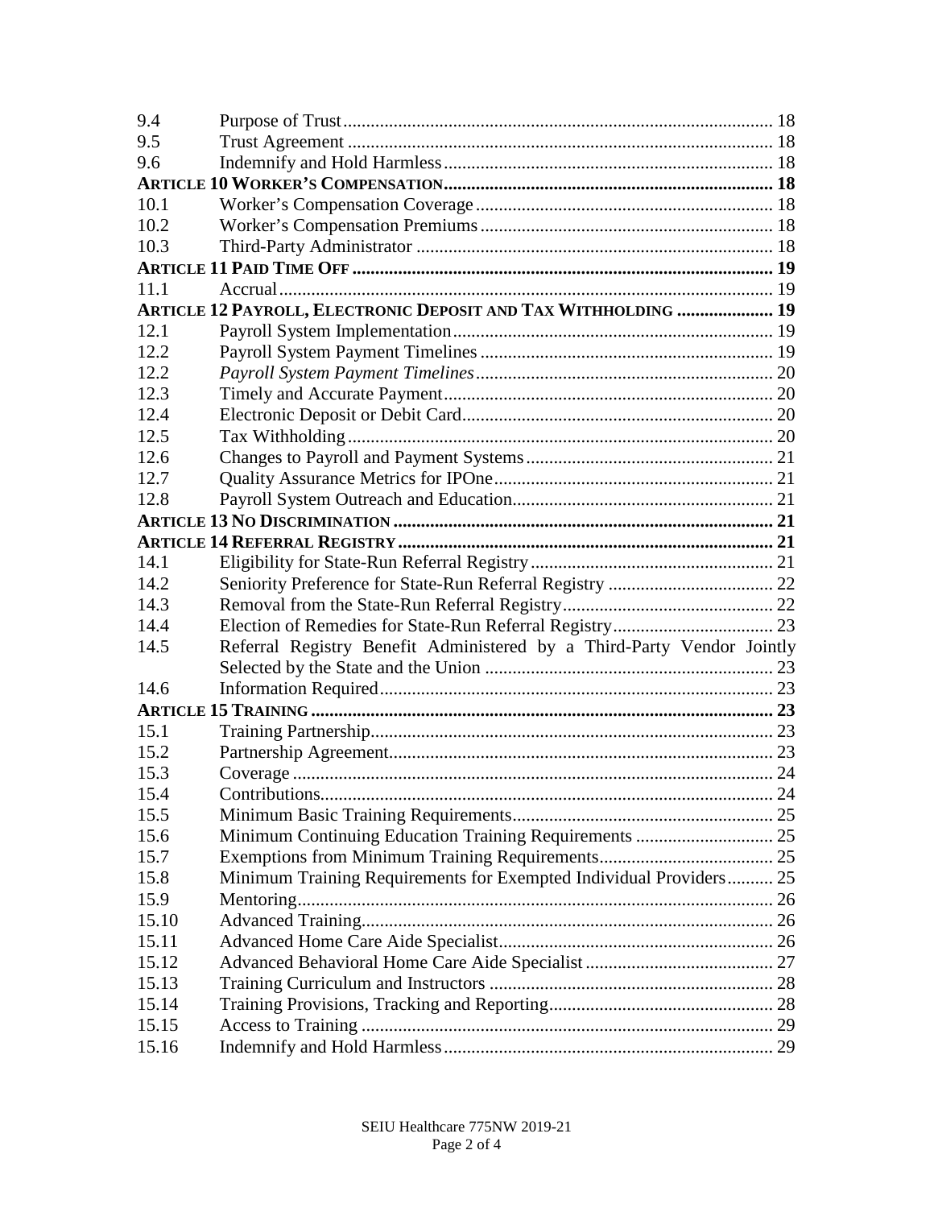| | | |
|---|---|---|
| 9.4 | Purpose of Trust | 18 |
| 9.5 | Trust Agreement | 18 |
| 9.6 | Indemnify and Hold Harmless | 18 |
| **ARTICLE 10 WORKER'S COMPENSATION** | | **18** |
| 10.1 | Worker's Compensation Coverage | 18 |
| 10.2 | Worker's Compensation Premiums | 18 |
| 10.3 | Third-Party Administrator | 18 |
| **ARTICLE 11 PAID TIME OFF** | | **19** |
| 11.1 | Accrual | 19 |
| **ARTICLE 12 PAYROLL, ELECTRONIC DEPOSIT AND TAX WITHHOLDING** | | **19** |
| 12.1 | Payroll System Implementation | 19 |
| 12.2 | Payroll System Payment Timelines | 19 |
| 12.2 | *Payroll System Payment Timelines* | 20 |
| 12.3 | Timely and Accurate Payment | 20 |
| 12.4 | Electronic Deposit or Debit Card | 20 |
| 12.5 | Tax Withholding | 20 |
| 12.6 | Changes to Payroll and Payment Systems | 21 |
| 12.7 | Quality Assurance Metrics for IPOne | 21 |
| 12.8 | Payroll System Outreach and Education | 21 |
| **ARTICLE 13 NO DISCRIMINATION** | | **21** |
| **ARTICLE 14 REFERRAL REGISTRY** | | **21** |
| 14.1 | Eligibility for State-Run Referral Registry | 21 |
| 14.2 | Seniority Preference for State-Run Referral Registry | 22 |
| 14.3 | Removal from the State-Run Referral Registry | 22 |
| 14.4 | Election of Remedies for State-Run Referral Registry | 23 |
| 14.5 | Referral Registry Benefit Administered by a Third-Party Vendor Jointly Selected by the State and the Union | 23 |
| 14.6 | Information Required | 23 |
| **ARTICLE 15 TRAINING** | | **23** |
| 15.1 | Training Partnership | 23 |
| 15.2 | Partnership Agreement | 23 |
| 15.3 | Coverage | 24 |
| 15.4 | Contributions | 24 |
| 15.5 | Minimum Basic Training Requirements | 25 |
| 15.6 | Minimum Continuing Education Training Requirements | 25 |
| 15.7 | Exemptions from Minimum Training Requirements | 25 |
| 15.8 | Minimum Training Requirements for Exempted Individual Providers | 25 |
| 15.9 | Mentoring | 26 |
| 15.10 | Advanced Training | 26 |
| 15.11 | Advanced Home Care Aide Specialist | 26 |
| 15.12 | Advanced Behavioral Home Care Aide Specialist | 27 |
| 15.13 | Training Curriculum and Instructors | 28 |
| 15.14 | Training Provisions, Tracking and Reporting | 28 |
| 15.15 | Access to Training | 29 |
| 15.16 | Indemnify and Hold Harmless | 29 |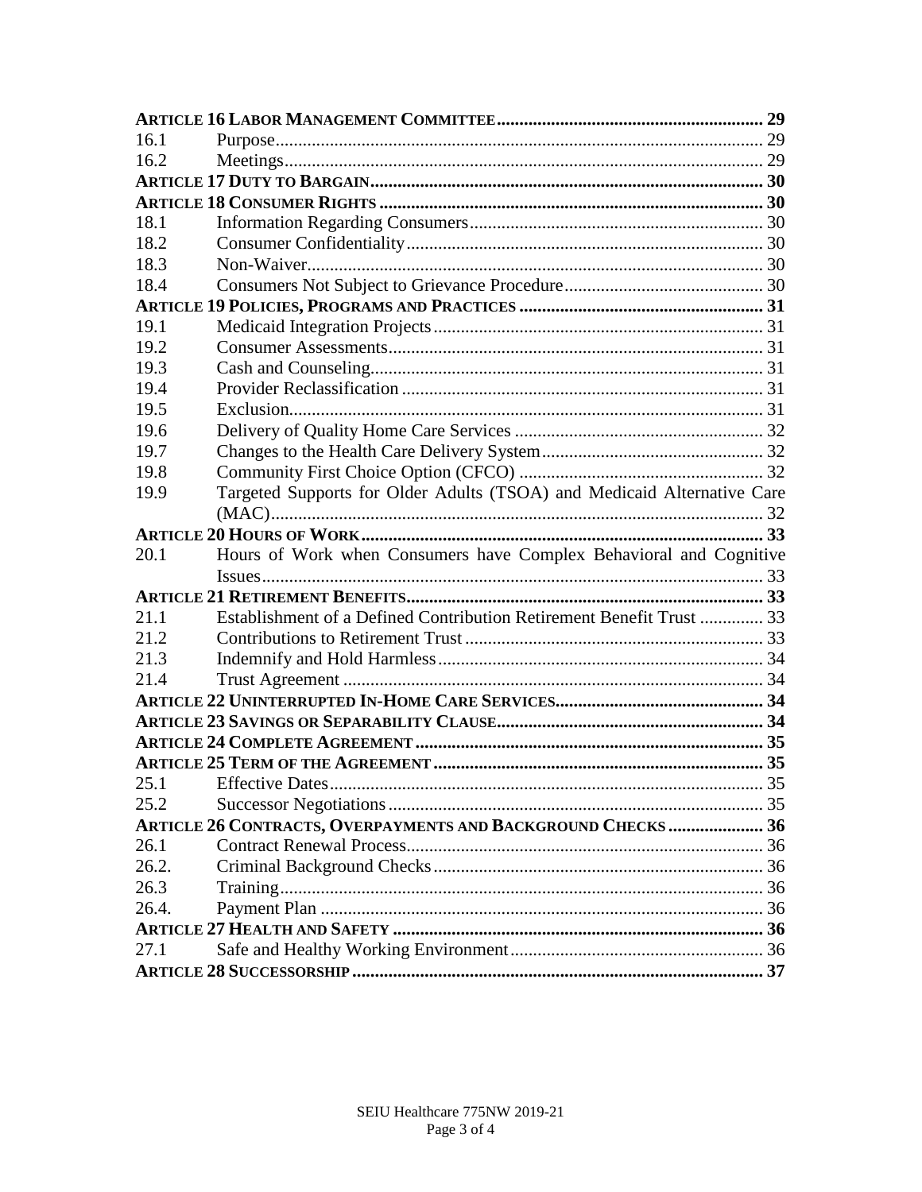| | | |
|---|---|---|
| **Article 16 Labor Management Committee** | | **29** |
| 16.1 | Purpose | 29 |
| 16.2 | Meetings | 29 |
| **Article 17 Duty to Bargain** | | **30** |
| **Article 18 Consumer Rights** | | **30** |
| 18.1 | Information Regarding Consumers | 30 |
| 18.2 | Consumer Confidentiality | 30 |
| 18.3 | Non-Waiver | 30 |
| 18.4 | Consumers Not Subject to Grievance Procedure | 30 |
| **Article 19 Policies, Programs and Practices** | | **31** |
| 19.1 | Medicaid Integration Projects | 31 |
| 19.2 | Consumer Assessments | 31 |
| 19.3 | Cash and Counseling | 31 |
| 19.4 | Provider Reclassification | 31 |
| 19.5 | Exclusion | 31 |
| 19.6 | Delivery of Quality Home Care Services | 32 |
| 19.7 | Changes to the Health Care Delivery System | 32 |
| 19.8 | Community First Choice Option (CFCO) | 32 |
| 19.9 | Targeted Supports for Older Adults (TSOA) and Medicaid Alternative Care (MAC) | 32 |
| **Article 20 Hours of Work** | | **33** |
| 20.1 | Hours of Work when Consumers have Complex Behavioral and Cognitive Issues | 33 |
| **Article 21 Retirement Benefits** | | **33** |
| 21.1 | Establishment of a Defined Contribution Retirement Benefit Trust | 33 |
| 21.2 | Contributions to Retirement Trust | 33 |
| 21.3 | Indemnify and Hold Harmless | 34 |
| 21.4 | Trust Agreement | 34 |
| **Article 22 Uninterrupted In-Home Care Services** | | **34** |
| **Article 23 Savings or Separability Clause** | | **34** |
| **Article 24 Complete Agreement** | | **35** |
| **Article 25 Term of the Agreement** | | **35** |
| 25.1 | Effective Dates | 35 |
| 25.2 | Successor Negotiations | 35 |
| **Article 26 Contracts, Overpayments and Background Checks** | | **36** |
| 26.1 | Contract Renewal Process | 36 |
| 26.2. | Criminal Background Checks | 36 |
| 26.3 | Training | 36 |
| 26.4. | Payment Plan | 36 |
| **Article 27 Health and Safety** | | **36** |
| 27.1 | Safe and Healthy Working Environment | 36 |
| **Article 28 Successorship** | | **37** |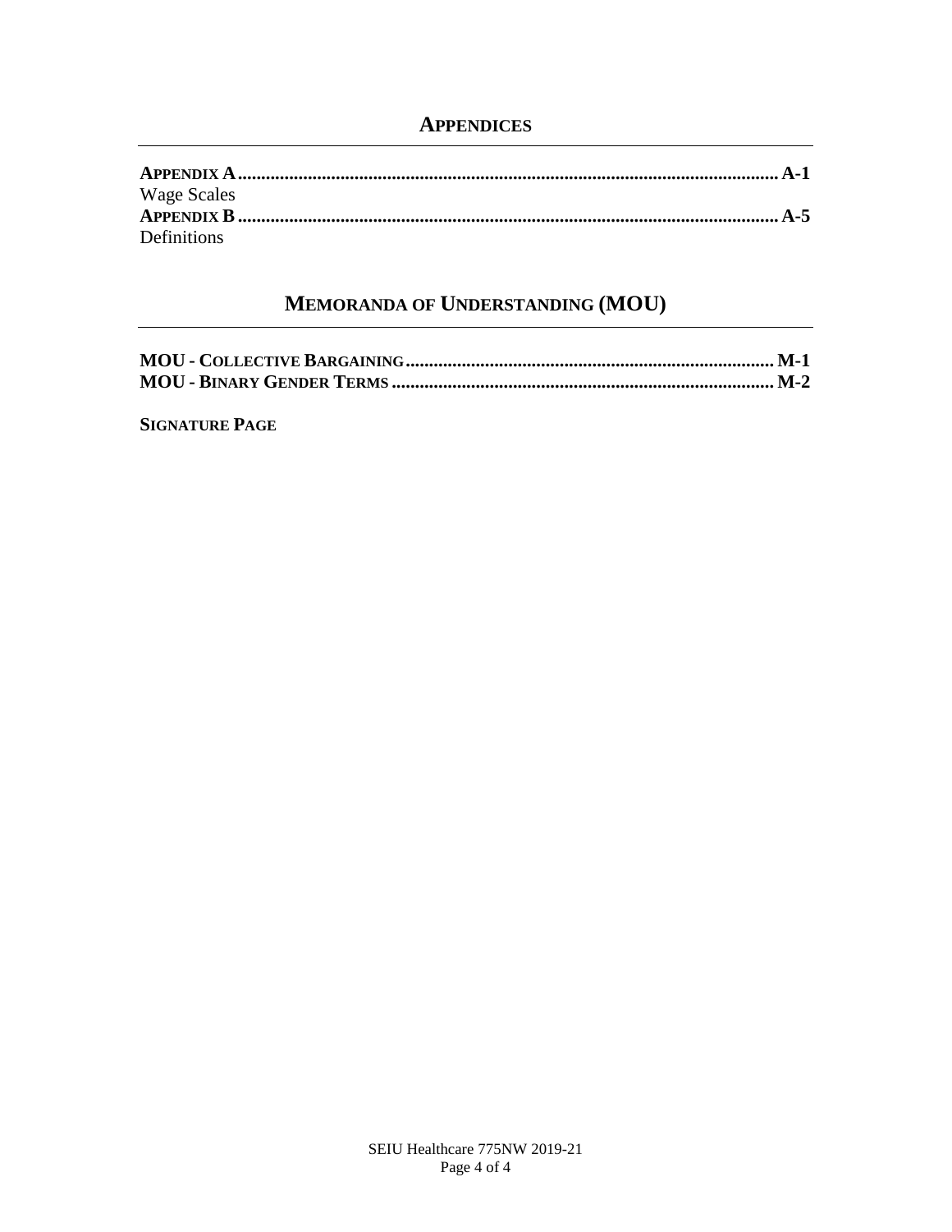## APPENDICES

**APPENDIX A** ................................................................................................ **A-1**
Wage Scales
**APPENDIX B** ................................................................................................ **A-5**
Definitions

## MEMORANDA OF UNDERSTANDING (MOU)

**MOU - COLLECTIVE BARGAINING** ........................................................................ **M-1**
**MOU - BINARY GENDER TERMS** .......................................................................... **M-2**

**SIGNATURE PAGE**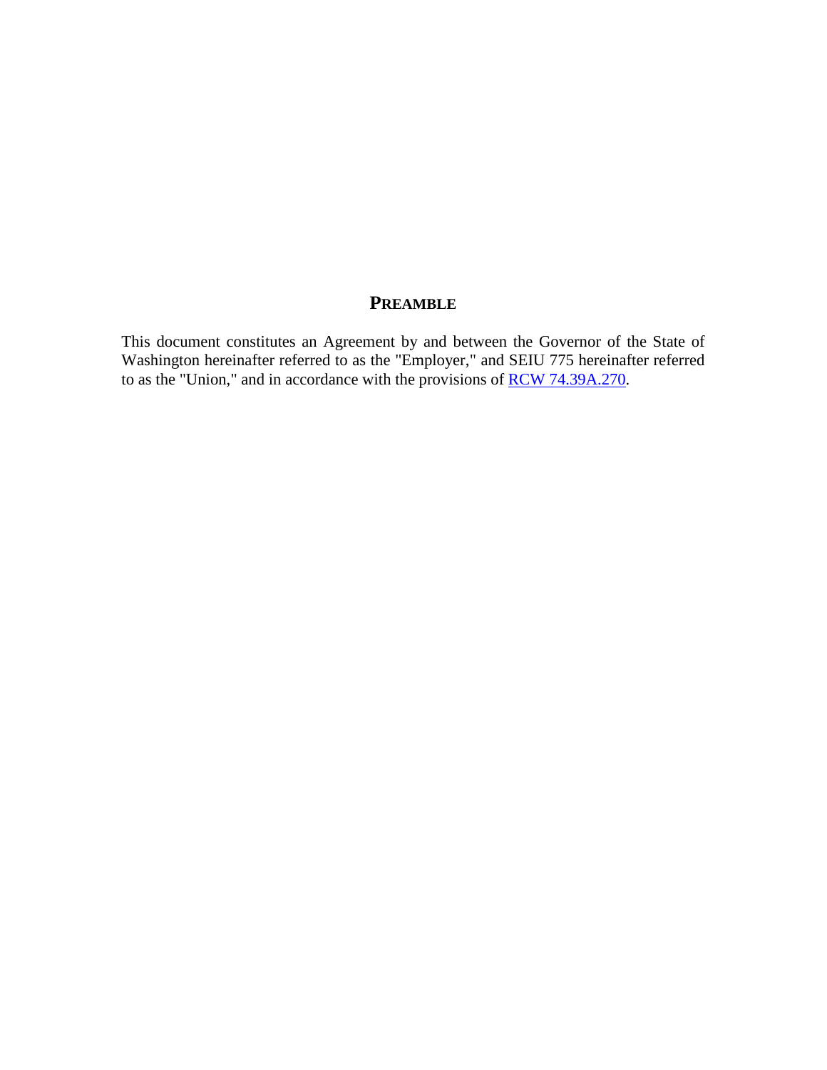# PREAMBLE

This document constitutes an Agreement by and between the Governor of the State of Washington hereinafter referred to as the "Employer," and SEIU 775 hereinafter referred to as the "Union," and in accordance with the provisions of RCW 74.39A.270.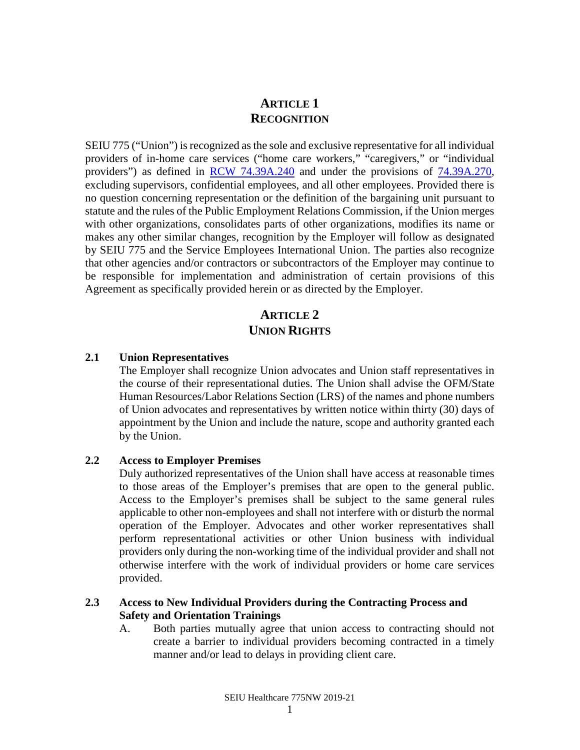## ARTICLE 1
## RECOGNITION

SEIU 775 ("Union") is recognized as the sole and exclusive representative for all individual providers of in-home care services ("home care workers," "caregivers," or "individual providers") as defined in [RCW 74.39A.240] and under the provisions of [74.39A.270], excluding supervisors, confidential employees, and all other employees. Provided there is no question concerning representation or the definition of the bargaining unit pursuant to statute and the rules of the Public Employment Relations Commission, if the Union merges with other organizations, consolidates parts of other organizations, modifies its name or makes any other similar changes, recognition by the Employer will follow as designated by SEIU 775 and the Service Employees International Union. The parties also recognize that other agencies and/or contractors or subcontractors of the Employer may continue to be responsible for implementation and administration of certain provisions of this Agreement as specifically provided herein or as directed by the Employer.

## ARTICLE 2
## UNION RIGHTS

### 2.1 Union Representatives

The Employer shall recognize Union advocates and Union staff representatives in the course of their representational duties. The Union shall advise the OFM/State Human Resources/Labor Relations Section (LRS) of the names and phone numbers of Union advocates and representatives by written notice within thirty (30) days of appointment by the Union and include the nature, scope and authority granted each by the Union.

### 2.2 Access to Employer Premises

Duly authorized representatives of the Union shall have access at reasonable times to those areas of the Employer's premises that are open to the general public. Access to the Employer's premises shall be subject to the same general rules applicable to other non-employees and shall not interfere with or disturb the normal operation of the Employer. Advocates and other worker representatives shall perform representational activities or other Union business with individual providers only during the non-working time of the individual provider and shall not otherwise interfere with the work of individual providers or home care services provided.

### 2.3 Access to New Individual Providers during the Contracting Process and Safety and Orientation Trainings

A. Both parties mutually agree that union access to contracting should not create a barrier to individual providers becoming contracted in a timely manner and/or lead to delays in providing client care.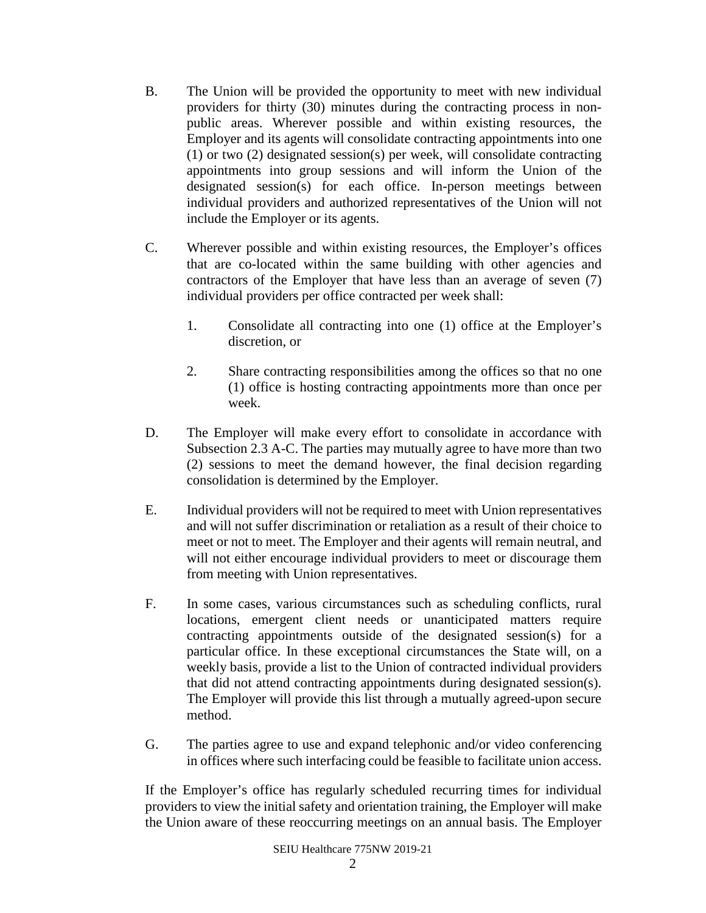B. The Union will be provided the opportunity to meet with new individual providers for thirty (30) minutes during the contracting process in non-public areas. Wherever possible and within existing resources, the Employer and its agents will consolidate contracting appointments into one (1) or two (2) designated session(s) per week, will consolidate contracting appointments into group sessions and will inform the Union of the designated session(s) for each office. In-person meetings between individual providers and authorized representatives of the Union will not include the Employer or its agents.

C. Wherever possible and within existing resources, the Employer's offices that are co-located within the same building with other agencies and contractors of the Employer that have less than an average of seven (7) individual providers per office contracted per week shall:

   1. Consolidate all contracting into one (1) office at the Employer's discretion, or

   2. Share contracting responsibilities among the offices so that no one (1) office is hosting contracting appointments more than once per week.

D. The Employer will make every effort to consolidate in accordance with Subsection 2.3 A-C. The parties may mutually agree to have more than two (2) sessions to meet the demand however, the final decision regarding consolidation is determined by the Employer.

E. Individual providers will not be required to meet with Union representatives and will not suffer discrimination or retaliation as a result of their choice to meet or not to meet. The Employer and their agents will remain neutral, and will not either encourage individual providers to meet or discourage them from meeting with Union representatives.

F. In some cases, various circumstances such as scheduling conflicts, rural locations, emergent client needs or unanticipated matters require contracting appointments outside of the designated session(s) for a particular office. In these exceptional circumstances the State will, on a weekly basis, provide a list to the Union of contracted individual providers that did not attend contracting appointments during designated session(s). The Employer will provide this list through a mutually agreed-upon secure method.

G. The parties agree to use and expand telephonic and/or video conferencing in offices where such interfacing could be feasible to facilitate union access.

If the Employer's office has regularly scheduled recurring times for individual providers to view the initial safety and orientation training, the Employer will make the Union aware of these reoccurring meetings on an annual basis. The Employer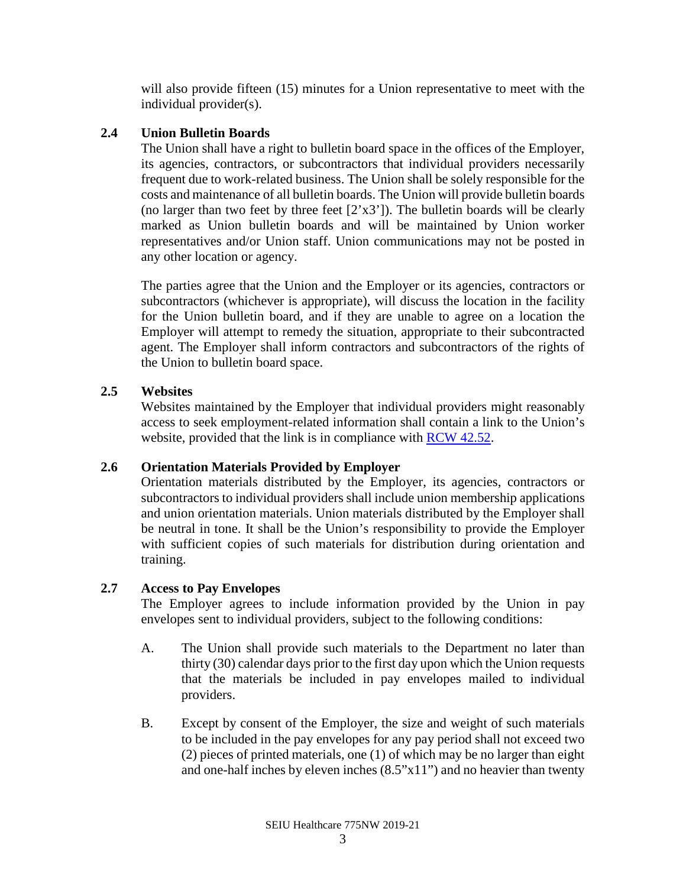will also provide fifteen (15) minutes for a Union representative to meet with the individual provider(s).

### 2.4 Union Bulletin Boards

The Union shall have a right to bulletin board space in the offices of the Employer, its agencies, contractors, or subcontractors that individual providers necessarily frequent due to work-related business. The Union shall be solely responsible for the costs and maintenance of all bulletin boards. The Union will provide bulletin boards (no larger than two feet by three feet [2'x3']). The bulletin boards will be clearly marked as Union bulletin boards and will be maintained by Union worker representatives and/or Union staff. Union communications may not be posted in any other location or agency.

The parties agree that the Union and the Employer or its agencies, contractors or subcontractors (whichever is appropriate), will discuss the location in the facility for the Union bulletin board, and if they are unable to agree on a location the Employer will attempt to remedy the situation, appropriate to their subcontracted agent. The Employer shall inform contractors and subcontractors of the rights of the Union to bulletin board space.

### 2.5 Websites

Websites maintained by the Employer that individual providers might reasonably access to seek employment-related information shall contain a link to the Union's website, provided that the link is in compliance with RCW 42.52.

### 2.6 Orientation Materials Provided by Employer

Orientation materials distributed by the Employer, its agencies, contractors or subcontractors to individual providers shall include union membership applications and union orientation materials. Union materials distributed by the Employer shall be neutral in tone. It shall be the Union's responsibility to provide the Employer with sufficient copies of such materials for distribution during orientation and training.

### 2.7 Access to Pay Envelopes

The Employer agrees to include information provided by the Union in pay envelopes sent to individual providers, subject to the following conditions:

A. The Union shall provide such materials to the Department no later than thirty (30) calendar days prior to the first day upon which the Union requests that the materials be included in pay envelopes mailed to individual providers.

B. Except by consent of the Employer, the size and weight of such materials to be included in the pay envelopes for any pay period shall not exceed two (2) pieces of printed materials, one (1) of which may be no larger than eight and one-half inches by eleven inches (8.5"x11") and no heavier than twenty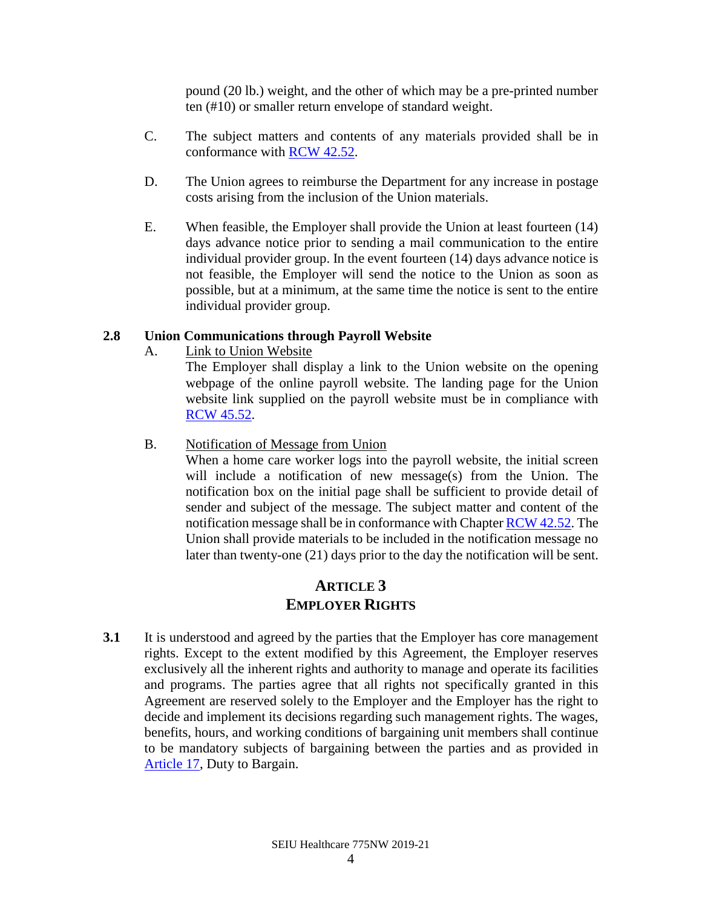pound (20 lb.) weight, and the other of which may be a pre-printed number ten (#10) or smaller return envelope of standard weight.

C. The subject matters and contents of any materials provided shall be in conformance with RCW 42.52.

D. The Union agrees to reimburse the Department for any increase in postage costs arising from the inclusion of the Union materials.

E. When feasible, the Employer shall provide the Union at least fourteen (14) days advance notice prior to sending a mail communication to the entire individual provider group. In the event fourteen (14) days advance notice is not feasible, the Employer will send the notice to the Union as soon as possible, but at a minimum, at the same time the notice is sent to the entire individual provider group.

**2.8 Union Communications through Payroll Website**

A. Link to Union Website

The Employer shall display a link to the Union website on the opening webpage of the online payroll website. The landing page for the Union website link supplied on the payroll website must be in compliance with RCW 45.52.

B. Notification of Message from Union

When a home care worker logs into the payroll website, the initial screen will include a notification of new message(s) from the Union. The notification box on the initial page shall be sufficient to provide detail of sender and subject of the message. The subject matter and content of the notification message shall be in conformance with Chapter RCW 42.52. The Union shall provide materials to be included in the notification message no later than twenty-one (21) days prior to the day the notification will be sent.

## ARTICLE 3
## EMPLOYER RIGHTS

**3.1** It is understood and agreed by the parties that the Employer has core management rights. Except to the extent modified by this Agreement, the Employer reserves exclusively all the inherent rights and authority to manage and operate its facilities and programs. The parties agree that all rights not specifically granted in this Agreement are reserved solely to the Employer and the Employer has the right to decide and implement its decisions regarding such management rights. The wages, benefits, hours, and working conditions of bargaining unit members shall continue to be mandatory subjects of bargaining between the parties and as provided in Article 17, Duty to Bargain.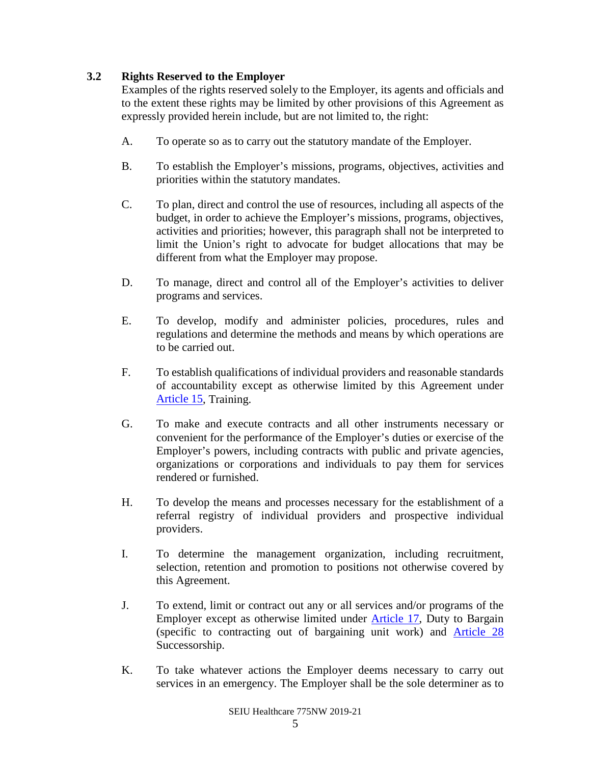### 3.2 Rights Reserved to the Employer

Examples of the rights reserved solely to the Employer, its agents and officials and to the extent these rights may be limited by other provisions of this Agreement as expressly provided herein include, but are not limited to, the right:

A. To operate so as to carry out the statutory mandate of the Employer.

B. To establish the Employer's missions, programs, objectives, activities and priorities within the statutory mandates.

C. To plan, direct and control the use of resources, including all aspects of the budget, in order to achieve the Employer's missions, programs, objectives, activities and priorities; however, this paragraph shall not be interpreted to limit the Union's right to advocate for budget allocations that may be different from what the Employer may propose.

D. To manage, direct and control all of the Employer's activities to deliver programs and services.

E. To develop, modify and administer policies, procedures, rules and regulations and determine the methods and means by which operations are to be carried out.

F. To establish qualifications of individual providers and reasonable standards of accountability except as otherwise limited by this Agreement under Article 15, Training.

G. To make and execute contracts and all other instruments necessary or convenient for the performance of the Employer's duties or exercise of the Employer's powers, including contracts with public and private agencies, organizations or corporations and individuals to pay them for services rendered or furnished.

H. To develop the means and processes necessary for the establishment of a referral registry of individual providers and prospective individual providers.

I. To determine the management organization, including recruitment, selection, retention and promotion to positions not otherwise covered by this Agreement.

J. To extend, limit or contract out any or all services and/or programs of the Employer except as otherwise limited under Article 17, Duty to Bargain (specific to contracting out of bargaining unit work) and Article 28 Successorship.

K. To take whatever actions the Employer deems necessary to carry out services in an emergency. The Employer shall be the sole determiner as to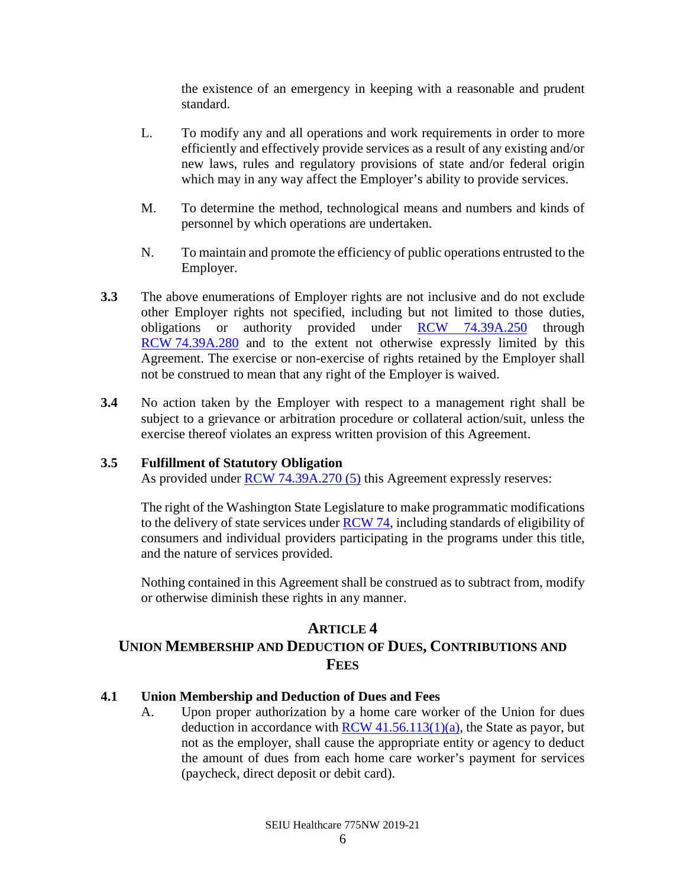the existence of an emergency in keeping with a reasonable and prudent standard.

L. To modify any and all operations and work requirements in order to more efficiently and effectively provide services as a result of any existing and/or new laws, rules and regulatory provisions of state and/or federal origin which may in any way affect the Employer's ability to provide services.

M. To determine the method, technological means and numbers and kinds of personnel by which operations are undertaken.

N. To maintain and promote the efficiency of public operations entrusted to the Employer.

**3.3** The above enumerations of Employer rights are not inclusive and do not exclude other Employer rights not specified, including but not limited to those duties, obligations or authority provided under RCW 74.39A.250 through RCW 74.39A.280 and to the extent not otherwise expressly limited by this Agreement. The exercise or non-exercise of rights retained by the Employer shall not be construed to mean that any right of the Employer is waived.

**3.4** No action taken by the Employer with respect to a management right shall be subject to a grievance or arbitration procedure or collateral action/suit, unless the exercise thereof violates an express written provision of this Agreement.

**3.5 Fulfillment of Statutory Obligation**

As provided under RCW 74.39A.270 (5) this Agreement expressly reserves:

The right of the Washington State Legislature to make programmatic modifications to the delivery of state services under RCW 74, including standards of eligibility of consumers and individual providers participating in the programs under this title, and the nature of services provided.

Nothing contained in this Agreement shall be construed as to subtract from, modify or otherwise diminish these rights in any manner.

## ARTICLE 4
## UNION MEMBERSHIP AND DEDUCTION OF DUES, CONTRIBUTIONS AND FEES

**4.1 Union Membership and Deduction of Dues and Fees**

A. Upon proper authorization by a home care worker of the Union for dues deduction in accordance with RCW 41.56.113(1)(a), the State as payor, but not as the employer, shall cause the appropriate entity or agency to deduct the amount of dues from each home care worker's payment for services (paycheck, direct deposit or debit card).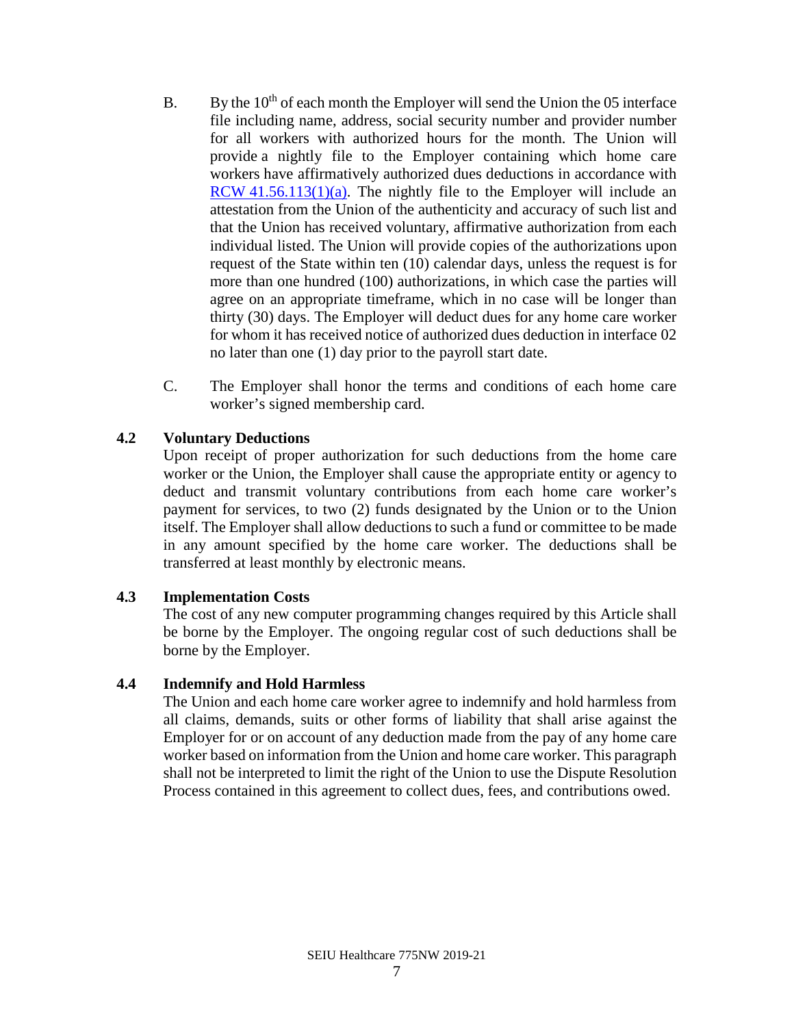B. By the 10th of each month the Employer will send the Union the 05 interface file including name, address, social security number and provider number for all workers with authorized hours for the month. The Union will provide a nightly file to the Employer containing which home care workers have affirmatively authorized dues deductions in accordance with [RCW 41.56.113(1)(a)](). The nightly file to the Employer will include an attestation from the Union of the authenticity and accuracy of such list and that the Union has received voluntary, affirmative authorization from each individual listed. The Union will provide copies of the authorizations upon request of the State within ten (10) calendar days, unless the request is for more than one hundred (100) authorizations, in which case the parties will agree on an appropriate timeframe, which in no case will be longer than thirty (30) days. The Employer will deduct dues for any home care worker for whom it has received notice of authorized dues deduction in interface 02 no later than one (1) day prior to the payroll start date.

C. The Employer shall honor the terms and conditions of each home care worker's signed membership card.

### 4.2 Voluntary Deductions

Upon receipt of proper authorization for such deductions from the home care worker or the Union, the Employer shall cause the appropriate entity or agency to deduct and transmit voluntary contributions from each home care worker's payment for services, to two (2) funds designated by the Union or to the Union itself. The Employer shall allow deductions to such a fund or committee to be made in any amount specified by the home care worker. The deductions shall be transferred at least monthly by electronic means.

### 4.3 Implementation Costs

The cost of any new computer programming changes required by this Article shall be borne by the Employer. The ongoing regular cost of such deductions shall be borne by the Employer.

### 4.4 Indemnify and Hold Harmless

The Union and each home care worker agree to indemnify and hold harmless from all claims, demands, suits or other forms of liability that shall arise against the Employer for or on account of any deduction made from the pay of any home care worker based on information from the Union and home care worker. This paragraph shall not be interpreted to limit the right of the Union to use the Dispute Resolution Process contained in this agreement to collect dues, fees, and contributions owed.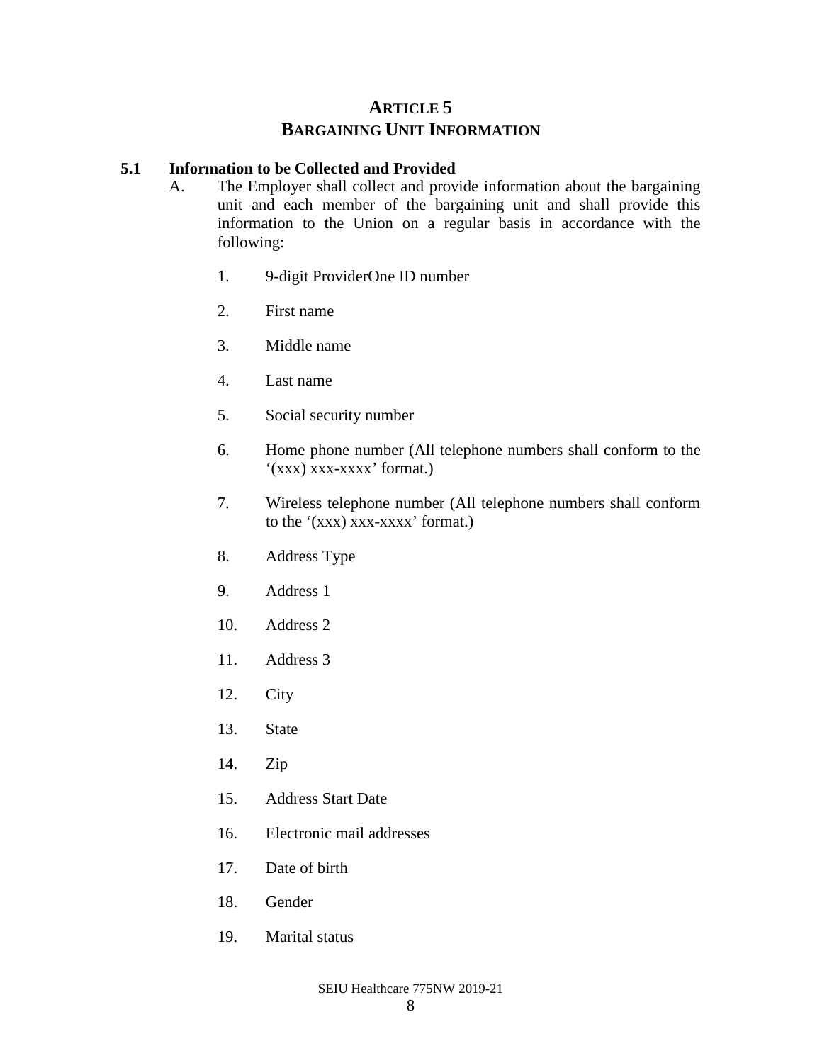# ARTICLE 5
# BARGAINING UNIT INFORMATION

## 5.1 Information to be Collected and Provided

A. The Employer shall collect and provide information about the bargaining unit and each member of the bargaining unit and shall provide this information to the Union on a regular basis in accordance with the following:

1. 9-digit ProviderOne ID number
2. First name
3. Middle name
4. Last name
5. Social security number
6. Home phone number (All telephone numbers shall conform to the '(xxx) xxx-xxxx' format.)
7. Wireless telephone number (All telephone numbers shall conform to the '(xxx) xxx-xxxx' format.)
8. Address Type
9. Address 1
10. Address 2
11. Address 3
12. City
13. State
14. Zip
15. Address Start Date
16. Electronic mail addresses
17. Date of birth
18. Gender
19. Marital status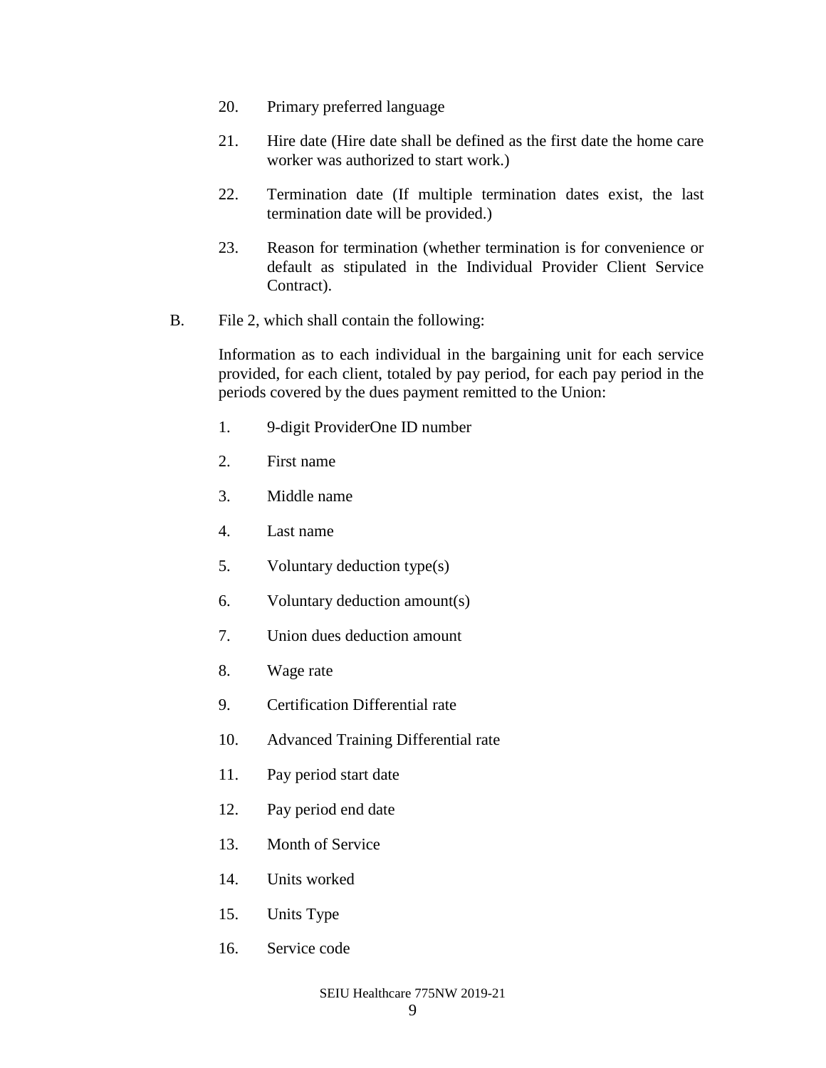20. Primary preferred language

21. Hire date (Hire date shall be defined as the first date the home care worker was authorized to start work.)

22. Termination date (If multiple termination dates exist, the last termination date will be provided.)

23. Reason for termination (whether termination is for convenience or default as stipulated in the Individual Provider Client Service Contract).

B. File 2, which shall contain the following:

   Information as to each individual in the bargaining unit for each service provided, for each client, totaled by pay period, for each pay period in the periods covered by the dues payment remitted to the Union:

   1. 9-digit ProviderOne ID number

   2. First name

   3. Middle name

   4. Last name

   5. Voluntary deduction type(s)

   6. Voluntary deduction amount(s)

   7. Union dues deduction amount

   8. Wage rate

   9. Certification Differential rate

   10. Advanced Training Differential rate

   11. Pay period start date

   12. Pay period end date

   13. Month of Service

   14. Units worked

   15. Units Type

   16. Service code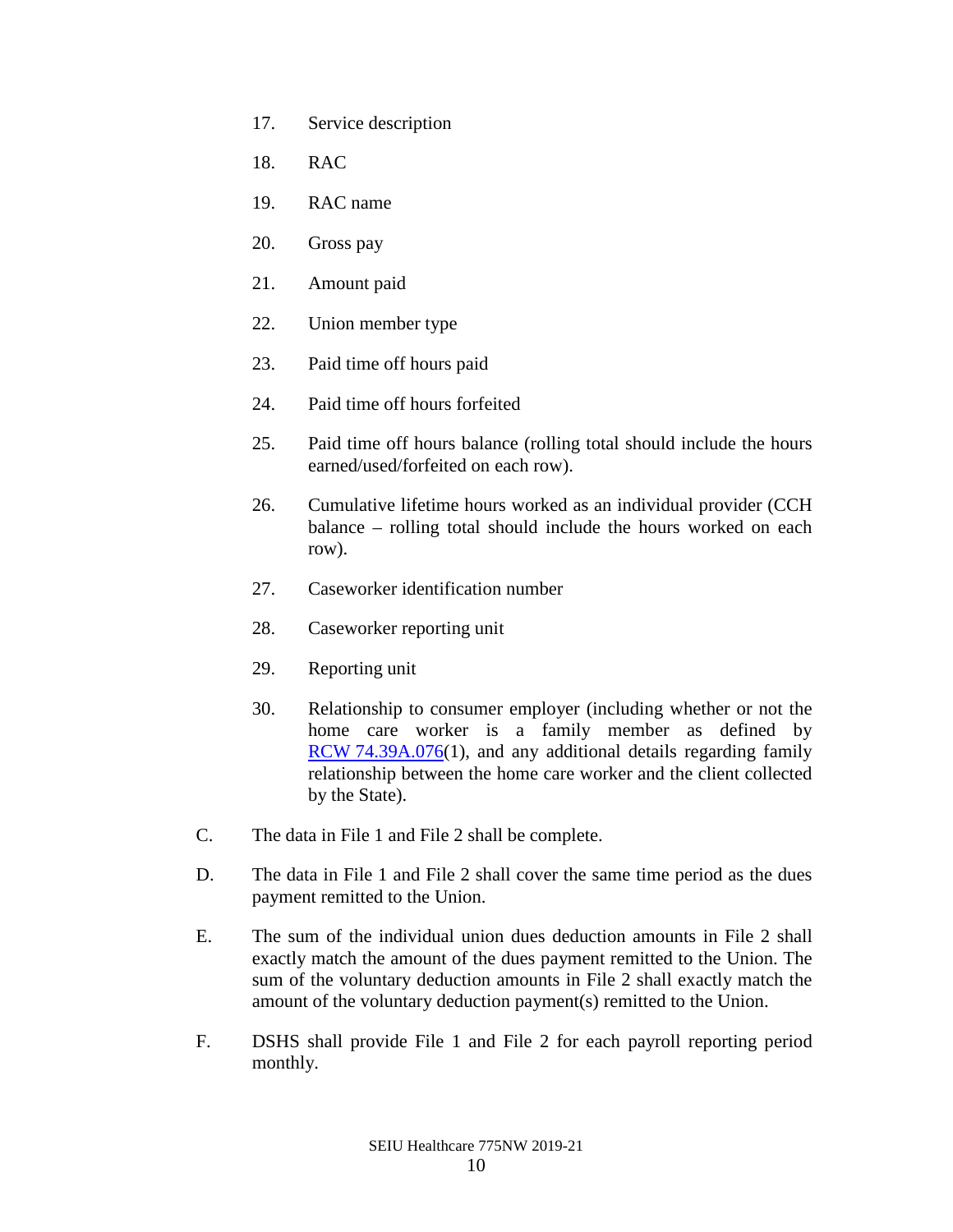17. Service description

18. RAC

19. RAC name

20. Gross pay

21. Amount paid

22. Union member type

23. Paid time off hours paid

24. Paid time off hours forfeited

25. Paid time off hours balance (rolling total should include the hours earned/used/forfeited on each row).

26. Cumulative lifetime hours worked as an individual provider (CCH balance – rolling total should include the hours worked on each row).

27. Caseworker identification number

28. Caseworker reporting unit

29. Reporting unit

30. Relationship to consumer employer (including whether or not the home care worker is a family member as defined by RCW 74.39A.076(1), and any additional details regarding family relationship between the home care worker and the client collected by the State).

C. The data in File 1 and File 2 shall be complete.

D. The data in File 1 and File 2 shall cover the same time period as the dues payment remitted to the Union.

E. The sum of the individual union dues deduction amounts in File 2 shall exactly match the amount of the dues payment remitted to the Union. The sum of the voluntary deduction amounts in File 2 shall exactly match the amount of the voluntary deduction payment(s) remitted to the Union.

F. DSHS shall provide File 1 and File 2 for each payroll reporting period monthly.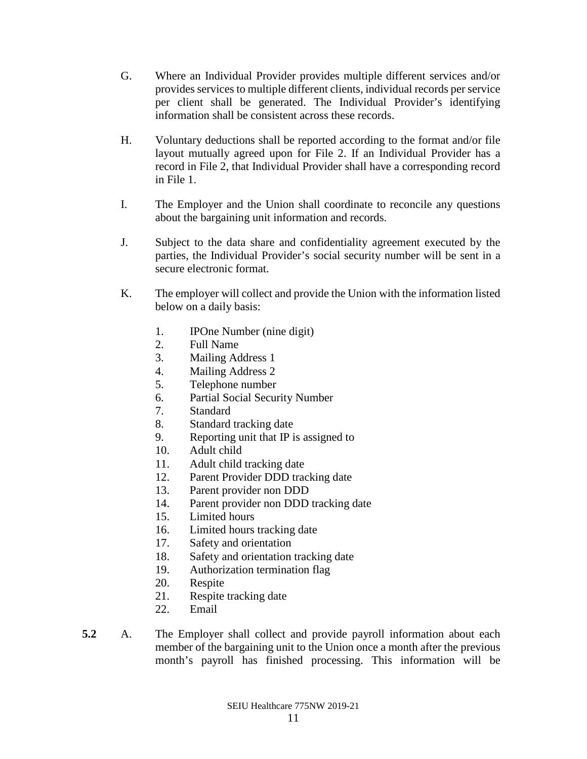G. Where an Individual Provider provides multiple different services and/or provides services to multiple different clients, individual records per service per client shall be generated. The Individual Provider's identifying information shall be consistent across these records.

H. Voluntary deductions shall be reported according to the format and/or file layout mutually agreed upon for File 2. If an Individual Provider has a record in File 2, that Individual Provider shall have a corresponding record in File 1.

I. The Employer and the Union shall coordinate to reconcile any questions about the bargaining unit information and records.

J. Subject to the data share and confidentiality agreement executed by the parties, the Individual Provider's social security number will be sent in a secure electronic format.

K. The employer will collect and provide the Union with the information listed below on a daily basis:

1. IPOne Number (nine digit)
2. Full Name
3. Mailing Address 1
4. Mailing Address 2
5. Telephone number
6. Partial Social Security Number
7. Standard
8. Standard tracking date
9. Reporting unit that IP is assigned to
10. Adult child
11. Adult child tracking date
12. Parent Provider DDD tracking date
13. Parent provider non DDD
14. Parent provider non DDD tracking date
15. Limited hours
16. Limited hours tracking date
17. Safety and orientation
18. Safety and orientation tracking date
19. Authorization termination flag
20. Respite
21. Respite tracking date
22. Email

**5.2** A. The Employer shall collect and provide payroll information about each member of the bargaining unit to the Union once a month after the previous month's payroll has finished processing. This information will be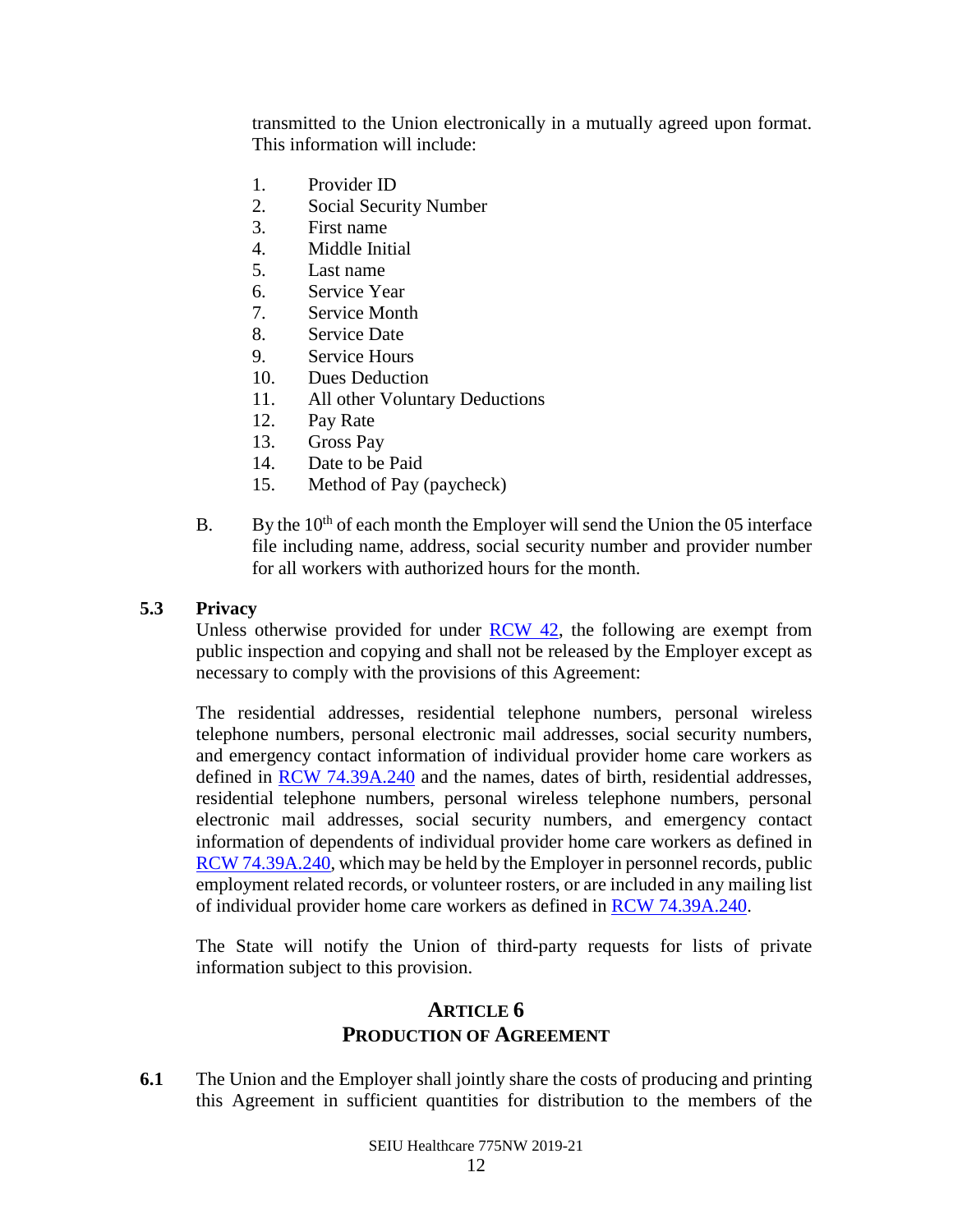transmitted to the Union electronically in a mutually agreed upon format. This information will include:

1. Provider ID
2. Social Security Number
3. First name
4. Middle Initial
5. Last name
6. Service Year
7. Service Month
8. Service Date
9. Service Hours
10. Dues Deduction
11. All other Voluntary Deductions
12. Pay Rate
13. Gross Pay
14. Date to be Paid
15. Method of Pay (paycheck)

B. By the 10th of each month the Employer will send the Union the 05 interface file including name, address, social security number and provider number for all workers with authorized hours for the month.

**5.3 Privacy**

Unless otherwise provided for under RCW 42, the following are exempt from public inspection and copying and shall not be released by the Employer except as necessary to comply with the provisions of this Agreement:

The residential addresses, residential telephone numbers, personal wireless telephone numbers, personal electronic mail addresses, social security numbers, and emergency contact information of individual provider home care workers as defined in RCW 74.39A.240 and the names, dates of birth, residential addresses, residential telephone numbers, personal wireless telephone numbers, personal electronic mail addresses, social security numbers, and emergency contact information of dependents of individual provider home care workers as defined in RCW 74.39A.240, which may be held by the Employer in personnel records, public employment related records, or volunteer rosters, or are included in any mailing list of individual provider home care workers as defined in RCW 74.39A.240.

The State will notify the Union of third-party requests for lists of private information subject to this provision.

## ARTICLE 6
## PRODUCTION OF AGREEMENT

**6.1** The Union and the Employer shall jointly share the costs of producing and printing this Agreement in sufficient quantities for distribution to the members of the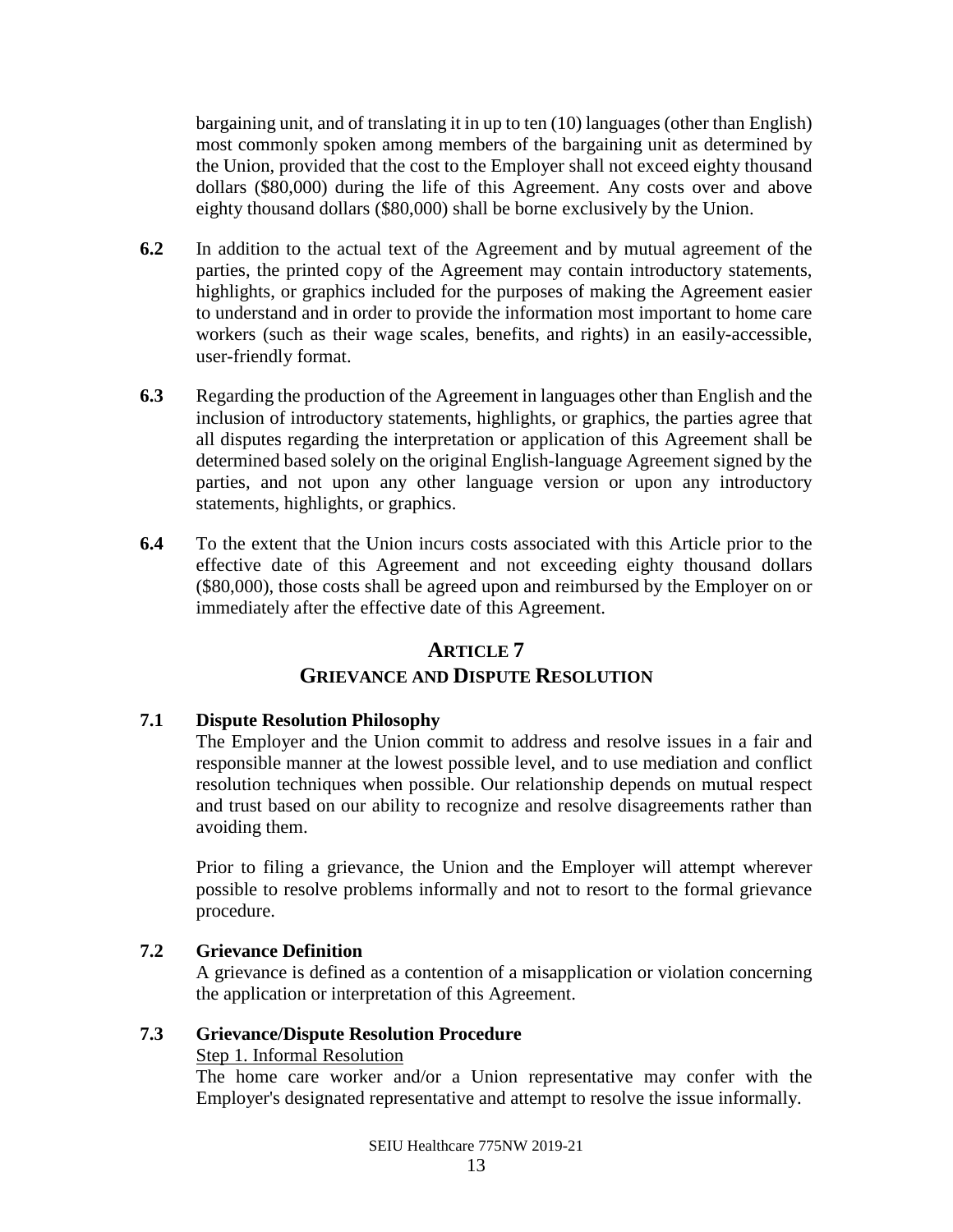bargaining unit, and of translating it in up to ten (10) languages (other than English) most commonly spoken among members of the bargaining unit as determined by the Union, provided that the cost to the Employer shall not exceed eighty thousand dollars ($80,000) during the life of this Agreement. Any costs over and above eighty thousand dollars ($80,000) shall be borne exclusively by the Union.

**6.2** In addition to the actual text of the Agreement and by mutual agreement of the parties, the printed copy of the Agreement may contain introductory statements, highlights, or graphics included for the purposes of making the Agreement easier to understand and in order to provide the information most important to home care workers (such as their wage scales, benefits, and rights) in an easily-accessible, user-friendly format.

**6.3** Regarding the production of the Agreement in languages other than English and the inclusion of introductory statements, highlights, or graphics, the parties agree that all disputes regarding the interpretation or application of this Agreement shall be determined based solely on the original English-language Agreement signed by the parties, and not upon any other language version or upon any introductory statements, highlights, or graphics.

**6.4** To the extent that the Union incurs costs associated with this Article prior to the effective date of this Agreement and not exceeding eighty thousand dollars ($80,000), those costs shall be agreed upon and reimbursed by the Employer on or immediately after the effective date of this Agreement.

## ARTICLE 7
## GRIEVANCE AND DISPUTE RESOLUTION

### 7.1 Dispute Resolution Philosophy

The Employer and the Union commit to address and resolve issues in a fair and responsible manner at the lowest possible level, and to use mediation and conflict resolution techniques when possible. Our relationship depends on mutual respect and trust based on our ability to recognize and resolve disagreements rather than avoiding them.

Prior to filing a grievance, the Union and the Employer will attempt wherever possible to resolve problems informally and not to resort to the formal grievance procedure.

### 7.2 Grievance Definition

A grievance is defined as a contention of a misapplication or violation concerning the application or interpretation of this Agreement.

### 7.3 Grievance/Dispute Resolution Procedure

Step 1. Informal Resolution

The home care worker and/or a Union representative may confer with the Employer's designated representative and attempt to resolve the issue informally.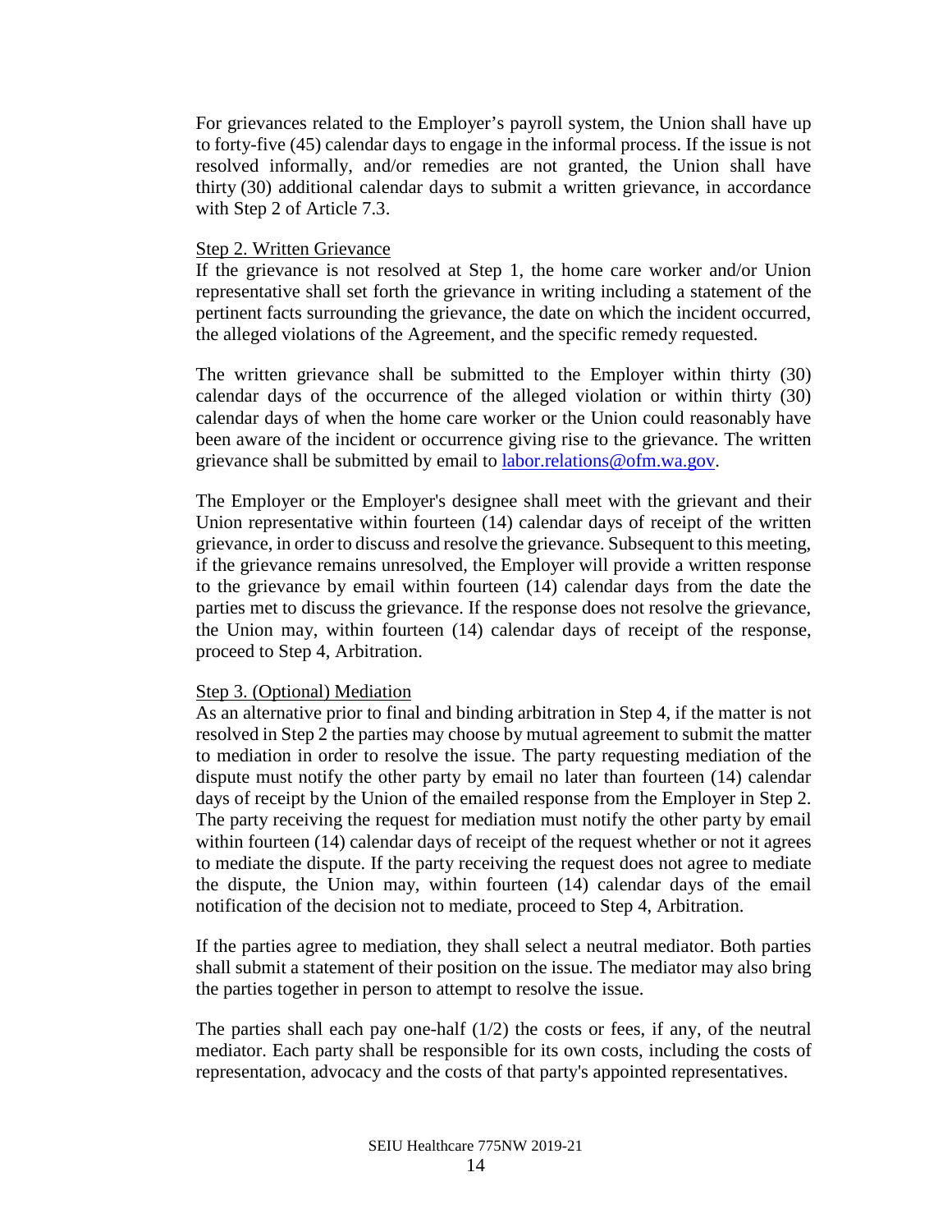For grievances related to the Employer's payroll system, the Union shall have up to forty-five (45) calendar days to engage in the informal process. If the issue is not resolved informally, and/or remedies are not granted, the Union shall have thirty (30) additional calendar days to submit a written grievance, in accordance with Step 2 of Article 7.3.

Step 2. Written Grievance

If the grievance is not resolved at Step 1, the home care worker and/or Union representative shall set forth the grievance in writing including a statement of the pertinent facts surrounding the grievance, the date on which the incident occurred, the alleged violations of the Agreement, and the specific remedy requested.

The written grievance shall be submitted to the Employer within thirty (30) calendar days of the occurrence of the alleged violation or within thirty (30) calendar days of when the home care worker or the Union could reasonably have been aware of the incident or occurrence giving rise to the grievance. The written grievance shall be submitted by email to labor.relations@ofm.wa.gov.

The Employer or the Employer's designee shall meet with the grievant and their Union representative within fourteen (14) calendar days of receipt of the written grievance, in order to discuss and resolve the grievance. Subsequent to this meeting, if the grievance remains unresolved, the Employer will provide a written response to the grievance by email within fourteen (14) calendar days from the date the parties met to discuss the grievance. If the response does not resolve the grievance, the Union may, within fourteen (14) calendar days of receipt of the response, proceed to Step 4, Arbitration.

Step 3. (Optional) Mediation

As an alternative prior to final and binding arbitration in Step 4, if the matter is not resolved in Step 2 the parties may choose by mutual agreement to submit the matter to mediation in order to resolve the issue. The party requesting mediation of the dispute must notify the other party by email no later than fourteen (14) calendar days of receipt by the Union of the emailed response from the Employer in Step 2. The party receiving the request for mediation must notify the other party by email within fourteen (14) calendar days of receipt of the request whether or not it agrees to mediate the dispute. If the party receiving the request does not agree to mediate the dispute, the Union may, within fourteen (14) calendar days of the email notification of the decision not to mediate, proceed to Step 4, Arbitration.

If the parties agree to mediation, they shall select a neutral mediator. Both parties shall submit a statement of their position on the issue. The mediator may also bring the parties together in person to attempt to resolve the issue.

The parties shall each pay one-half (1/2) the costs or fees, if any, of the neutral mediator. Each party shall be responsible for its own costs, including the costs of representation, advocacy and the costs of that party's appointed representatives.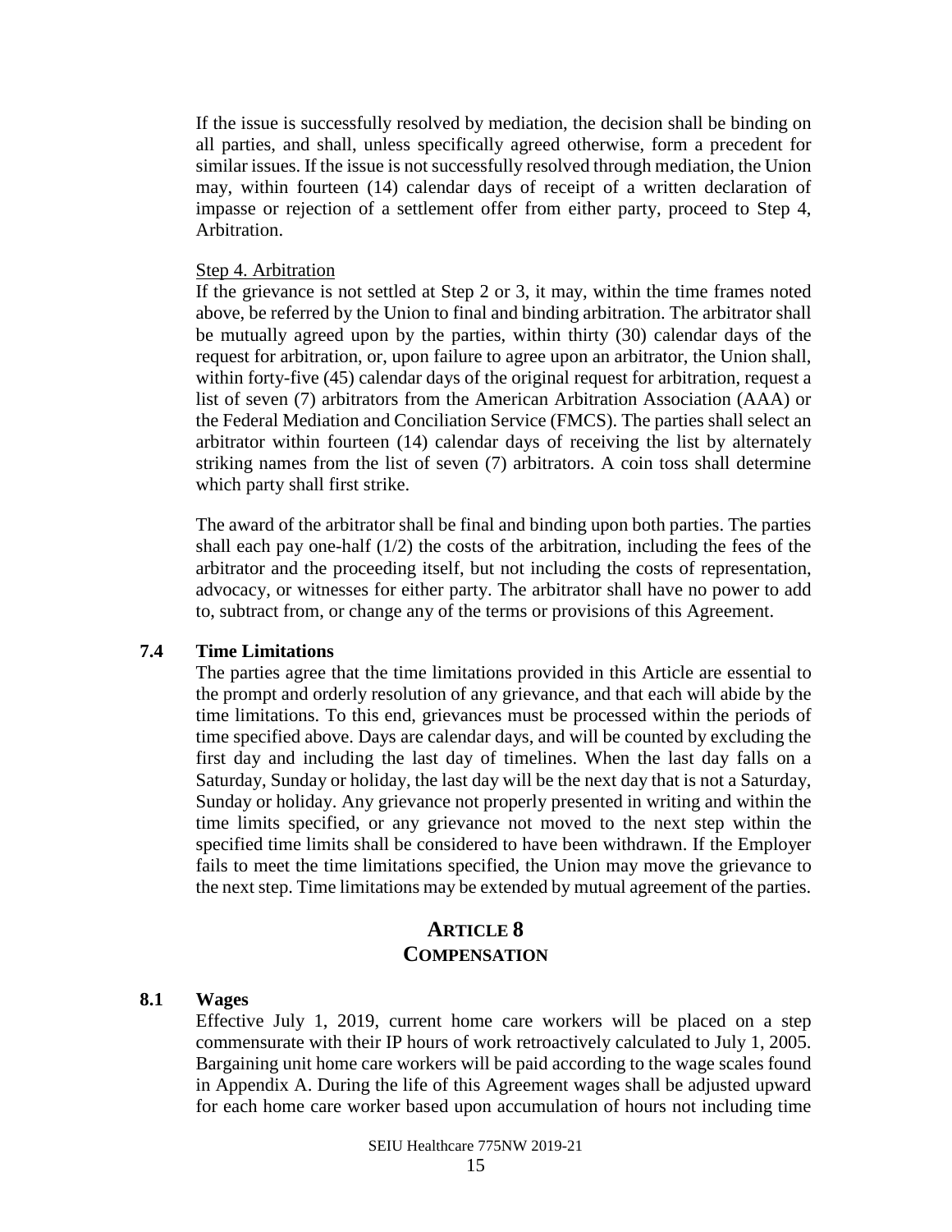If the issue is successfully resolved by mediation, the decision shall be binding on all parties, and shall, unless specifically agreed otherwise, form a precedent for similar issues. If the issue is not successfully resolved through mediation, the Union may, within fourteen (14) calendar days of receipt of a written declaration of impasse or rejection of a settlement offer from either party, proceed to Step 4, Arbitration.

Step 4. Arbitration

If the grievance is not settled at Step 2 or 3, it may, within the time frames noted above, be referred by the Union to final and binding arbitration. The arbitrator shall be mutually agreed upon by the parties, within thirty (30) calendar days of the request for arbitration, or, upon failure to agree upon an arbitrator, the Union shall, within forty-five (45) calendar days of the original request for arbitration, request a list of seven (7) arbitrators from the American Arbitration Association (AAA) or the Federal Mediation and Conciliation Service (FMCS). The parties shall select an arbitrator within fourteen (14) calendar days of receiving the list by alternately striking names from the list of seven (7) arbitrators. A coin toss shall determine which party shall first strike.

The award of the arbitrator shall be final and binding upon both parties. The parties shall each pay one-half (1/2) the costs of the arbitration, including the fees of the arbitrator and the proceeding itself, but not including the costs of representation, advocacy, or witnesses for either party. The arbitrator shall have no power to add to, subtract from, or change any of the terms or provisions of this Agreement.

**7.4 Time Limitations**

The parties agree that the time limitations provided in this Article are essential to the prompt and orderly resolution of any grievance, and that each will abide by the time limitations. To this end, grievances must be processed within the periods of time specified above. Days are calendar days, and will be counted by excluding the first day and including the last day of timelines. When the last day falls on a Saturday, Sunday or holiday, the last day will be the next day that is not a Saturday, Sunday or holiday. Any grievance not properly presented in writing and within the time limits specified, or any grievance not moved to the next step within the specified time limits shall be considered to have been withdrawn. If the Employer fails to meet the time limitations specified, the Union may move the grievance to the next step. Time limitations may be extended by mutual agreement of the parties.

## ARTICLE 8
## COMPENSATION

**8.1 Wages**

Effective July 1, 2019, current home care workers will be placed on a step commensurate with their IP hours of work retroactively calculated to July 1, 2005. Bargaining unit home care workers will be paid according to the wage scales found in Appendix A. During the life of this Agreement wages shall be adjusted upward for each home care worker based upon accumulation of hours not including time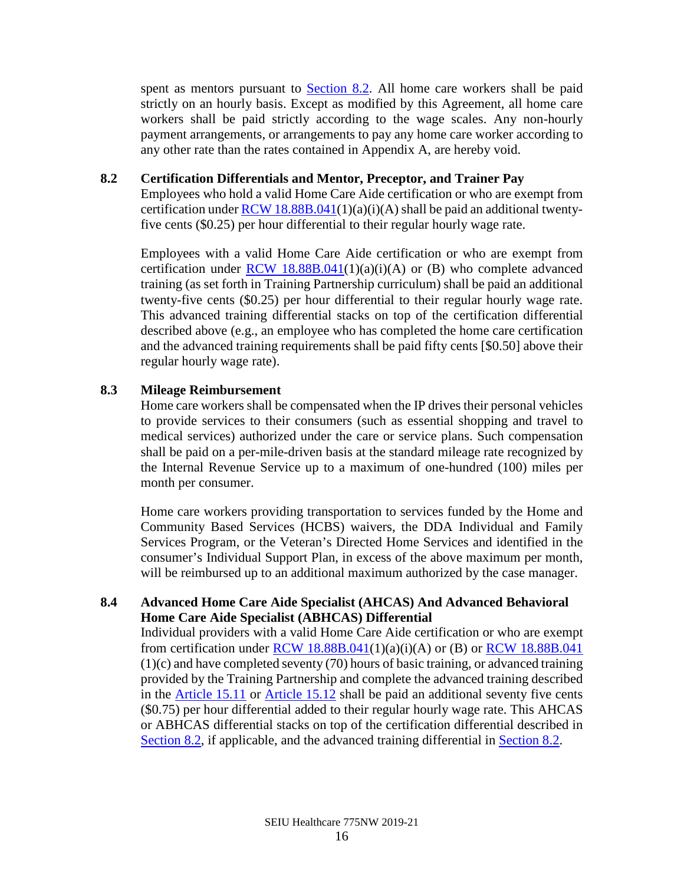spent as mentors pursuant to Section 8.2. All home care workers shall be paid strictly on an hourly basis. Except as modified by this Agreement, all home care workers shall be paid strictly according to the wage scales. Any non-hourly payment arrangements, or arrangements to pay any home care worker according to any other rate than the rates contained in Appendix A, are hereby void.

### 8.2 Certification Differentials and Mentor, Preceptor, and Trainer Pay

Employees who hold a valid Home Care Aide certification or who are exempt from certification under RCW 18.88B.041(1)(a)(i)(A) shall be paid an additional twenty-five cents ($0.25) per hour differential to their regular hourly wage rate.

Employees with a valid Home Care Aide certification or who are exempt from certification under RCW 18.88B.041(1)(a)(i)(A) or (B) who complete advanced training (as set forth in Training Partnership curriculum) shall be paid an additional twenty-five cents ($0.25) per hour differential to their regular hourly wage rate. This advanced training differential stacks on top of the certification differential described above (e.g., an employee who has completed the home care certification and the advanced training requirements shall be paid fifty cents [$0.50] above their regular hourly wage rate).

### 8.3 Mileage Reimbursement

Home care workers shall be compensated when the IP drives their personal vehicles to provide services to their consumers (such as essential shopping and travel to medical services) authorized under the care or service plans. Such compensation shall be paid on a per-mile-driven basis at the standard mileage rate recognized by the Internal Revenue Service up to a maximum of one-hundred (100) miles per month per consumer.

Home care workers providing transportation to services funded by the Home and Community Based Services (HCBS) waivers, the DDA Individual and Family Services Program, or the Veteran's Directed Home Services and identified in the consumer's Individual Support Plan, in excess of the above maximum per month, will be reimbursed up to an additional maximum authorized by the case manager.

### 8.4 Advanced Home Care Aide Specialist (AHCAS) And Advanced Behavioral Home Care Aide Specialist (ABHCAS) Differential

Individual providers with a valid Home Care Aide certification or who are exempt from certification under RCW 18.88B.041(1)(a)(i)(A) or (B) or RCW 18.88B.041 (1)(c) and have completed seventy (70) hours of basic training, or advanced training provided by the Training Partnership and complete the advanced training described in the Article 15.11 or Article 15.12 shall be paid an additional seventy five cents ($0.75) per hour differential added to their regular hourly wage rate. This AHCAS or ABHCAS differential stacks on top of the certification differential described in Section 8.2, if applicable, and the advanced training differential in Section 8.2.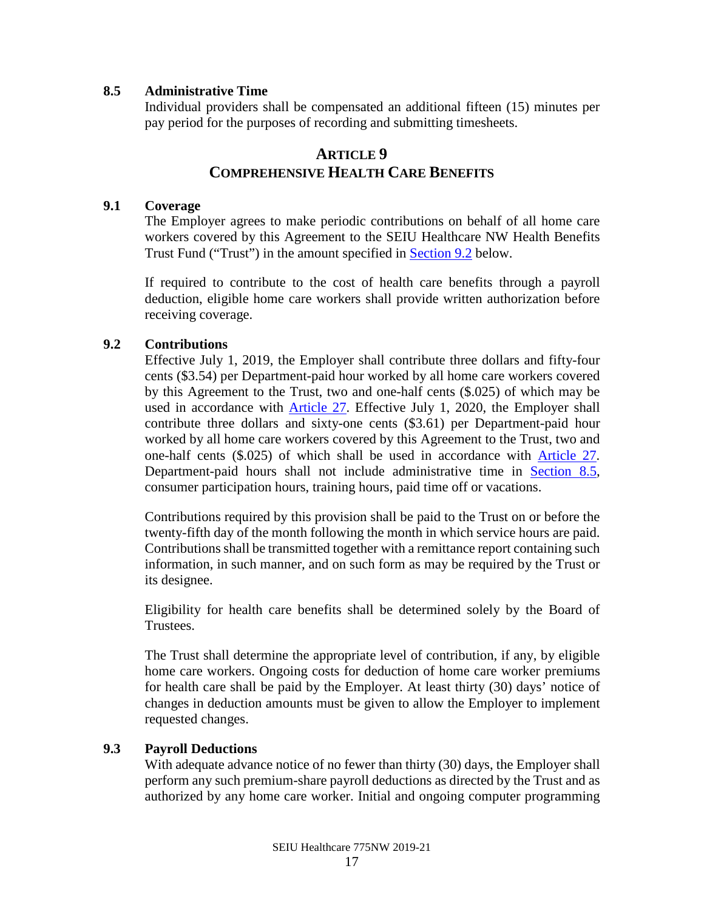### 8.5 Administrative Time

Individual providers shall be compensated an additional fifteen (15) minutes per pay period for the purposes of recording and submitting timesheets.

## ARTICLE 9
## COMPREHENSIVE HEALTH CARE BENEFITS

### 9.1 Coverage

The Employer agrees to make periodic contributions on behalf of all home care workers covered by this Agreement to the SEIU Healthcare NW Health Benefits Trust Fund ("Trust") in the amount specified in Section 9.2 below.

If required to contribute to the cost of health care benefits through a payroll deduction, eligible home care workers shall provide written authorization before receiving coverage.

### 9.2 Contributions

Effective July 1, 2019, the Employer shall contribute three dollars and fifty-four cents ($3.54) per Department-paid hour worked by all home care workers covered by this Agreement to the Trust, two and one-half cents ($.025) of which may be used in accordance with Article 27. Effective July 1, 2020, the Employer shall contribute three dollars and sixty-one cents ($3.61) per Department-paid hour worked by all home care workers covered by this Agreement to the Trust, two and one-half cents ($.025) of which shall be used in accordance with Article 27. Department-paid hours shall not include administrative time in Section 8.5, consumer participation hours, training hours, paid time off or vacations.

Contributions required by this provision shall be paid to the Trust on or before the twenty-fifth day of the month following the month in which service hours are paid. Contributions shall be transmitted together with a remittance report containing such information, in such manner, and on such form as may be required by the Trust or its designee.

Eligibility for health care benefits shall be determined solely by the Board of Trustees.

The Trust shall determine the appropriate level of contribution, if any, by eligible home care workers. Ongoing costs for deduction of home care worker premiums for health care shall be paid by the Employer. At least thirty (30) days' notice of changes in deduction amounts must be given to allow the Employer to implement requested changes.

### 9.3 Payroll Deductions

With adequate advance notice of no fewer than thirty (30) days, the Employer shall perform any such premium-share payroll deductions as directed by the Trust and as authorized by any home care worker. Initial and ongoing computer programming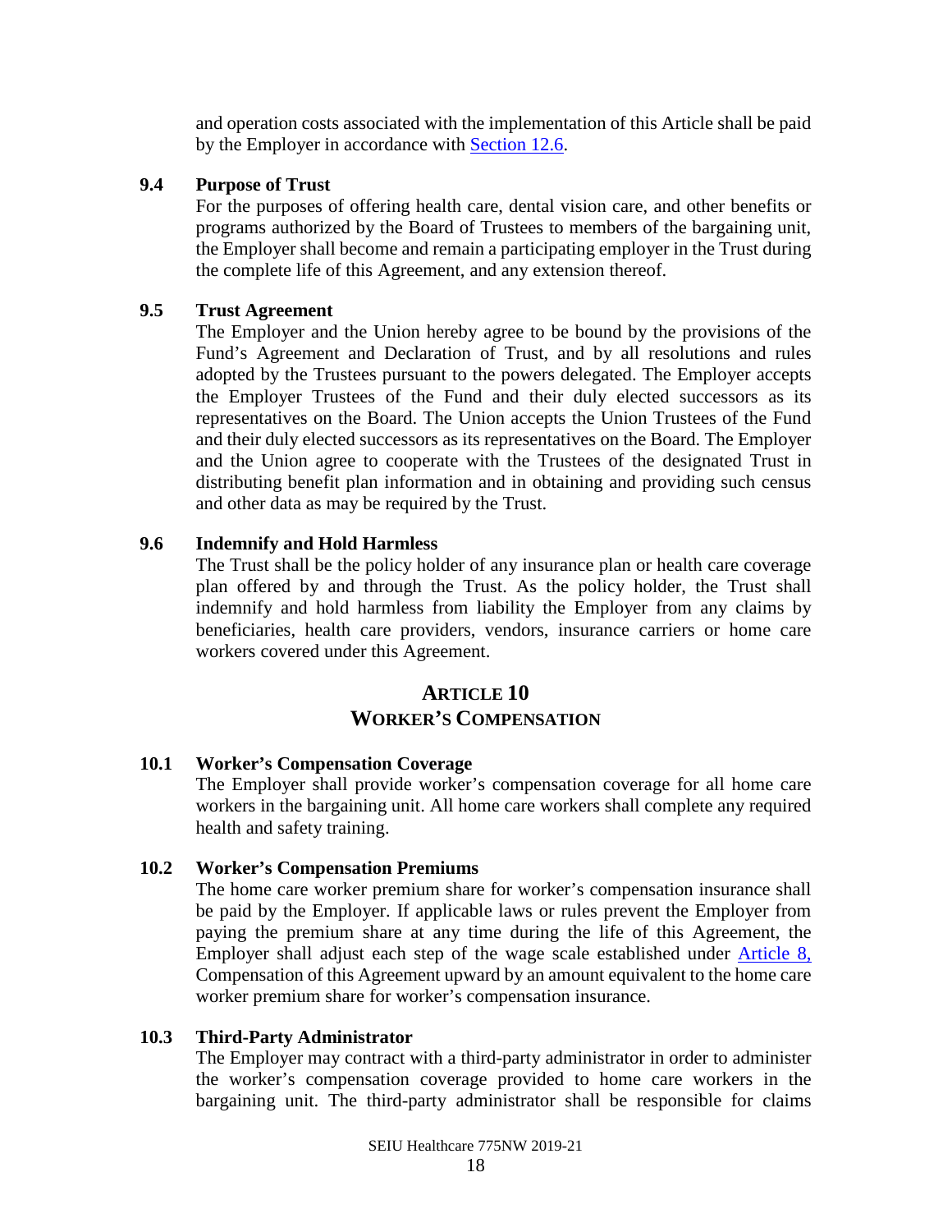and operation costs associated with the implementation of this Article shall be paid by the Employer in accordance with Section 12.6.

### 9.4 Purpose of Trust

For the purposes of offering health care, dental vision care, and other benefits or programs authorized by the Board of Trustees to members of the bargaining unit, the Employer shall become and remain a participating employer in the Trust during the complete life of this Agreement, and any extension thereof.

### 9.5 Trust Agreement

The Employer and the Union hereby agree to be bound by the provisions of the Fund's Agreement and Declaration of Trust, and by all resolutions and rules adopted by the Trustees pursuant to the powers delegated. The Employer accepts the Employer Trustees of the Fund and their duly elected successors as its representatives on the Board. The Union accepts the Union Trustees of the Fund and their duly elected successors as its representatives on the Board. The Employer and the Union agree to cooperate with the Trustees of the designated Trust in distributing benefit plan information and in obtaining and providing such census and other data as may be required by the Trust.

### 9.6 Indemnify and Hold Harmless

The Trust shall be the policy holder of any insurance plan or health care coverage plan offered by and through the Trust. As the policy holder, the Trust shall indemnify and hold harmless from liability the Employer from any claims by beneficiaries, health care providers, vendors, insurance carriers or home care workers covered under this Agreement.

## ARTICLE 10
## WORKER'S COMPENSATION

### 10.1 Worker's Compensation Coverage

The Employer shall provide worker's compensation coverage for all home care workers in the bargaining unit. All home care workers shall complete any required health and safety training.

### 10.2 Worker's Compensation Premiums

The home care worker premium share for worker's compensation insurance shall be paid by the Employer. If applicable laws or rules prevent the Employer from paying the premium share at any time during the life of this Agreement, the Employer shall adjust each step of the wage scale established under Article 8, Compensation of this Agreement upward by an amount equivalent to the home care worker premium share for worker's compensation insurance.

### 10.3 Third-Party Administrator

The Employer may contract with a third-party administrator in order to administer the worker's compensation coverage provided to home care workers in the bargaining unit. The third-party administrator shall be responsible for claims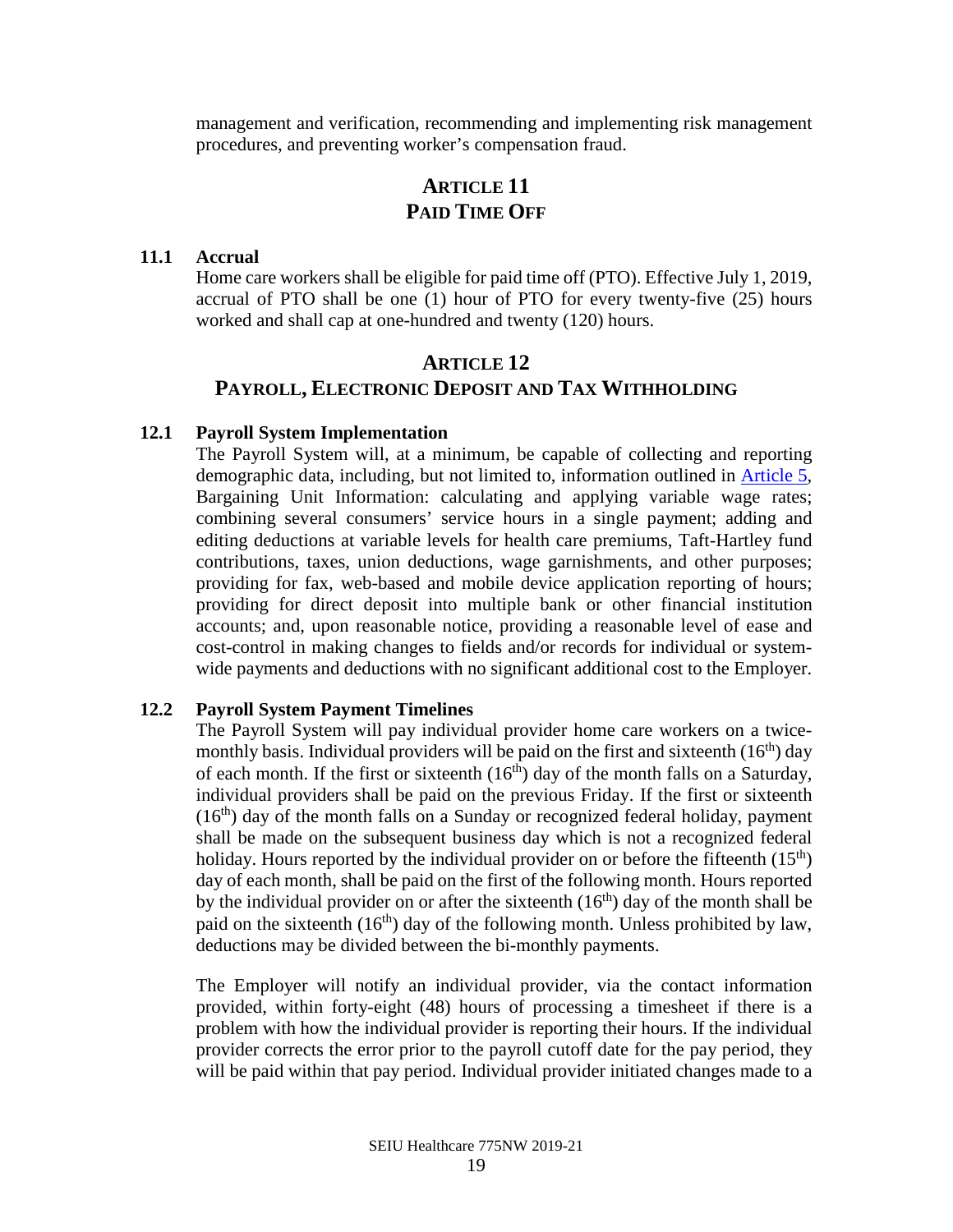management and verification, recommending and implementing risk management procedures, and preventing worker's compensation fraud.

## ARTICLE 11
## PAID TIME OFF

### 11.1 Accrual

Home care workers shall be eligible for paid time off (PTO). Effective July 1, 2019, accrual of PTO shall be one (1) hour of PTO for every twenty-five (25) hours worked and shall cap at one-hundred and twenty (120) hours.

## ARTICLE 12
## PAYROLL, ELECTRONIC DEPOSIT AND TAX WITHHOLDING

### 12.1 Payroll System Implementation

The Payroll System will, at a minimum, be capable of collecting and reporting demographic data, including, but not limited to, information outlined in Article 5, Bargaining Unit Information: calculating and applying variable wage rates; combining several consumers' service hours in a single payment; adding and editing deductions at variable levels for health care premiums, Taft-Hartley fund contributions, taxes, union deductions, wage garnishments, and other purposes; providing for fax, web-based and mobile device application reporting of hours; providing for direct deposit into multiple bank or other financial institution accounts; and, upon reasonable notice, providing a reasonable level of ease and cost-control in making changes to fields and/or records for individual or system-wide payments and deductions with no significant additional cost to the Employer.

### 12.2 Payroll System Payment Timelines

The Payroll System will pay individual provider home care workers on a twice-monthly basis. Individual providers will be paid on the first and sixteenth (16th) day of each month. If the first or sixteenth (16th) day of the month falls on a Saturday, individual providers shall be paid on the previous Friday. If the first or sixteenth (16th) day of the month falls on a Sunday or recognized federal holiday, payment shall be made on the subsequent business day which is not a recognized federal holiday. Hours reported by the individual provider on or before the fifteenth (15th) day of each month, shall be paid on the first of the following month. Hours reported by the individual provider on or after the sixteenth (16th) day of the month shall be paid on the sixteenth (16th) day of the following month. Unless prohibited by law, deductions may be divided between the bi-monthly payments.

The Employer will notify an individual provider, via the contact information provided, within forty-eight (48) hours of processing a timesheet if there is a problem with how the individual provider is reporting their hours. If the individual provider corrects the error prior to the payroll cutoff date for the pay period, they will be paid within that pay period. Individual provider initiated changes made to a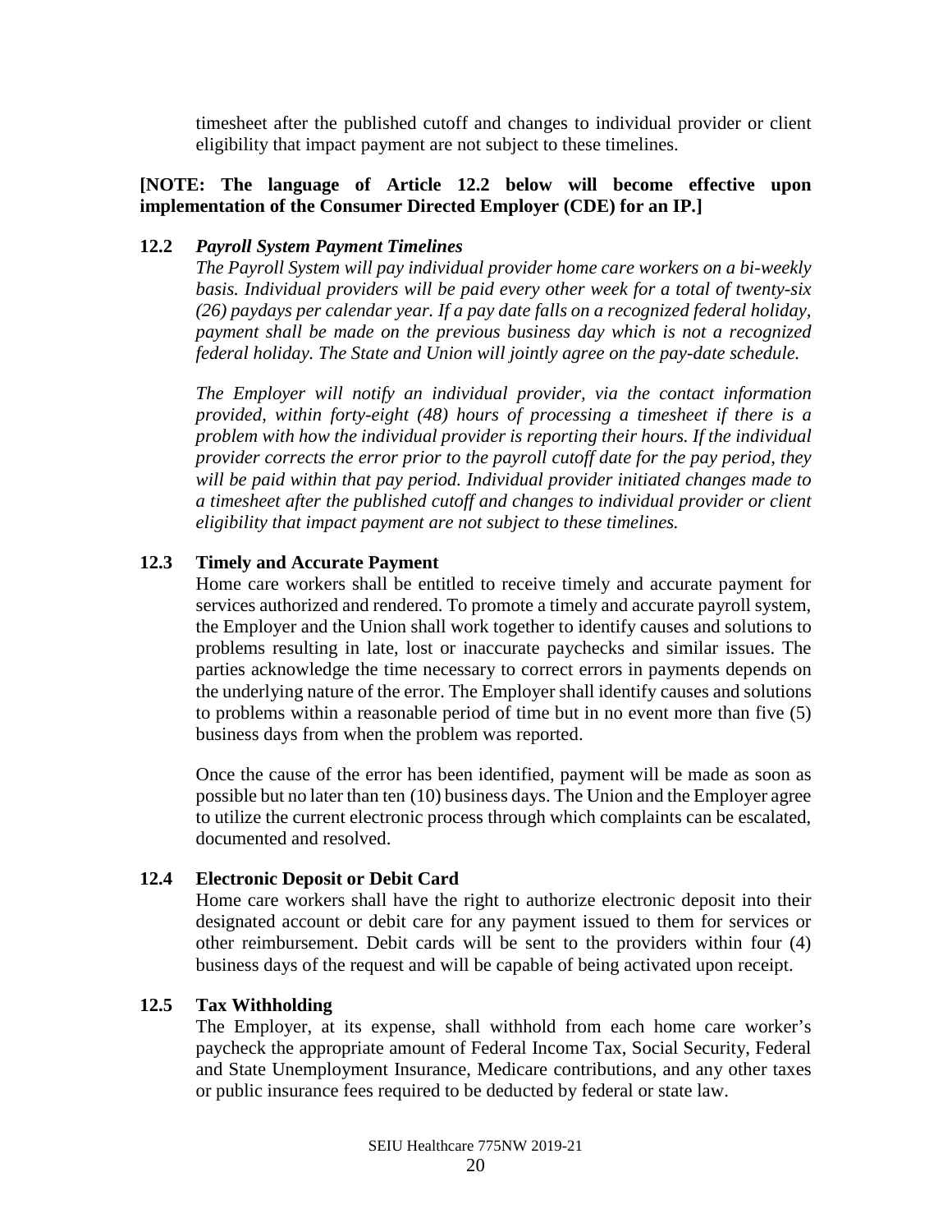timesheet after the published cutoff and changes to individual provider or client eligibility that impact payment are not subject to these timelines.

**[NOTE: The language of Article 12.2 below will become effective upon implementation of the Consumer Directed Employer (CDE) for an IP.]**

**12.2** ***Payroll System Payment Timelines***

*The Payroll System will pay individual provider home care workers on a bi-weekly basis. Individual providers will be paid every other week for a total of twenty-six (26) paydays per calendar year. If a pay date falls on a recognized federal holiday, payment shall be made on the previous business day which is not a recognized federal holiday. The State and Union will jointly agree on the pay-date schedule.*

*The Employer will notify an individual provider, via the contact information provided, within forty-eight (48) hours of processing a timesheet if there is a problem with how the individual provider is reporting their hours. If the individual provider corrects the error prior to the payroll cutoff date for the pay period, they will be paid within that pay period. Individual provider initiated changes made to a timesheet after the published cutoff and changes to individual provider or client eligibility that impact payment are not subject to these timelines.*

**12.3 Timely and Accurate Payment**

Home care workers shall be entitled to receive timely and accurate payment for services authorized and rendered. To promote a timely and accurate payroll system, the Employer and the Union shall work together to identify causes and solutions to problems resulting in late, lost or inaccurate paychecks and similar issues. The parties acknowledge the time necessary to correct errors in payments depends on the underlying nature of the error. The Employer shall identify causes and solutions to problems within a reasonable period of time but in no event more than five (5) business days from when the problem was reported.

Once the cause of the error has been identified, payment will be made as soon as possible but no later than ten (10) business days. The Union and the Employer agree to utilize the current electronic process through which complaints can be escalated, documented and resolved.

**12.4 Electronic Deposit or Debit Card**

Home care workers shall have the right to authorize electronic deposit into their designated account or debit care for any payment issued to them for services or other reimbursement. Debit cards will be sent to the providers within four (4) business days of the request and will be capable of being activated upon receipt.

**12.5 Tax Withholding**

The Employer, at its expense, shall withhold from each home care worker's paycheck the appropriate amount of Federal Income Tax, Social Security, Federal and State Unemployment Insurance, Medicare contributions, and any other taxes or public insurance fees required to be deducted by federal or state law.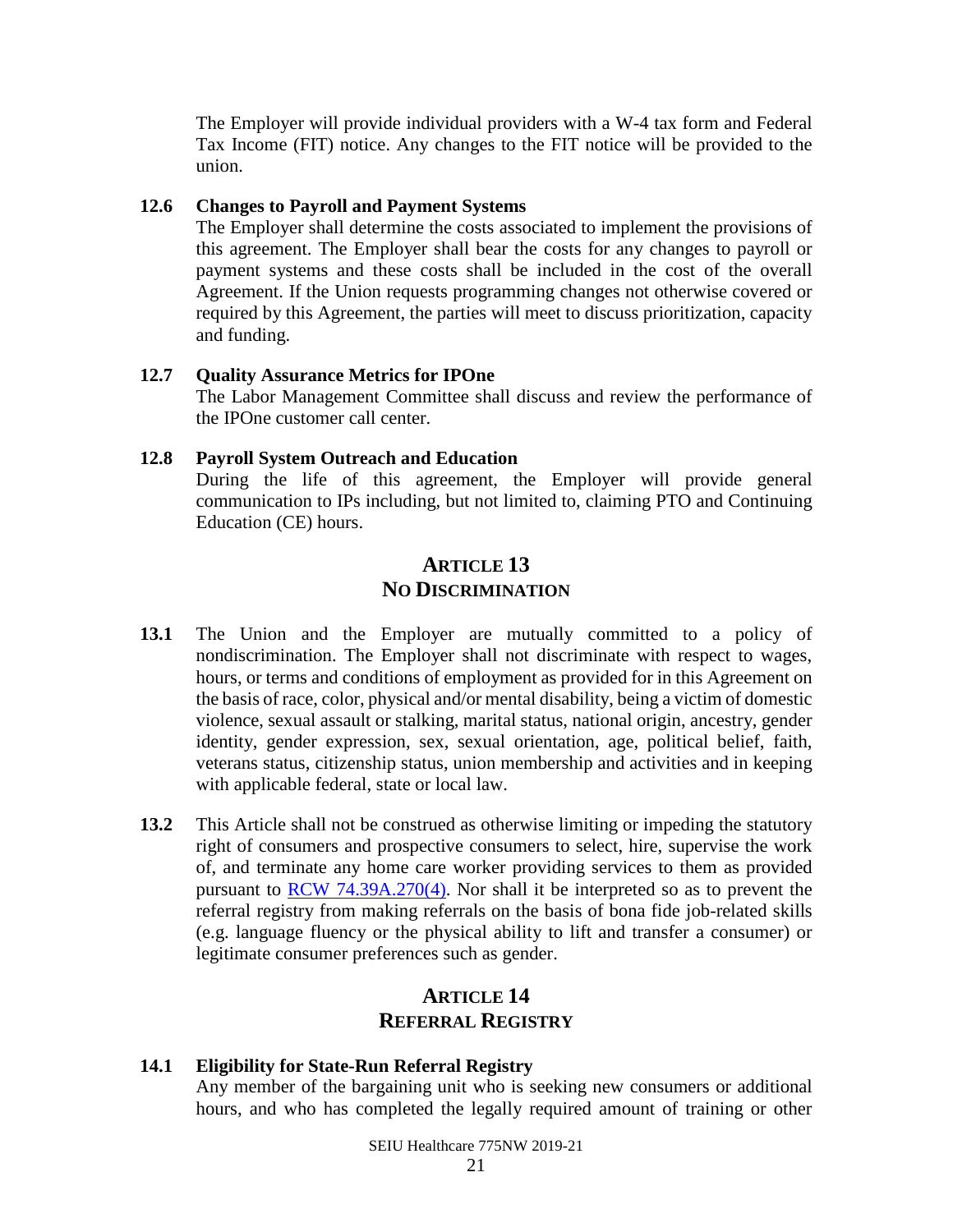The Employer will provide individual providers with a W-4 tax form and Federal Tax Income (FIT) notice. Any changes to the FIT notice will be provided to the union.

**12.6 Changes to Payroll and Payment Systems**

The Employer shall determine the costs associated to implement the provisions of this agreement. The Employer shall bear the costs for any changes to payroll or payment systems and these costs shall be included in the cost of the overall Agreement. If the Union requests programming changes not otherwise covered or required by this Agreement, the parties will meet to discuss prioritization, capacity and funding.

**12.7 Quality Assurance Metrics for IPOne**

The Labor Management Committee shall discuss and review the performance of the IPOne customer call center.

**12.8 Payroll System Outreach and Education**

During the life of this agreement, the Employer will provide general communication to IPs including, but not limited to, claiming PTO and Continuing Education (CE) hours.

## ARTICLE 13
## NO DISCRIMINATION

**13.1** The Union and the Employer are mutually committed to a policy of nondiscrimination. The Employer shall not discriminate with respect to wages, hours, or terms and conditions of employment as provided for in this Agreement on the basis of race, color, physical and/or mental disability, being a victim of domestic violence, sexual assault or stalking, marital status, national origin, ancestry, gender identity, gender expression, sex, sexual orientation, age, political belief, faith, veterans status, citizenship status, union membership and activities and in keeping with applicable federal, state or local law.

**13.2** This Article shall not be construed as otherwise limiting or impeding the statutory right of consumers and prospective consumers to select, hire, supervise the work of, and terminate any home care worker providing services to them as provided pursuant to RCW 74.39A.270(4). Nor shall it be interpreted so as to prevent the referral registry from making referrals on the basis of bona fide job-related skills (e.g. language fluency or the physical ability to lift and transfer a consumer) or legitimate consumer preferences such as gender.

## ARTICLE 14
## REFERRAL REGISTRY

**14.1 Eligibility for State-Run Referral Registry**

Any member of the bargaining unit who is seeking new consumers or additional hours, and who has completed the legally required amount of training or other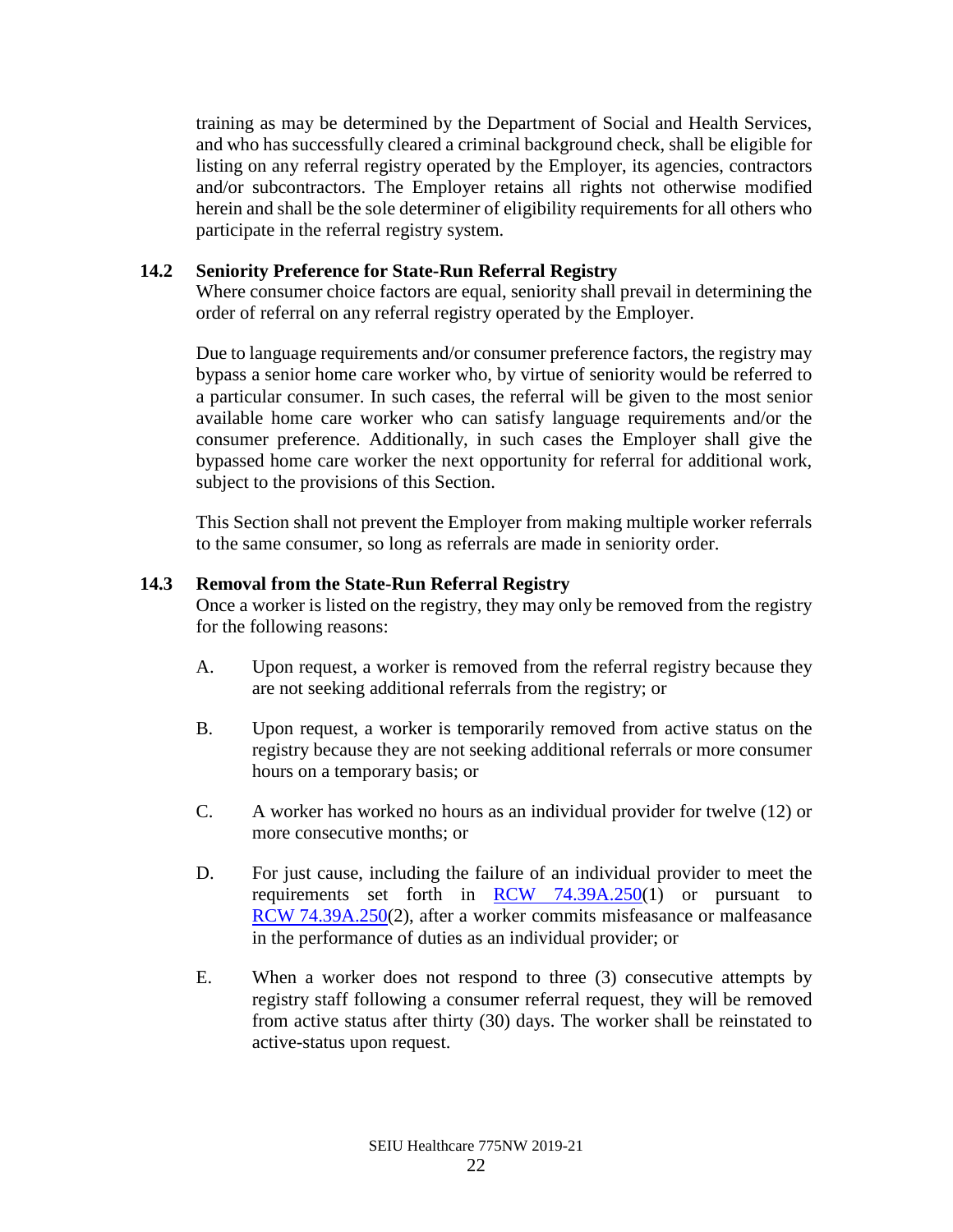training as may be determined by the Department of Social and Health Services, and who has successfully cleared a criminal background check, shall be eligible for listing on any referral registry operated by the Employer, its agencies, contractors and/or subcontractors. The Employer retains all rights not otherwise modified herein and shall be the sole determiner of eligibility requirements for all others who participate in the referral registry system.

### 14.2 Seniority Preference for State-Run Referral Registry

Where consumer choice factors are equal, seniority shall prevail in determining the order of referral on any referral registry operated by the Employer.

Due to language requirements and/or consumer preference factors, the registry may bypass a senior home care worker who, by virtue of seniority would be referred to a particular consumer. In such cases, the referral will be given to the most senior available home care worker who can satisfy language requirements and/or the consumer preference. Additionally, in such cases the Employer shall give the bypassed home care worker the next opportunity for referral for additional work, subject to the provisions of this Section.

This Section shall not prevent the Employer from making multiple worker referrals to the same consumer, so long as referrals are made in seniority order.

### 14.3 Removal from the State-Run Referral Registry

Once a worker is listed on the registry, they may only be removed from the registry for the following reasons:

A. Upon request, a worker is removed from the referral registry because they are not seeking additional referrals from the registry; or

B. Upon request, a worker is temporarily removed from active status on the registry because they are not seeking additional referrals or more consumer hours on a temporary basis; or

C. A worker has worked no hours as an individual provider for twelve (12) or more consecutive months; or

D. For just cause, including the failure of an individual provider to meet the requirements set forth in RCW 74.39A.250(1) or pursuant to RCW 74.39A.250(2), after a worker commits misfeasance or malfeasance in the performance of duties as an individual provider; or

E. When a worker does not respond to three (3) consecutive attempts by registry staff following a consumer referral request, they will be removed from active status after thirty (30) days. The worker shall be reinstated to active-status upon request.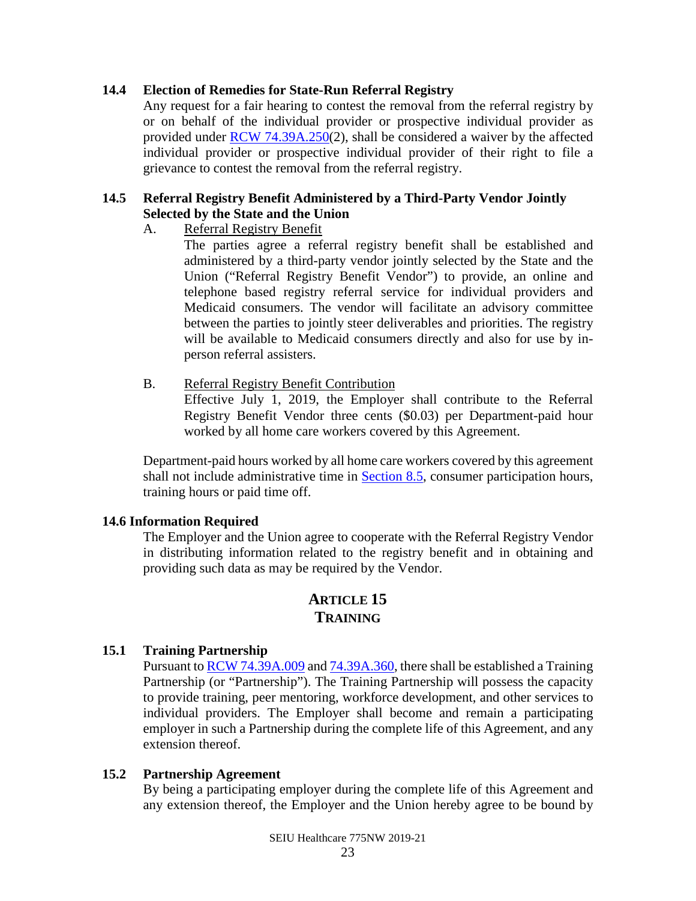### 14.4 Election of Remedies for State-Run Referral Registry

Any request for a fair hearing to contest the removal from the referral registry by or on behalf of the individual provider or prospective individual provider as provided under [RCW 74.39A.250](2), shall be considered a waiver by the affected individual provider or prospective individual provider of their right to file a grievance to contest the removal from the referral registry.

### 14.5 Referral Registry Benefit Administered by a Third-Party Vendor Jointly Selected by the State and the Union

A. Referral Registry Benefit

The parties agree a referral registry benefit shall be established and administered by a third-party vendor jointly selected by the State and the Union ("Referral Registry Benefit Vendor") to provide, an online and telephone based registry referral service for individual providers and Medicaid consumers. The vendor will facilitate an advisory committee between the parties to jointly steer deliverables and priorities. The registry will be available to Medicaid consumers directly and also for use by in-person referral assisters.

B. Referral Registry Benefit Contribution

Effective July 1, 2019, the Employer shall contribute to the Referral Registry Benefit Vendor three cents ($0.03) per Department-paid hour worked by all home care workers covered by this Agreement.

Department-paid hours worked by all home care workers covered by this agreement shall not include administrative time in Section 8.5, consumer participation hours, training hours or paid time off.

### 14.6 Information Required

The Employer and the Union agree to cooperate with the Referral Registry Vendor in distributing information related to the registry benefit and in obtaining and providing such data as may be required by the Vendor.

## ARTICLE 15
## TRAINING

### 15.1 Training Partnership

Pursuant to RCW 74.39A.009 and 74.39A.360, there shall be established a Training Partnership (or "Partnership"). The Training Partnership will possess the capacity to provide training, peer mentoring, workforce development, and other services to individual providers. The Employer shall become and remain a participating employer in such a Partnership during the complete life of this Agreement, and any extension thereof.

### 15.2 Partnership Agreement

By being a participating employer during the complete life of this Agreement and any extension thereof, the Employer and the Union hereby agree to be bound by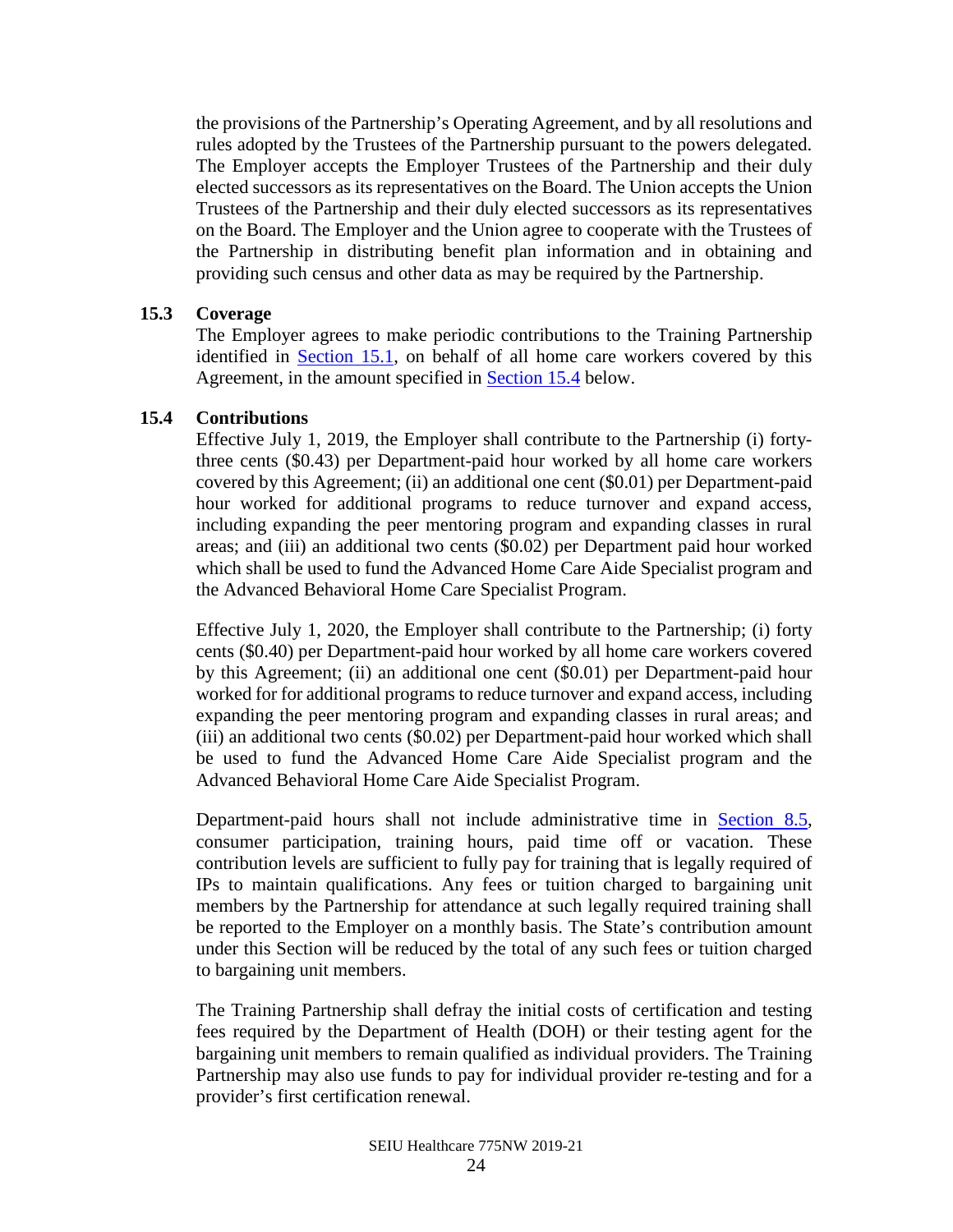the provisions of the Partnership's Operating Agreement, and by all resolutions and rules adopted by the Trustees of the Partnership pursuant to the powers delegated. The Employer accepts the Employer Trustees of the Partnership and their duly elected successors as its representatives on the Board. The Union accepts the Union Trustees of the Partnership and their duly elected successors as its representatives on the Board. The Employer and the Union agree to cooperate with the Trustees of the Partnership in distributing benefit plan information and in obtaining and providing such census and other data as may be required by the Partnership.

### 15.3 Coverage

The Employer agrees to make periodic contributions to the Training Partnership identified in Section 15.1, on behalf of all home care workers covered by this Agreement, in the amount specified in Section 15.4 below.

### 15.4 Contributions

Effective July 1, 2019, the Employer shall contribute to the Partnership (i) forty-three cents ($0.43) per Department-paid hour worked by all home care workers covered by this Agreement; (ii) an additional one cent ($0.01) per Department-paid hour worked for additional programs to reduce turnover and expand access, including expanding the peer mentoring program and expanding classes in rural areas; and (iii) an additional two cents ($0.02) per Department paid hour worked which shall be used to fund the Advanced Home Care Aide Specialist program and the Advanced Behavioral Home Care Specialist Program.

Effective July 1, 2020, the Employer shall contribute to the Partnership; (i) forty cents ($0.40) per Department-paid hour worked by all home care workers covered by this Agreement; (ii) an additional one cent ($0.01) per Department-paid hour worked for for additional programs to reduce turnover and expand access, including expanding the peer mentoring program and expanding classes in rural areas; and (iii) an additional two cents ($0.02) per Department-paid hour worked which shall be used to fund the Advanced Home Care Aide Specialist program and the Advanced Behavioral Home Care Aide Specialist Program.

Department-paid hours shall not include administrative time in Section 8.5, consumer participation, training hours, paid time off or vacation. These contribution levels are sufficient to fully pay for training that is legally required of IPs to maintain qualifications. Any fees or tuition charged to bargaining unit members by the Partnership for attendance at such legally required training shall be reported to the Employer on a monthly basis. The State's contribution amount under this Section will be reduced by the total of any such fees or tuition charged to bargaining unit members.

The Training Partnership shall defray the initial costs of certification and testing fees required by the Department of Health (DOH) or their testing agent for the bargaining unit members to remain qualified as individual providers. The Training Partnership may also use funds to pay for individual provider re-testing and for a provider's first certification renewal.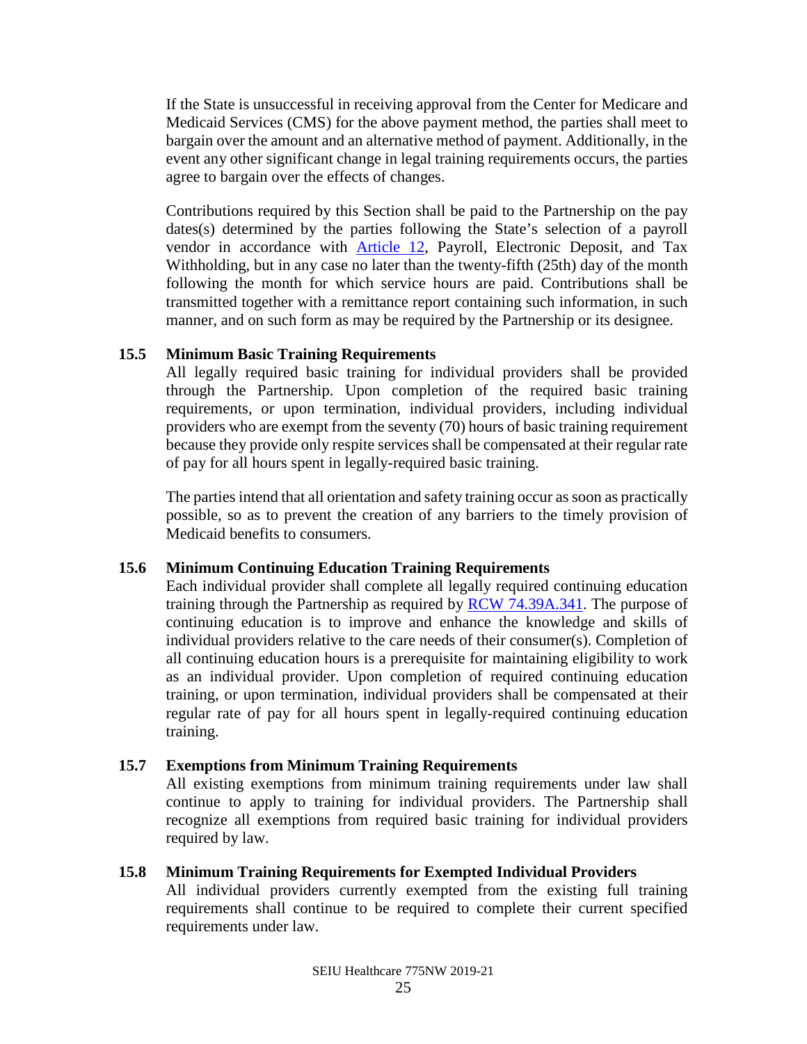If the State is unsuccessful in receiving approval from the Center for Medicare and Medicaid Services (CMS) for the above payment method, the parties shall meet to bargain over the amount and an alternative method of payment. Additionally, in the event any other significant change in legal training requirements occurs, the parties agree to bargain over the effects of changes.

Contributions required by this Section shall be paid to the Partnership on the pay dates(s) determined by the parties following the State's selection of a payroll vendor in accordance with [Article 12](), Payroll, Electronic Deposit, and Tax Withholding, but in any case no later than the twenty-fifth (25th) day of the month following the month for which service hours are paid. Contributions shall be transmitted together with a remittance report containing such information, in such manner, and on such form as may be required by the Partnership or its designee.

### 15.5 Minimum Basic Training Requirements

All legally required basic training for individual providers shall be provided through the Partnership. Upon completion of the required basic training requirements, or upon termination, individual providers, including individual providers who are exempt from the seventy (70) hours of basic training requirement because they provide only respite services shall be compensated at their regular rate of pay for all hours spent in legally-required basic training.

The parties intend that all orientation and safety training occur as soon as practically possible, so as to prevent the creation of any barriers to the timely provision of Medicaid benefits to consumers.

### 15.6 Minimum Continuing Education Training Requirements

Each individual provider shall complete all legally required continuing education training through the Partnership as required by [RCW 74.39A.341](). The purpose of continuing education is to improve and enhance the knowledge and skills of individual providers relative to the care needs of their consumer(s). Completion of all continuing education hours is a prerequisite for maintaining eligibility to work as an individual provider. Upon completion of required continuing education training, or upon termination, individual providers shall be compensated at their regular rate of pay for all hours spent in legally-required continuing education training.

### 15.7 Exemptions from Minimum Training Requirements

All existing exemptions from minimum training requirements under law shall continue to apply to training for individual providers. The Partnership shall recognize all exemptions from required basic training for individual providers required by law.

### 15.8 Minimum Training Requirements for Exempted Individual Providers

All individual providers currently exempted from the existing full training requirements shall continue to be required to complete their current specified requirements under law.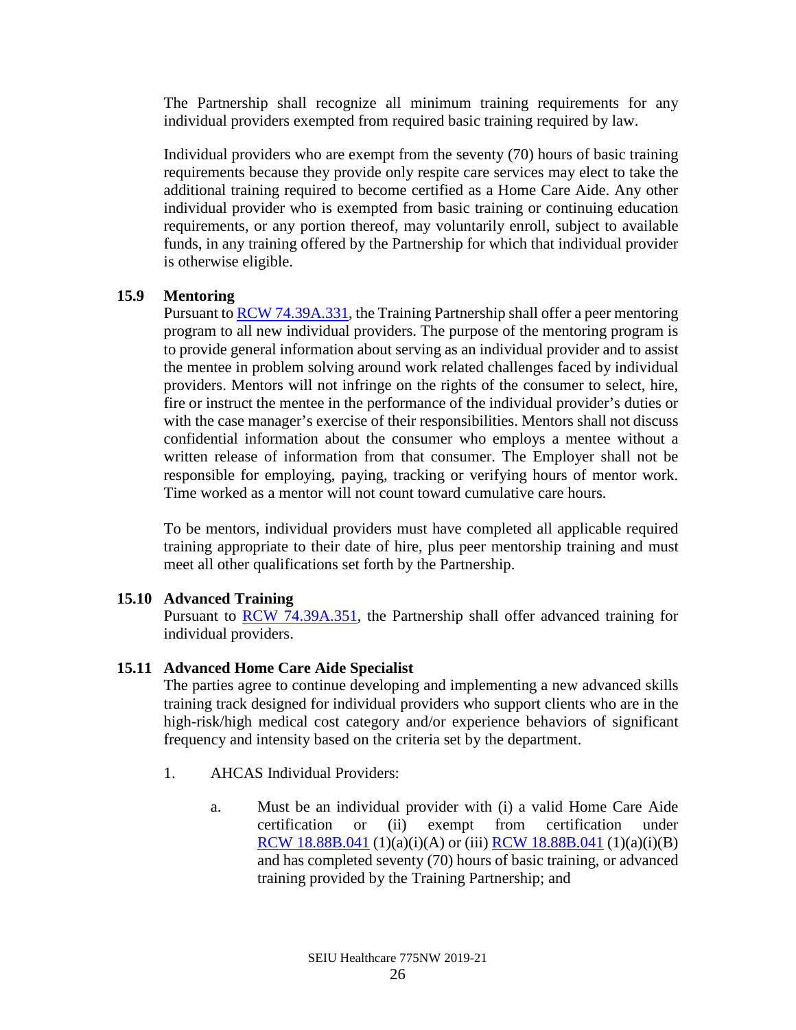The Partnership shall recognize all minimum training requirements for any individual providers exempted from required basic training required by law.

Individual providers who are exempt from the seventy (70) hours of basic training requirements because they provide only respite care services may elect to take the additional training required to become certified as a Home Care Aide. Any other individual provider who is exempted from basic training or continuing education requirements, or any portion thereof, may voluntarily enroll, subject to available funds, in any training offered by the Partnership for which that individual provider is otherwise eligible.

### 15.9 Mentoring

Pursuant to RCW 74.39A.331, the Training Partnership shall offer a peer mentoring program to all new individual providers. The purpose of the mentoring program is to provide general information about serving as an individual provider and to assist the mentee in problem solving around work related challenges faced by individual providers. Mentors will not infringe on the rights of the consumer to select, hire, fire or instruct the mentee in the performance of the individual provider's duties or with the case manager's exercise of their responsibilities. Mentors shall not discuss confidential information about the consumer who employs a mentee without a written release of information from that consumer. The Employer shall not be responsible for employing, paying, tracking or verifying hours of mentor work. Time worked as a mentor will not count toward cumulative care hours.

To be mentors, individual providers must have completed all applicable required training appropriate to their date of hire, plus peer mentorship training and must meet all other qualifications set forth by the Partnership.

### 15.10 Advanced Training

Pursuant to RCW 74.39A.351, the Partnership shall offer advanced training for individual providers.

### 15.11 Advanced Home Care Aide Specialist

The parties agree to continue developing and implementing a new advanced skills training track designed for individual providers who support clients who are in the high-risk/high medical cost category and/or experience behaviors of significant frequency and intensity based on the criteria set by the department.

1. AHCAS Individual Providers:

   a. Must be an individual provider with (i) a valid Home Care Aide certification or (ii) exempt from certification under RCW 18.88B.041 (1)(a)(i)(A) or (iii) RCW 18.88B.041 (1)(a)(i)(B) and has completed seventy (70) hours of basic training, or advanced training provided by the Training Partnership; and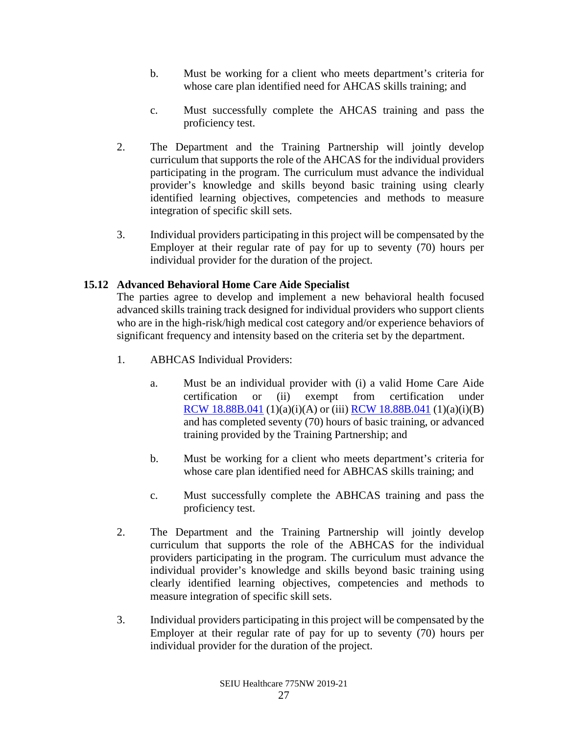b. Must be working for a client who meets department's criteria for whose care plan identified need for AHCAS skills training; and

c. Must successfully complete the AHCAS training and pass the proficiency test.

2. The Department and the Training Partnership will jointly develop curriculum that supports the role of the AHCAS for the individual providers participating in the program. The curriculum must advance the individual provider's knowledge and skills beyond basic training using clearly identified learning objectives, competencies and methods to measure integration of specific skill sets.

3. Individual providers participating in this project will be compensated by the Employer at their regular rate of pay for up to seventy (70) hours per individual provider for the duration of the project.

**15.12 Advanced Behavioral Home Care Aide Specialist**

The parties agree to develop and implement a new behavioral health focused advanced skills training track designed for individual providers who support clients who are in the high-risk/high medical cost category and/or experience behaviors of significant frequency and intensity based on the criteria set by the department.

1. ABHCAS Individual Providers:

   a. Must be an individual provider with (i) a valid Home Care Aide certification or (ii) exempt from certification under RCW 18.88B.041 (1)(a)(i)(A) or (iii) RCW 18.88B.041 (1)(a)(i)(B) and has completed seventy (70) hours of basic training, or advanced training provided by the Training Partnership; and

   b. Must be working for a client who meets department's criteria for whose care plan identified need for ABHCAS skills training; and

   c. Must successfully complete the ABHCAS training and pass the proficiency test.

2. The Department and the Training Partnership will jointly develop curriculum that supports the role of the ABHCAS for the individual providers participating in the program. The curriculum must advance the individual provider's knowledge and skills beyond basic training using clearly identified learning objectives, competencies and methods to measure integration of specific skill sets.

3. Individual providers participating in this project will be compensated by the Employer at their regular rate of pay for up to seventy (70) hours per individual provider for the duration of the project.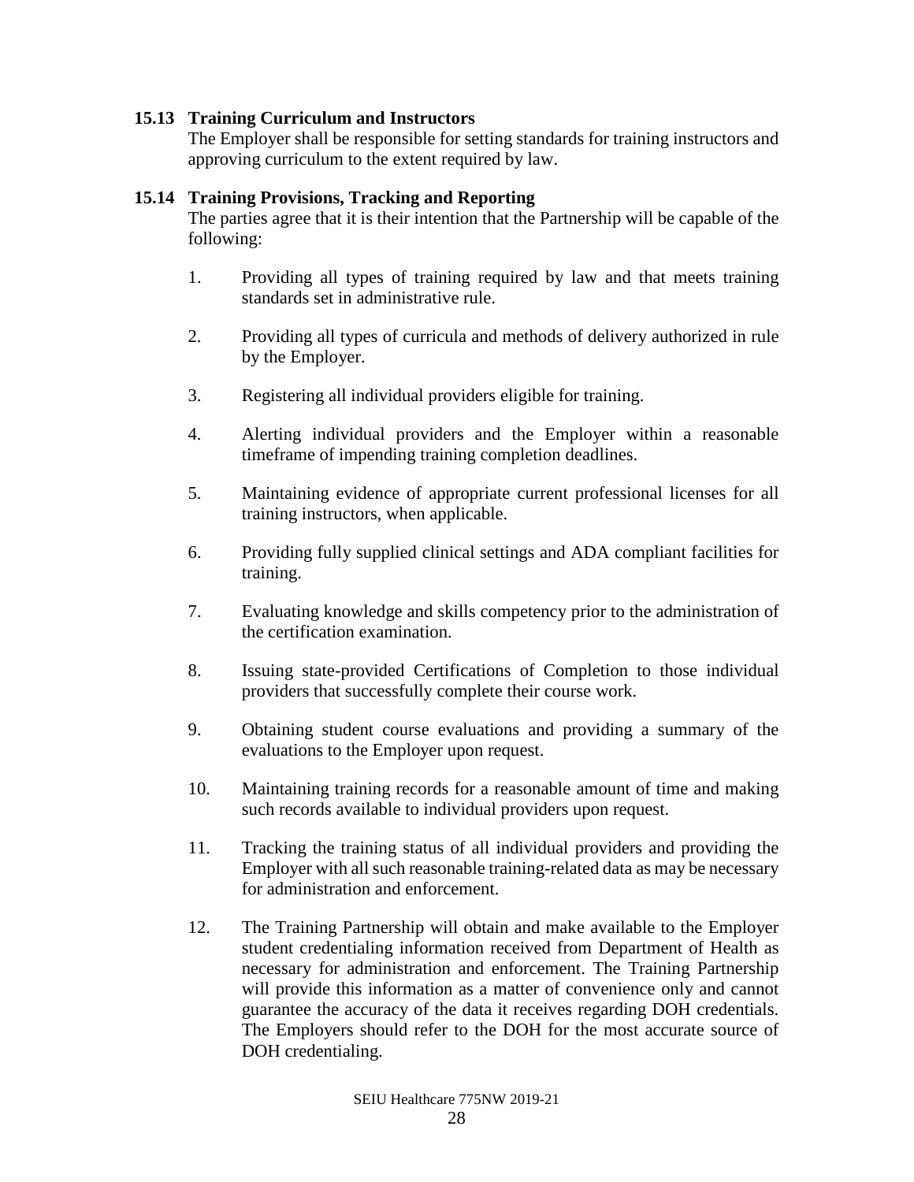### 15.13 Training Curriculum and Instructors

The Employer shall be responsible for setting standards for training instructors and approving curriculum to the extent required by law.

### 15.14 Training Provisions, Tracking and Reporting

The parties agree that it is their intention that the Partnership will be capable of the following:

1. Providing all types of training required by law and that meets training standards set in administrative rule.

2. Providing all types of curricula and methods of delivery authorized in rule by the Employer.

3. Registering all individual providers eligible for training.

4. Alerting individual providers and the Employer within a reasonable timeframe of impending training completion deadlines.

5. Maintaining evidence of appropriate current professional licenses for all training instructors, when applicable.

6. Providing fully supplied clinical settings and ADA compliant facilities for training.

7. Evaluating knowledge and skills competency prior to the administration of the certification examination.

8. Issuing state-provided Certifications of Completion to those individual providers that successfully complete their course work.

9. Obtaining student course evaluations and providing a summary of the evaluations to the Employer upon request.

10. Maintaining training records for a reasonable amount of time and making such records available to individual providers upon request.

11. Tracking the training status of all individual providers and providing the Employer with all such reasonable training-related data as may be necessary for administration and enforcement.

12. The Training Partnership will obtain and make available to the Employer student credentialing information received from Department of Health as necessary for administration and enforcement. The Training Partnership will provide this information as a matter of convenience only and cannot guarantee the accuracy of the data it receives regarding DOH credentials. The Employers should refer to the DOH for the most accurate source of DOH credentialing.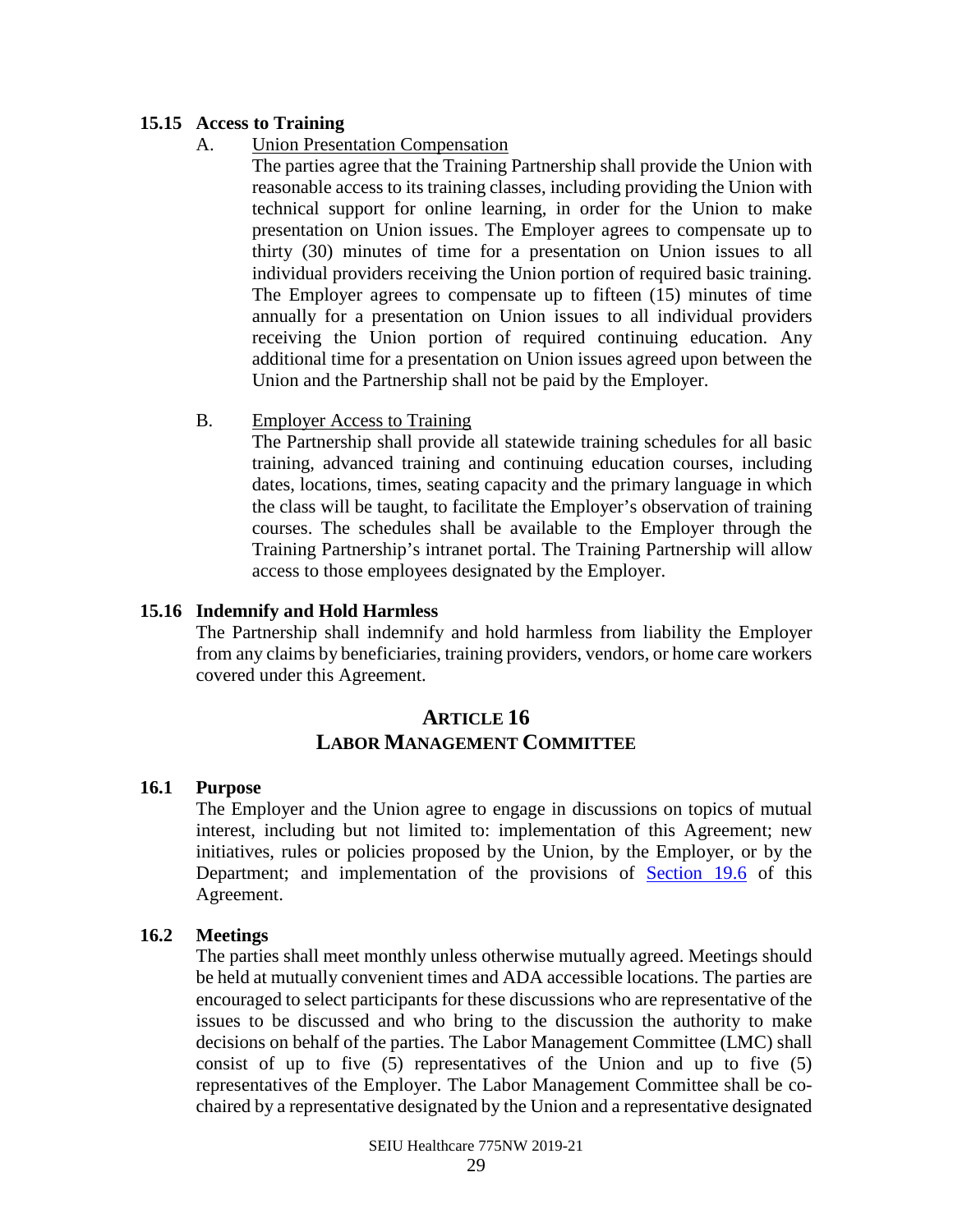### 15.15 Access to Training

A. Union Presentation Compensation

The parties agree that the Training Partnership shall provide the Union with reasonable access to its training classes, including providing the Union with technical support for online learning, in order for the Union to make presentation on Union issues. The Employer agrees to compensate up to thirty (30) minutes of time for a presentation on Union issues to all individual providers receiving the Union portion of required basic training. The Employer agrees to compensate up to fifteen (15) minutes of time annually for a presentation on Union issues to all individual providers receiving the Union portion of required continuing education. Any additional time for a presentation on Union issues agreed upon between the Union and the Partnership shall not be paid by the Employer.

B. Employer Access to Training

The Partnership shall provide all statewide training schedules for all basic training, advanced training and continuing education courses, including dates, locations, times, seating capacity and the primary language in which the class will be taught, to facilitate the Employer's observation of training courses. The schedules shall be available to the Employer through the Training Partnership's intranet portal. The Training Partnership will allow access to those employees designated by the Employer.

### 15.16 Indemnify and Hold Harmless

The Partnership shall indemnify and hold harmless from liability the Employer from any claims by beneficiaries, training providers, vendors, or home care workers covered under this Agreement.

## ARTICLE 16
## LABOR MANAGEMENT COMMITTEE

### 16.1 Purpose

The Employer and the Union agree to engage in discussions on topics of mutual interest, including but not limited to: implementation of this Agreement; new initiatives, rules or policies proposed by the Union, by the Employer, or by the Department; and implementation of the provisions of Section 19.6 of this Agreement.

### 16.2 Meetings

The parties shall meet monthly unless otherwise mutually agreed. Meetings should be held at mutually convenient times and ADA accessible locations. The parties are encouraged to select participants for these discussions who are representative of the issues to be discussed and who bring to the discussion the authority to make decisions on behalf of the parties. The Labor Management Committee (LMC) shall consist of up to five (5) representatives of the Union and up to five (5) representatives of the Employer. The Labor Management Committee shall be co-chaired by a representative designated by the Union and a representative designated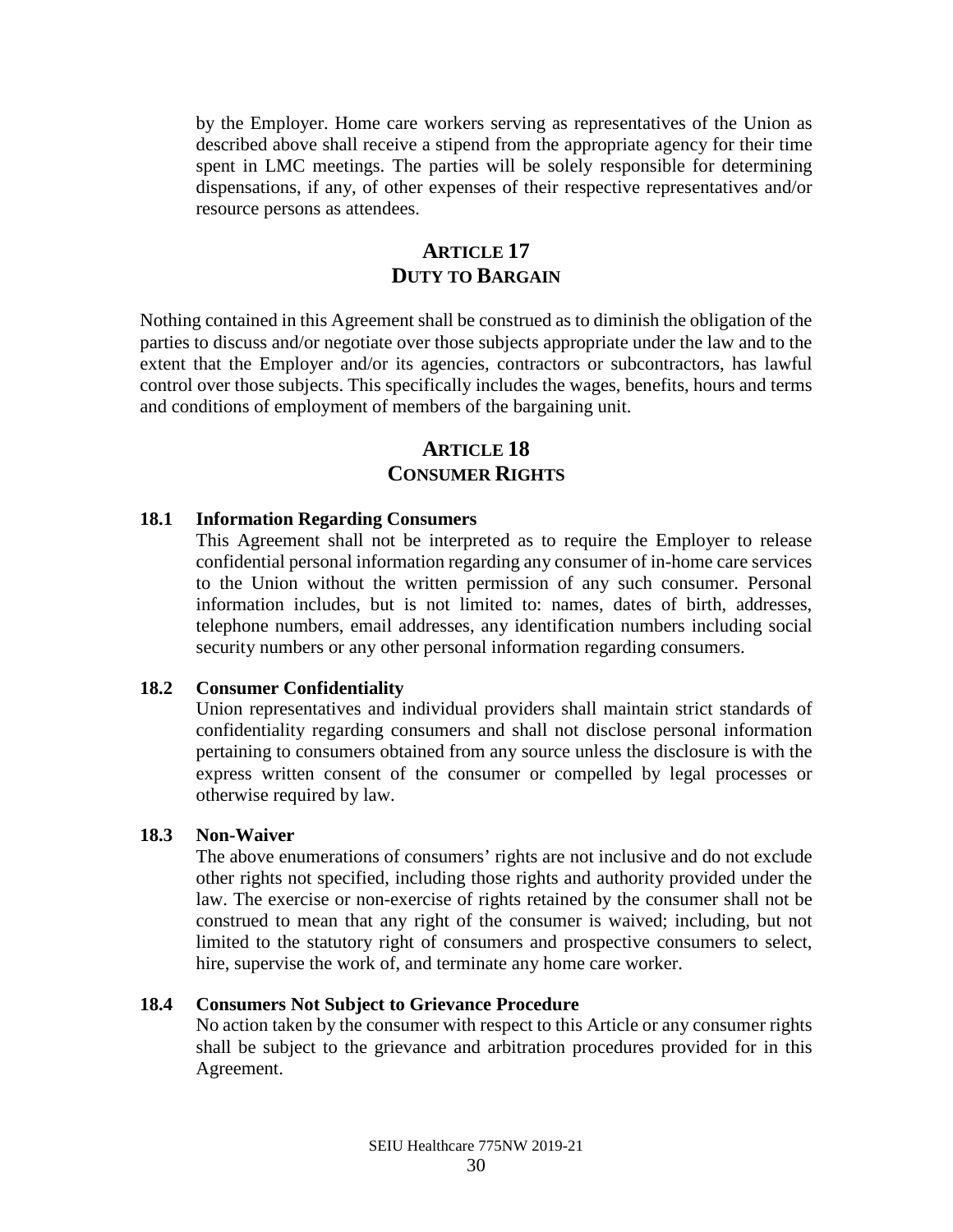by the Employer. Home care workers serving as representatives of the Union as described above shall receive a stipend from the appropriate agency for their time spent in LMC meetings. The parties will be solely responsible for determining dispensations, if any, of other expenses of their respective representatives and/or resource persons as attendees.

## ARTICLE 17
## DUTY TO BARGAIN

Nothing contained in this Agreement shall be construed as to diminish the obligation of the parties to discuss and/or negotiate over those subjects appropriate under the law and to the extent that the Employer and/or its agencies, contractors or subcontractors, has lawful control over those subjects. This specifically includes the wages, benefits, hours and terms and conditions of employment of members of the bargaining unit.

## ARTICLE 18
## CONSUMER RIGHTS

### 18.1 Information Regarding Consumers

This Agreement shall not be interpreted as to require the Employer to release confidential personal information regarding any consumer of in-home care services to the Union without the written permission of any such consumer. Personal information includes, but is not limited to: names, dates of birth, addresses, telephone numbers, email addresses, any identification numbers including social security numbers or any other personal information regarding consumers.

### 18.2 Consumer Confidentiality

Union representatives and individual providers shall maintain strict standards of confidentiality regarding consumers and shall not disclose personal information pertaining to consumers obtained from any source unless the disclosure is with the express written consent of the consumer or compelled by legal processes or otherwise required by law.

### 18.3 Non-Waiver

The above enumerations of consumers' rights are not inclusive and do not exclude other rights not specified, including those rights and authority provided under the law. The exercise or non-exercise of rights retained by the consumer shall not be construed to mean that any right of the consumer is waived; including, but not limited to the statutory right of consumers and prospective consumers to select, hire, supervise the work of, and terminate any home care worker.

### 18.4 Consumers Not Subject to Grievance Procedure

No action taken by the consumer with respect to this Article or any consumer rights shall be subject to the grievance and arbitration procedures provided for in this Agreement.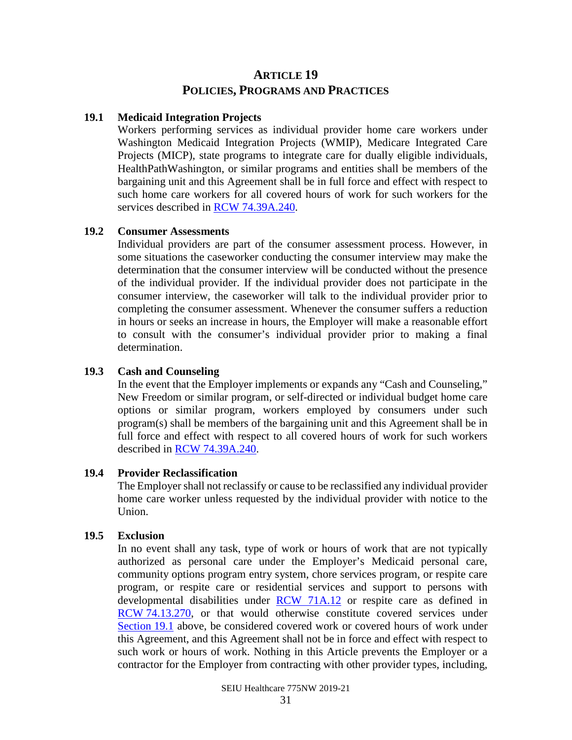# ARTICLE 19
# POLICIES, PROGRAMS AND PRACTICES

## 19.1 Medicaid Integration Projects

Workers performing services as individual provider home care workers under Washington Medicaid Integration Projects (WMIP), Medicare Integrated Care Projects (MICP), state programs to integrate care for dually eligible individuals, HealthPathWashington, or similar programs and entities shall be members of the bargaining unit and this Agreement shall be in full force and effect with respect to such home care workers for all covered hours of work for such workers for the services described in RCW 74.39A.240.

## 19.2 Consumer Assessments

Individual providers are part of the consumer assessment process. However, in some situations the caseworker conducting the consumer interview may make the determination that the consumer interview will be conducted without the presence of the individual provider. If the individual provider does not participate in the consumer interview, the caseworker will talk to the individual provider prior to completing the consumer assessment. Whenever the consumer suffers a reduction in hours or seeks an increase in hours, the Employer will make a reasonable effort to consult with the consumer's individual provider prior to making a final determination.

## 19.3 Cash and Counseling

In the event that the Employer implements or expands any "Cash and Counseling," New Freedom or similar program, or self-directed or individual budget home care options or similar program, workers employed by consumers under such program(s) shall be members of the bargaining unit and this Agreement shall be in full force and effect with respect to all covered hours of work for such workers described in RCW 74.39A.240.

## 19.4 Provider Reclassification

The Employer shall not reclassify or cause to be reclassified any individual provider home care worker unless requested by the individual provider with notice to the Union.

## 19.5 Exclusion

In no event shall any task, type of work or hours of work that are not typically authorized as personal care under the Employer's Medicaid personal care, community options program entry system, chore services program, or respite care program, or respite care or residential services and support to persons with developmental disabilities under RCW 71A.12 or respite care as defined in RCW 74.13.270, or that would otherwise constitute covered services under Section 19.1 above, be considered covered work or covered hours of work under this Agreement, and this Agreement shall not be in force and effect with respect to such work or hours of work. Nothing in this Article prevents the Employer or a contractor for the Employer from contracting with other provider types, including,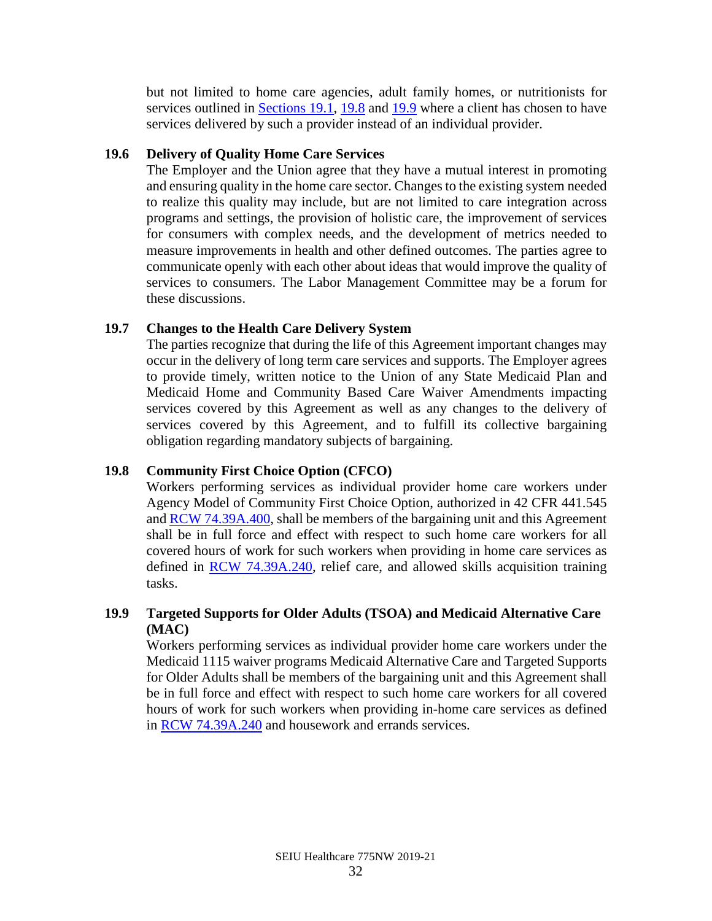but not limited to home care agencies, adult family homes, or nutritionists for services outlined in Sections 19.1, 19.8 and 19.9 where a client has chosen to have services delivered by such a provider instead of an individual provider.

### 19.6 Delivery of Quality Home Care Services

The Employer and the Union agree that they have a mutual interest in promoting and ensuring quality in the home care sector. Changes to the existing system needed to realize this quality may include, but are not limited to care integration across programs and settings, the provision of holistic care, the improvement of services for consumers with complex needs, and the development of metrics needed to measure improvements in health and other defined outcomes. The parties agree to communicate openly with each other about ideas that would improve the quality of services to consumers. The Labor Management Committee may be a forum for these discussions.

### 19.7 Changes to the Health Care Delivery System

The parties recognize that during the life of this Agreement important changes may occur in the delivery of long term care services and supports. The Employer agrees to provide timely, written notice to the Union of any State Medicaid Plan and Medicaid Home and Community Based Care Waiver Amendments impacting services covered by this Agreement as well as any changes to the delivery of services covered by this Agreement, and to fulfill its collective bargaining obligation regarding mandatory subjects of bargaining.

### 19.8 Community First Choice Option (CFCO)

Workers performing services as individual provider home care workers under Agency Model of Community First Choice Option, authorized in 42 CFR 441.545 and RCW 74.39A.400, shall be members of the bargaining unit and this Agreement shall be in full force and effect with respect to such home care workers for all covered hours of work for such workers when providing in home care services as defined in RCW 74.39A.240, relief care, and allowed skills acquisition training tasks.

### 19.9 Targeted Supports for Older Adults (TSOA) and Medicaid Alternative Care (MAC)

Workers performing services as individual provider home care workers under the Medicaid 1115 waiver programs Medicaid Alternative Care and Targeted Supports for Older Adults shall be members of the bargaining unit and this Agreement shall be in full force and effect with respect to such home care workers for all covered hours of work for such workers when providing in-home care services as defined in RCW 74.39A.240 and housework and errands services.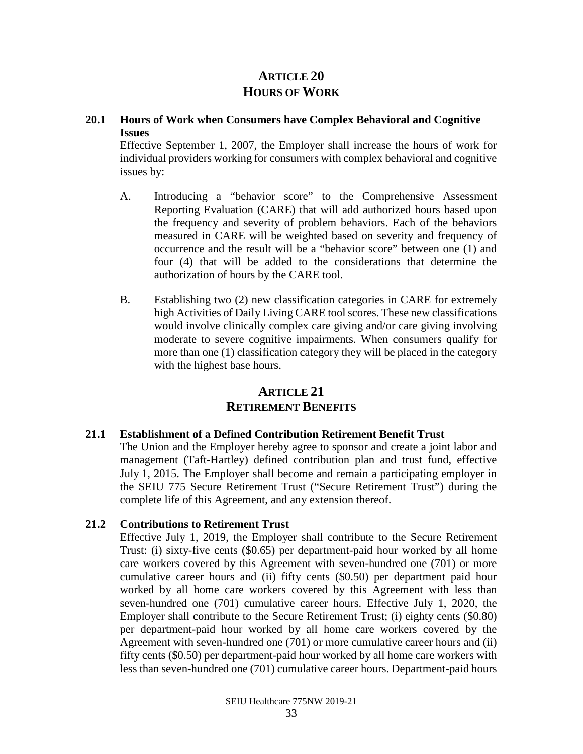# Article 20
# Hours of Work

### 20.1 Hours of Work when Consumers have Complex Behavioral and Cognitive Issues

Effective September 1, 2007, the Employer shall increase the hours of work for individual providers working for consumers with complex behavioral and cognitive issues by:

A. Introducing a "behavior score" to the Comprehensive Assessment Reporting Evaluation (CARE) that will add authorized hours based upon the frequency and severity of problem behaviors. Each of the behaviors measured in CARE will be weighted based on severity and frequency of occurrence and the result will be a "behavior score" between one (1) and four (4) that will be added to the considerations that determine the authorization of hours by the CARE tool.

B. Establishing two (2) new classification categories in CARE for extremely high Activities of Daily Living CARE tool scores. These new classifications would involve clinically complex care giving and/or care giving involving moderate to severe cognitive impairments. When consumers qualify for more than one (1) classification category they will be placed in the category with the highest base hours.

# Article 21
# Retirement Benefits

### 21.1 Establishment of a Defined Contribution Retirement Benefit Trust

The Union and the Employer hereby agree to sponsor and create a joint labor and management (Taft-Hartley) defined contribution plan and trust fund, effective July 1, 2015. The Employer shall become and remain a participating employer in the SEIU 775 Secure Retirement Trust ("Secure Retirement Trust") during the complete life of this Agreement, and any extension thereof.

### 21.2 Contributions to Retirement Trust

Effective July 1, 2019, the Employer shall contribute to the Secure Retirement Trust: (i) sixty-five cents ($0.65) per department-paid hour worked by all home care workers covered by this Agreement with seven-hundred one (701) or more cumulative career hours and (ii) fifty cents ($0.50) per department paid hour worked by all home care workers covered by this Agreement with less than seven-hundred one (701) cumulative career hours. Effective July 1, 2020, the Employer shall contribute to the Secure Retirement Trust; (i) eighty cents ($0.80) per department-paid hour worked by all home care workers covered by the Agreement with seven-hundred one (701) or more cumulative career hours and (ii) fifty cents ($0.50) per department-paid hour worked by all home care workers with less than seven-hundred one (701) cumulative career hours. Department-paid hours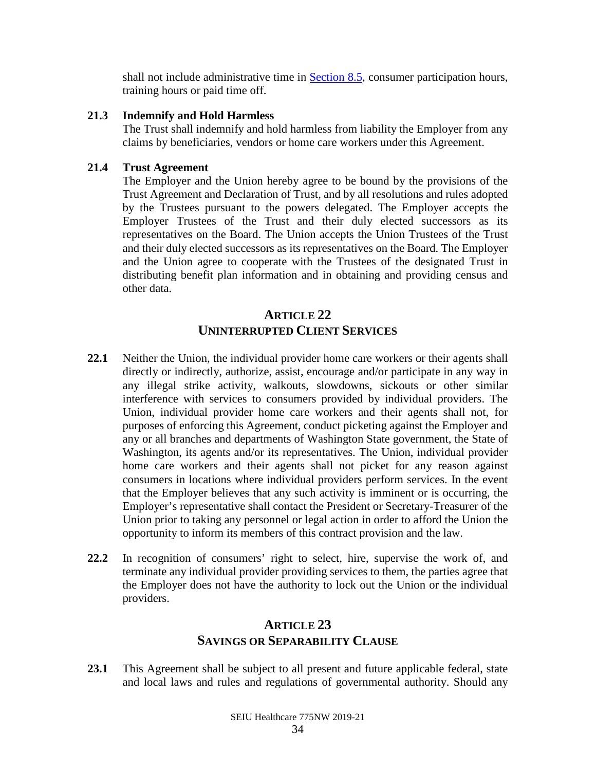shall not include administrative time in Section 8.5, consumer participation hours, training hours or paid time off.

**21.3 Indemnify and Hold Harmless**

The Trust shall indemnify and hold harmless from liability the Employer from any claims by beneficiaries, vendors or home care workers under this Agreement.

**21.4 Trust Agreement**

The Employer and the Union hereby agree to be bound by the provisions of the Trust Agreement and Declaration of Trust, and by all resolutions and rules adopted by the Trustees pursuant to the powers delegated. The Employer accepts the Employer Trustees of the Trust and their duly elected successors as its representatives on the Board. The Union accepts the Union Trustees of the Trust and their duly elected successors as its representatives on the Board. The Employer and the Union agree to cooperate with the Trustees of the designated Trust in distributing benefit plan information and in obtaining and providing census and other data.

## ARTICLE 22
## UNINTERRUPTED CLIENT SERVICES

**22.1** Neither the Union, the individual provider home care workers or their agents shall directly or indirectly, authorize, assist, encourage and/or participate in any way in any illegal strike activity, walkouts, slowdowns, sickouts or other similar interference with services to consumers provided by individual providers. The Union, individual provider home care workers and their agents shall not, for purposes of enforcing this Agreement, conduct picketing against the Employer and any or all branches and departments of Washington State government, the State of Washington, its agents and/or its representatives. The Union, individual provider home care workers and their agents shall not picket for any reason against consumers in locations where individual providers perform services. In the event that the Employer believes that any such activity is imminent or is occurring, the Employer's representative shall contact the President or Secretary-Treasurer of the Union prior to taking any personnel or legal action in order to afford the Union the opportunity to inform its members of this contract provision and the law.

**22.2** In recognition of consumers' right to select, hire, supervise the work of, and terminate any individual provider providing services to them, the parties agree that the Employer does not have the authority to lock out the Union or the individual providers.

## ARTICLE 23
## SAVINGS OR SEPARABILITY CLAUSE

**23.1** This Agreement shall be subject to all present and future applicable federal, state and local laws and rules and regulations of governmental authority. Should any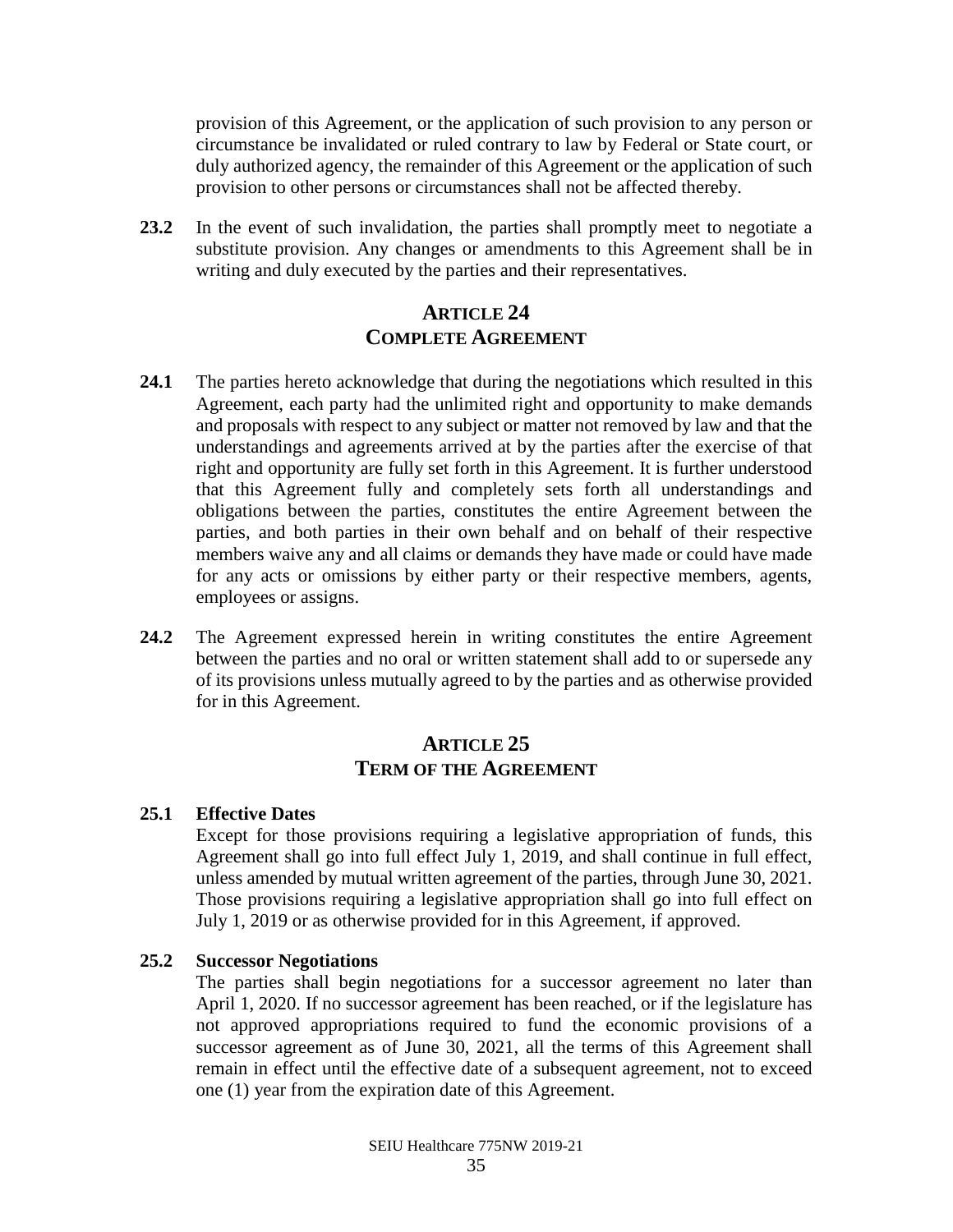provision of this Agreement, or the application of such provision to any person or circumstance be invalidated or ruled contrary to law by Federal or State court, or duly authorized agency, the remainder of this Agreement or the application of such provision to other persons or circumstances shall not be affected thereby.

**23.2** In the event of such invalidation, the parties shall promptly meet to negotiate a substitute provision. Any changes or amendments to this Agreement shall be in writing and duly executed by the parties and their representatives.

## ARTICLE 24
## COMPLETE AGREEMENT

**24.1** The parties hereto acknowledge that during the negotiations which resulted in this Agreement, each party had the unlimited right and opportunity to make demands and proposals with respect to any subject or matter not removed by law and that the understandings and agreements arrived at by the parties after the exercise of that right and opportunity are fully set forth in this Agreement. It is further understood that this Agreement fully and completely sets forth all understandings and obligations between the parties, constitutes the entire Agreement between the parties, and both parties in their own behalf and on behalf of their respective members waive any and all claims or demands they have made or could have made for any acts or omissions by either party or their respective members, agents, employees or assigns.

**24.2** The Agreement expressed herein in writing constitutes the entire Agreement between the parties and no oral or written statement shall add to or supersede any of its provisions unless mutually agreed to by the parties and as otherwise provided for in this Agreement.

## ARTICLE 25
## TERM OF THE AGREEMENT

**25.1 Effective Dates**

Except for those provisions requiring a legislative appropriation of funds, this Agreement shall go into full effect July 1, 2019, and shall continue in full effect, unless amended by mutual written agreement of the parties, through June 30, 2021. Those provisions requiring a legislative appropriation shall go into full effect on July 1, 2019 or as otherwise provided for in this Agreement, if approved.

**25.2 Successor Negotiations**

The parties shall begin negotiations for a successor agreement no later than April 1, 2020. If no successor agreement has been reached, or if the legislature has not approved appropriations required to fund the economic provisions of a successor agreement as of June 30, 2021, all the terms of this Agreement shall remain in effect until the effective date of a subsequent agreement, not to exceed one (1) year from the expiration date of this Agreement.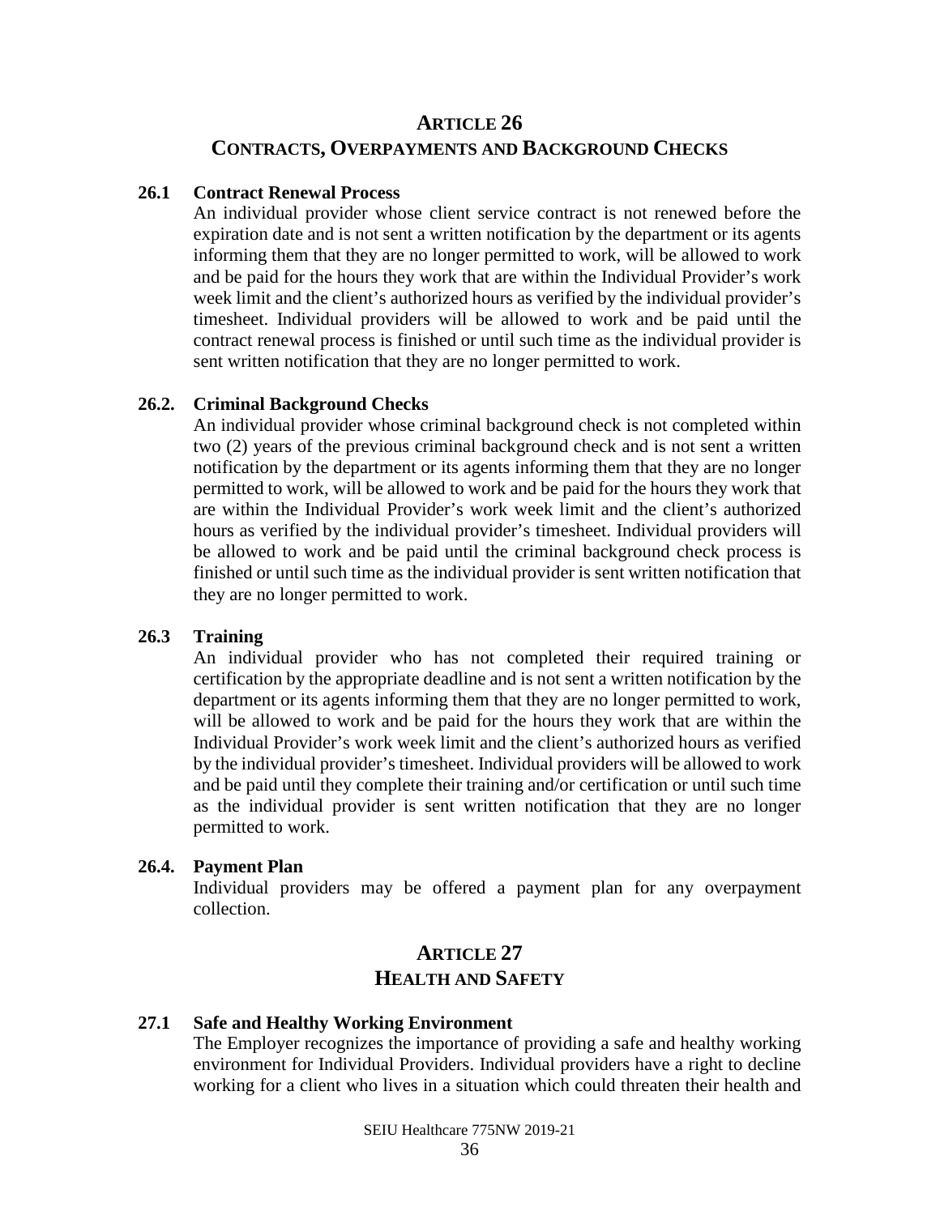## ARTICLE 26
## CONTRACTS, OVERPAYMENTS AND BACKGROUND CHECKS

### 26.1 Contract Renewal Process

An individual provider whose client service contract is not renewed before the expiration date and is not sent a written notification by the department or its agents informing them that they are no longer permitted to work, will be allowed to work and be paid for the hours they work that are within the Individual Provider's work week limit and the client's authorized hours as verified by the individual provider's timesheet. Individual providers will be allowed to work and be paid until the contract renewal process is finished or until such time as the individual provider is sent written notification that they are no longer permitted to work.

### 26.2. Criminal Background Checks

An individual provider whose criminal background check is not completed within two (2) years of the previous criminal background check and is not sent a written notification by the department or its agents informing them that they are no longer permitted to work, will be allowed to work and be paid for the hours they work that are within the Individual Provider's work week limit and the client's authorized hours as verified by the individual provider's timesheet. Individual providers will be allowed to work and be paid until the criminal background check process is finished or until such time as the individual provider is sent written notification that they are no longer permitted to work.

### 26.3 Training

An individual provider who has not completed their required training or certification by the appropriate deadline and is not sent a written notification by the department or its agents informing them that they are no longer permitted to work, will be allowed to work and be paid for the hours they work that are within the Individual Provider's work week limit and the client's authorized hours as verified by the individual provider's timesheet. Individual providers will be allowed to work and be paid until they complete their training and/or certification or until such time as the individual provider is sent written notification that they are no longer permitted to work.

### 26.4. Payment Plan

Individual providers may be offered a payment plan for any overpayment collection.

## ARTICLE 27
## HEALTH AND SAFETY

### 27.1 Safe and Healthy Working Environment

The Employer recognizes the importance of providing a safe and healthy working environment for Individual Providers. Individual providers have a right to decline working for a client who lives in a situation which could threaten their health and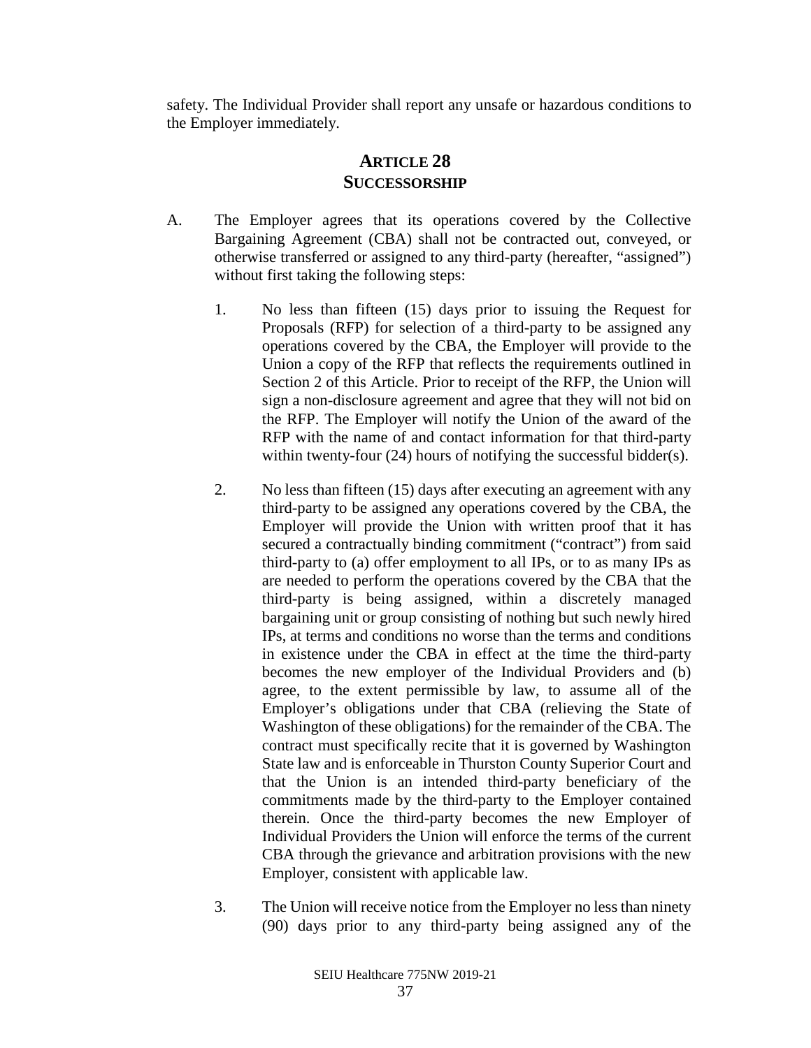safety. The Individual Provider shall report any unsafe or hazardous conditions to the Employer immediately.

## ARTICLE 28
## SUCCESSORSHIP

A. The Employer agrees that its operations covered by the Collective Bargaining Agreement (CBA) shall not be contracted out, conveyed, or otherwise transferred or assigned to any third-party (hereafter, "assigned") without first taking the following steps:

1. No less than fifteen (15) days prior to issuing the Request for Proposals (RFP) for selection of a third-party to be assigned any operations covered by the CBA, the Employer will provide to the Union a copy of the RFP that reflects the requirements outlined in Section 2 of this Article. Prior to receipt of the RFP, the Union will sign a non-disclosure agreement and agree that they will not bid on the RFP. The Employer will notify the Union of the award of the RFP with the name of and contact information for that third-party within twenty-four (24) hours of notifying the successful bidder(s).

2. No less than fifteen (15) days after executing an agreement with any third-party to be assigned any operations covered by the CBA, the Employer will provide the Union with written proof that it has secured a contractually binding commitment ("contract") from said third-party to (a) offer employment to all IPs, or to as many IPs as are needed to perform the operations covered by the CBA that the third-party is being assigned, within a discretely managed bargaining unit or group consisting of nothing but such newly hired IPs, at terms and conditions no worse than the terms and conditions in existence under the CBA in effect at the time the third-party becomes the new employer of the Individual Providers and (b) agree, to the extent permissible by law, to assume all of the Employer's obligations under that CBA (relieving the State of Washington of these obligations) for the remainder of the CBA. The contract must specifically recite that it is governed by Washington State law and is enforceable in Thurston County Superior Court and that the Union is an intended third-party beneficiary of the commitments made by the third-party to the Employer contained therein. Once the third-party becomes the new Employer of Individual Providers the Union will enforce the terms of the current CBA through the grievance and arbitration provisions with the new Employer, consistent with applicable law.

3. The Union will receive notice from the Employer no less than ninety (90) days prior to any third-party being assigned any of the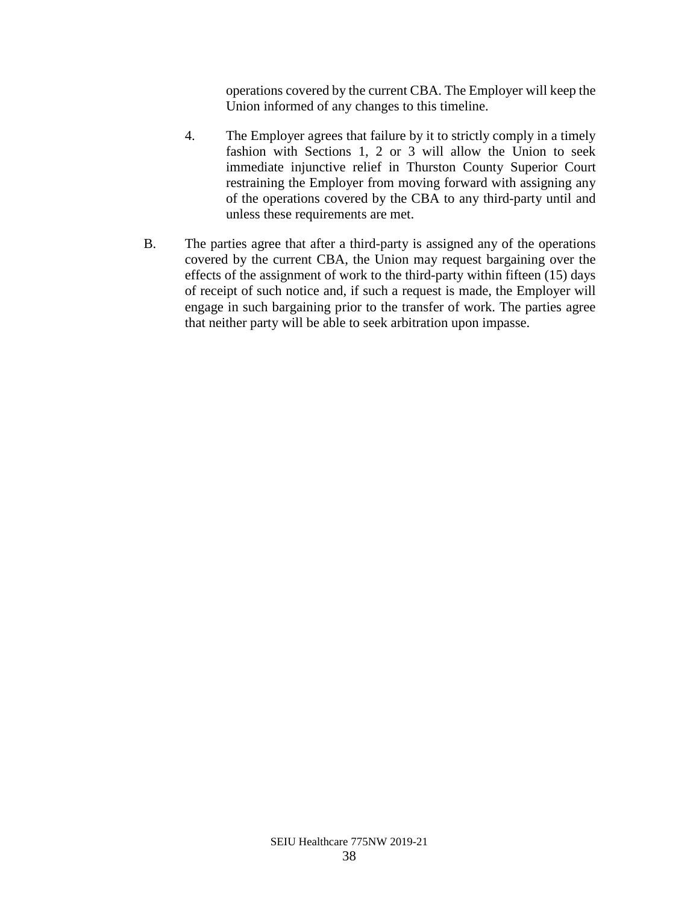operations covered by the current CBA. The Employer will keep the Union informed of any changes to this timeline.

4. The Employer agrees that failure by it to strictly comply in a timely fashion with Sections 1, 2 or 3 will allow the Union to seek immediate injunctive relief in Thurston County Superior Court restraining the Employer from moving forward with assigning any of the operations covered by the CBA to any third-party until and unless these requirements are met.

B. The parties agree that after a third-party is assigned any of the operations covered by the current CBA, the Union may request bargaining over the effects of the assignment of work to the third-party within fifteen (15) days of receipt of such notice and, if such a request is made, the Employer will engage in such bargaining prior to the transfer of work. The parties agree that neither party will be able to seek arbitration upon impasse.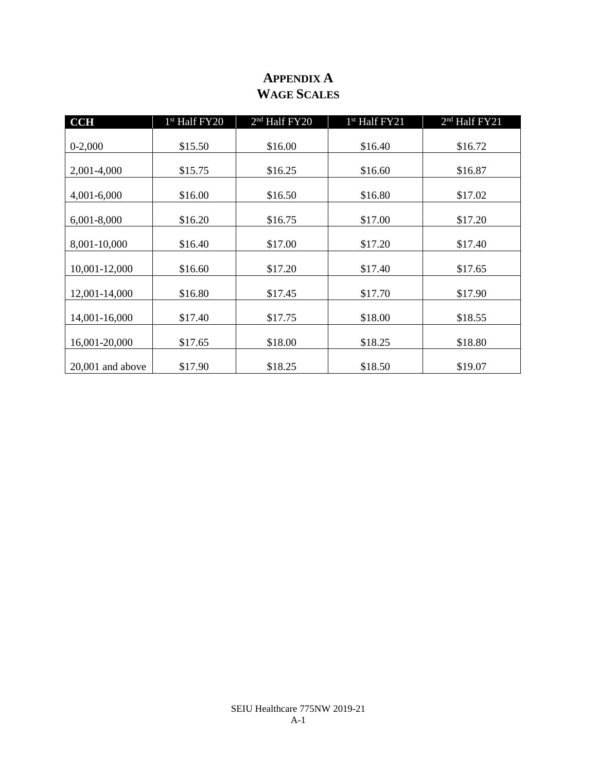# Appendix A
# Wage Scales

| CCH | 1st Half FY20 | 2nd Half FY20 | 1st Half FY21 | 2nd Half FY21 |
|---|---|---|---|---|
| 0-2,000 | $15.50 | $16.00 | $16.40 | $16.72 |
| 2,001-4,000 | $15.75 | $16.25 | $16.60 | $16.87 |
| 4,001-6,000 | $16.00 | $16.50 | $16.80 | $17.02 |
| 6,001-8,000 | $16.20 | $16.75 | $17.00 | $17.20 |
| 8,001-10,000 | $16.40 | $17.00 | $17.20 | $17.40 |
| 10,001-12,000 | $16.60 | $17.20 | $17.40 | $17.65 |
| 12,001-14,000 | $16.80 | $17.45 | $17.70 | $17.90 |
| 14,001-16,000 | $17.40 | $17.75 | $18.00 | $18.55 |
| 16,001-20,000 | $17.65 | $18.00 | $18.25 | $18.80 |
| 20,001 and above | $17.90 | $18.25 | $18.50 | $19.07 |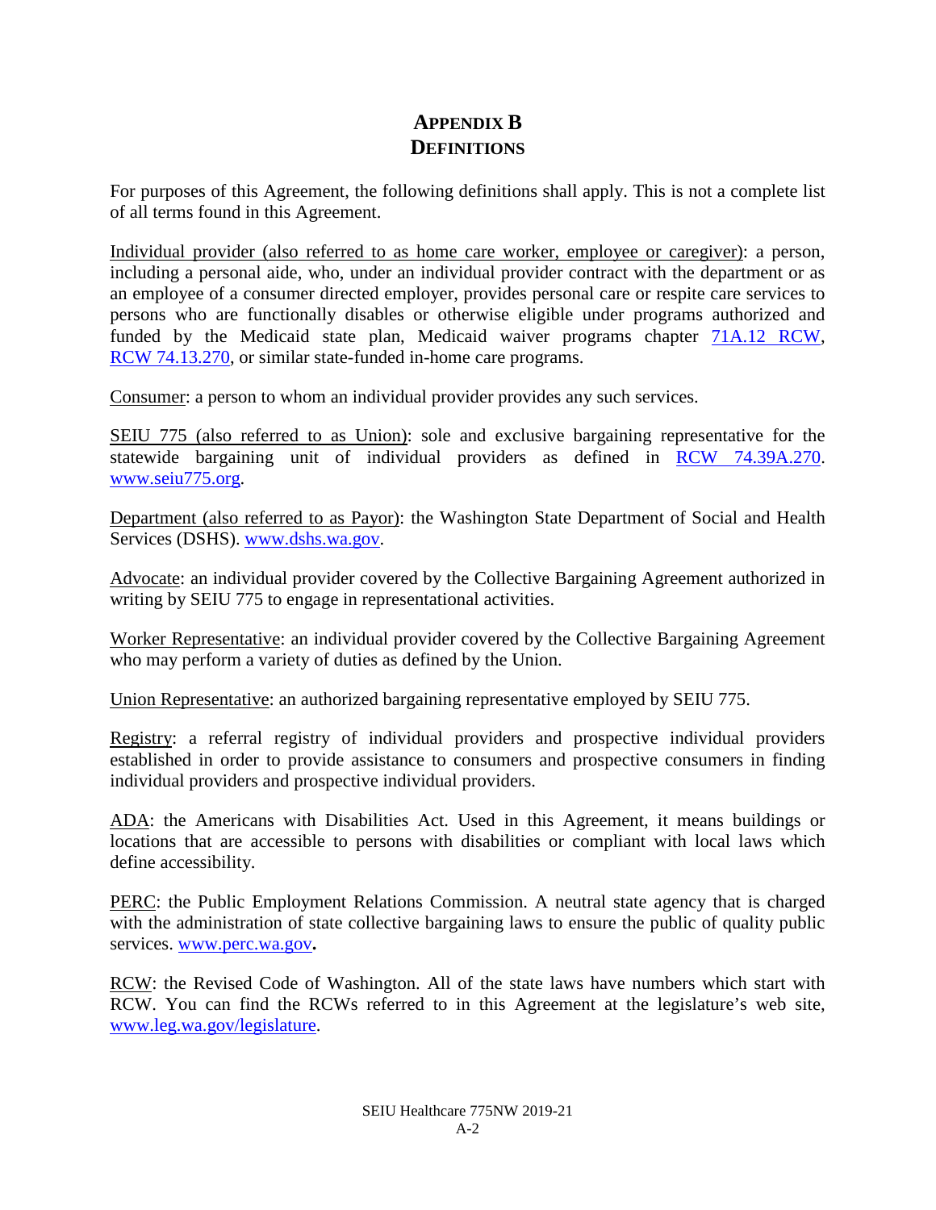# APPENDIX B
# DEFINITIONS

For purposes of this Agreement, the following definitions shall apply. This is not a complete list of all terms found in this Agreement.

Individual provider (also referred to as home care worker, employee or caregiver): a person, including a personal aide, who, under an individual provider contract with the department or as an employee of a consumer directed employer, provides personal care or respite care services to persons who are functionally disables or otherwise eligible under programs authorized and funded by the Medicaid state plan, Medicaid waiver programs chapter 71A.12 RCW, RCW 74.13.270, or similar state-funded in-home care programs.

Consumer: a person to whom an individual provider provides any such services.

SEIU 775 (also referred to as Union): sole and exclusive bargaining representative for the statewide bargaining unit of individual providers as defined in RCW 74.39A.270. www.seiu775.org.

Department (also referred to as Payor): the Washington State Department of Social and Health Services (DSHS). www.dshs.wa.gov.

Advocate: an individual provider covered by the Collective Bargaining Agreement authorized in writing by SEIU 775 to engage in representational activities.

Worker Representative: an individual provider covered by the Collective Bargaining Agreement who may perform a variety of duties as defined by the Union.

Union Representative: an authorized bargaining representative employed by SEIU 775.

Registry: a referral registry of individual providers and prospective individual providers established in order to provide assistance to consumers and prospective consumers in finding individual providers and prospective individual providers.

ADA: the Americans with Disabilities Act. Used in this Agreement, it means buildings or locations that are accessible to persons with disabilities or compliant with local laws which define accessibility.

PERC: the Public Employment Relations Commission. A neutral state agency that is charged with the administration of state collective bargaining laws to ensure the public of quality public services. www.perc.wa.gov**.**

RCW: the Revised Code of Washington. All of the state laws have numbers which start with RCW. You can find the RCWs referred to in this Agreement at the legislature's web site, www.leg.wa.gov/legislature.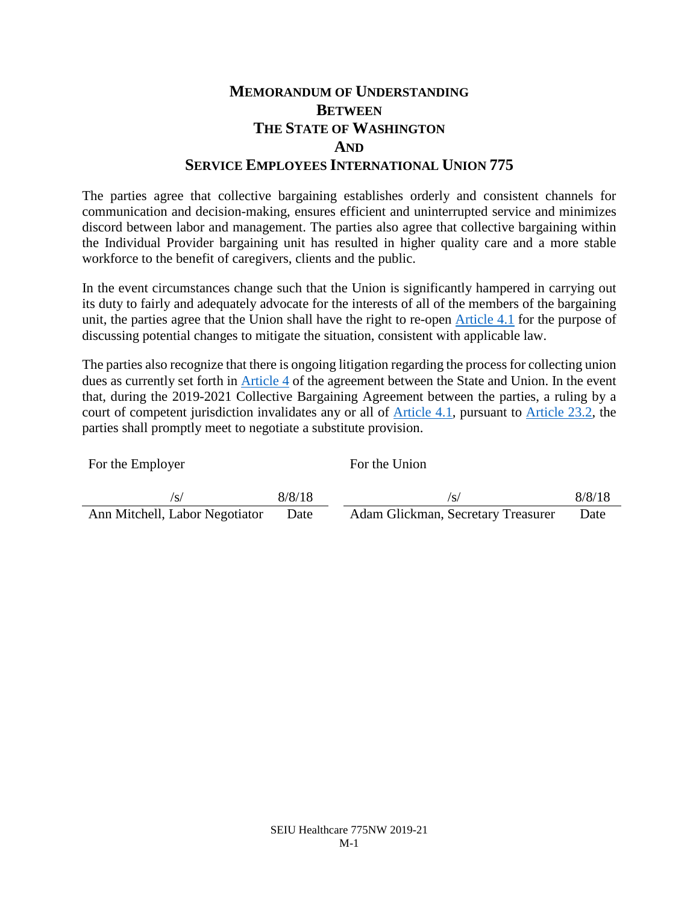# MEMORANDUM OF UNDERSTANDING
# BETWEEN
# THE STATE OF WASHINGTON
# AND
# SERVICE EMPLOYEES INTERNATIONAL UNION 775

The parties agree that collective bargaining establishes orderly and consistent channels for communication and decision-making, ensures efficient and uninterrupted service and minimizes discord between labor and management. The parties also agree that collective bargaining within the Individual Provider bargaining unit has resulted in higher quality care and a more stable workforce to the benefit of caregivers, clients and the public.

In the event circumstances change such that the Union is significantly hampered in carrying out its duty to fairly and adequately advocate for the interests of all of the members of the bargaining unit, the parties agree that the Union shall have the right to re-open Article 4.1 for the purpose of discussing potential changes to mitigate the situation, consistent with applicable law.

The parties also recognize that there is ongoing litigation regarding the process for collecting union dues as currently set forth in Article 4 of the agreement between the State and Union. In the event that, during the 2019-2021 Collective Bargaining Agreement between the parties, a ruling by a court of competent jurisdiction invalidates any or all of Article 4.1, pursuant to Article 23.2, the parties shall promptly meet to negotiate a substitute provision.

| For the Employer | | For the Union | |
|---|---|---|---|
| /s/ | 8/8/18 | /s/ | 8/8/18 |
| Ann Mitchell, Labor Negotiator | Date | Adam Glickman, Secretary Treasurer | Date |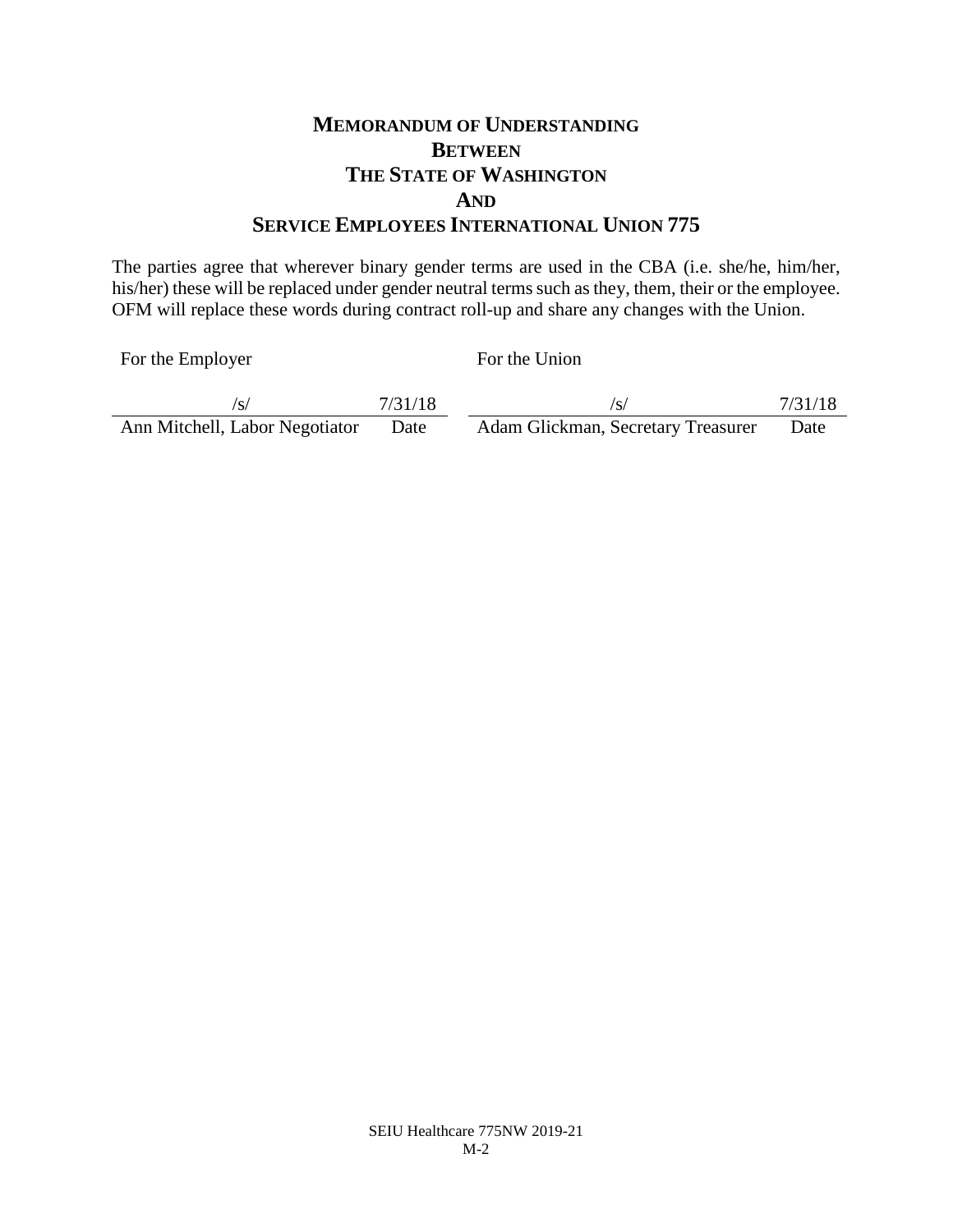# MEMORANDUM OF UNDERSTANDING
# BETWEEN
# THE STATE OF WASHINGTON
# AND
# SERVICE EMPLOYEES INTERNATIONAL UNION 775

The parties agree that wherever binary gender terms are used in the CBA (i.e. she/he, him/her, his/her) these will be replaced under gender neutral terms such as they, them, their or the employee. OFM will replace these words during contract roll-up and share any changes with the Union.

| For the Employer | | For the Union | |
|---|---|---|---|
| /s/ | 7/31/18 | /s/ | 7/31/18 |
| Ann Mitchell, Labor Negotiator | Date | Adam Glickman, Secretary Treasurer | Date |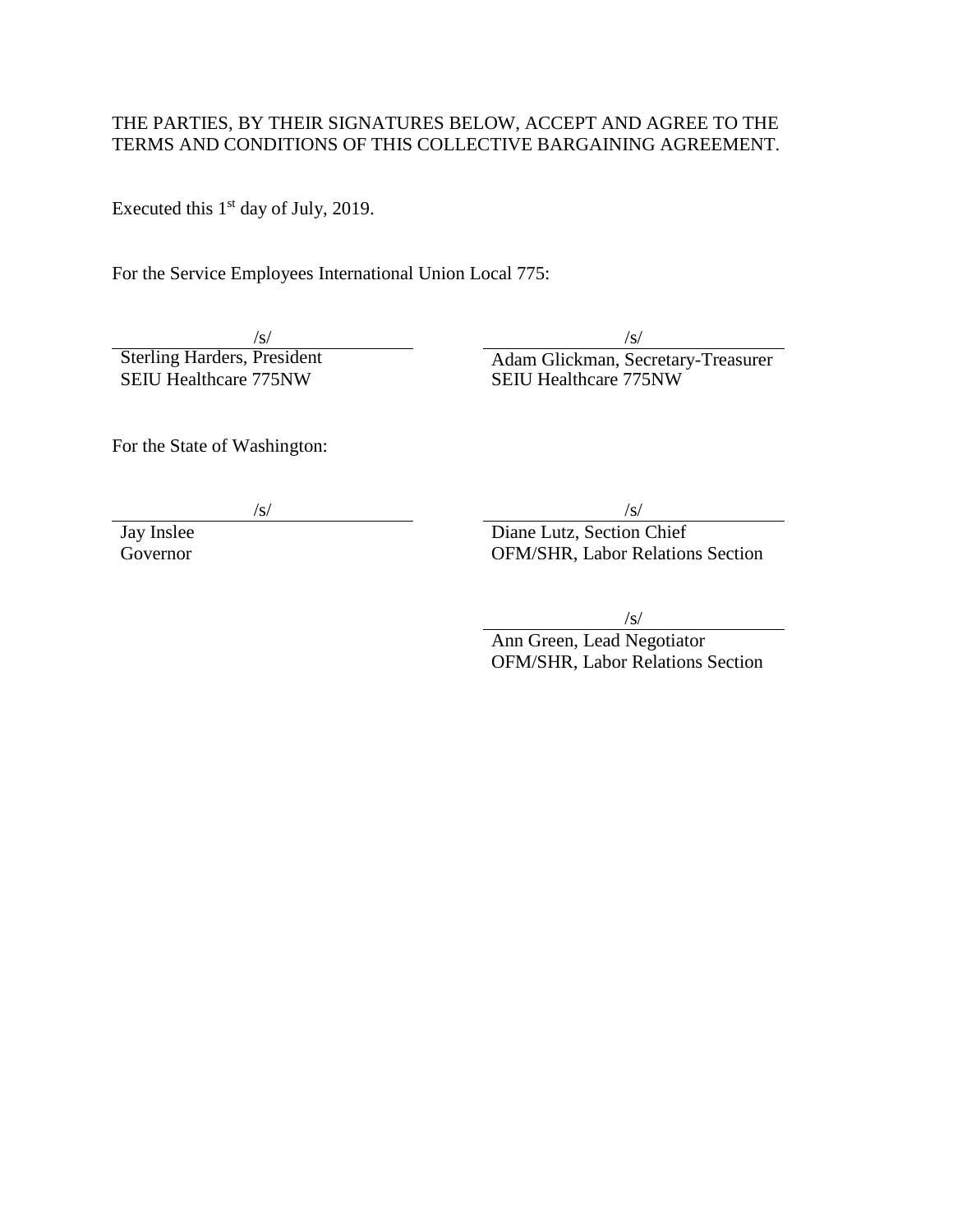THE PARTIES, BY THEIR SIGNATURES BELOW, ACCEPT AND AGREE TO THE TERMS AND CONDITIONS OF THIS COLLECTIVE BARGAINING AGREEMENT.

Executed this 1st day of July, 2019.

For the Service Employees International Union Local 775:

/s/
Sterling Harders, President
SEIU Healthcare 775NW

/s/
Adam Glickman, Secretary-Treasurer
SEIU Healthcare 775NW

For the State of Washington:

/s/
Jay Inslee
Governor

/s/
Diane Lutz, Section Chief
OFM/SHR, Labor Relations Section

/s/
Ann Green, Lead Negotiator
OFM/SHR, Labor Relations Section